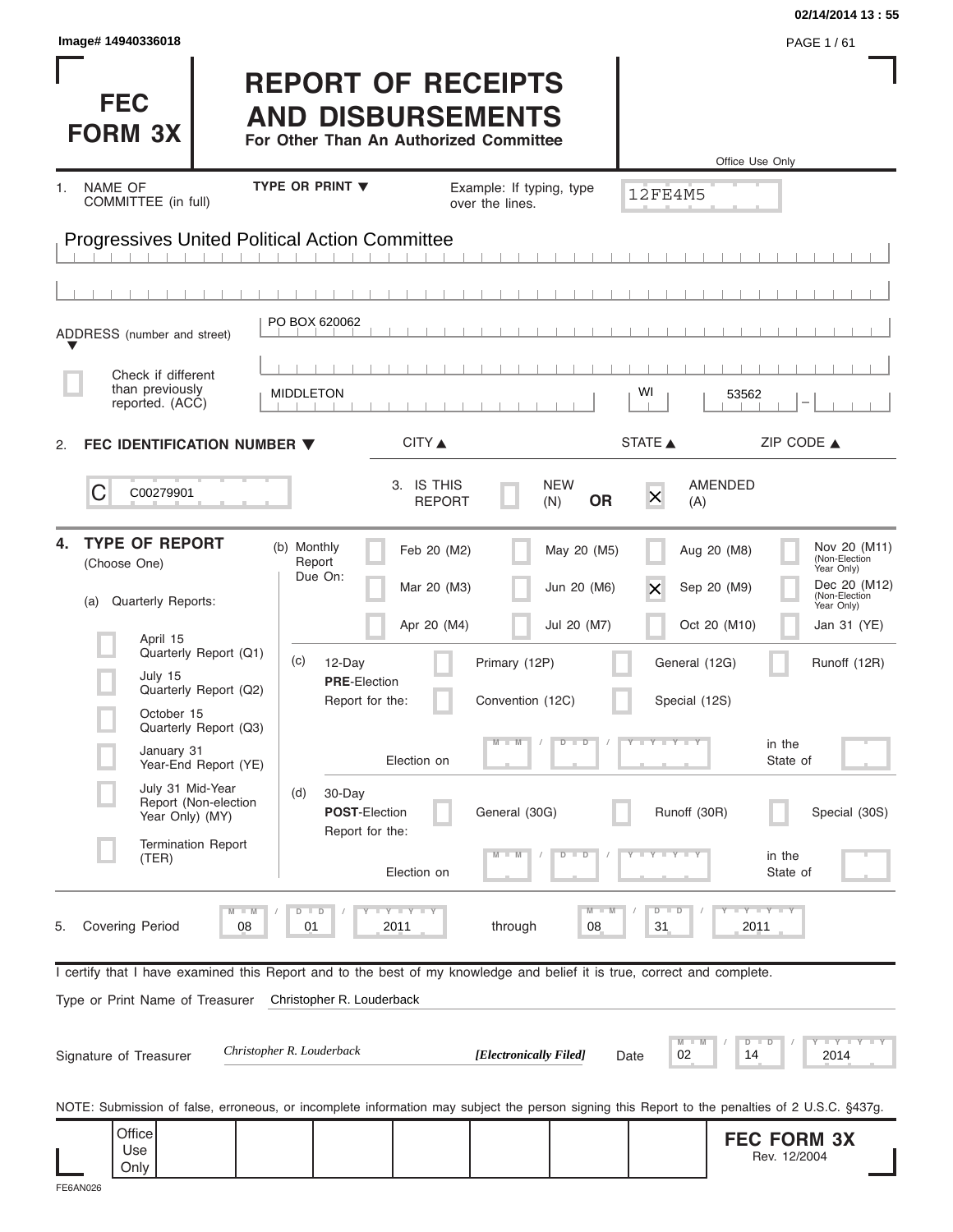Image# 14940336018

02/14/2014 13 : 55

# FEC FORM 3X

# REPORT OF RECEIPTS AND DISBURSEMENTS

**For Other Than An Authorized Committee**

Office Use Only

12FE4M5

1. NAME OF COMMITTEE (in full) — TYPE OR PRINT ▼ — Example: If typing, type over the lines.

Progressives United Political Action Committee

ADDRESS (number and street): PO BOX 620062

☐ Check if different than previously reported. (ACC)

| CITY ▲ | STATE ▲ | ZIP CODE ▲ |
|---|---|---|
| MIDDLETON | WI | 53562 |

2. **FEC IDENTIFICATION NUMBER ▼**

C00279901

3. IS THIS REPORT ☐ NEW (N) **OR** ☒ AMENDED (A)

4. **TYPE OF REPORT** (Choose One)

(a) Quarterly Reports:

- ☐ April 15 Quarterly Report (Q1)
- ☐ July 15 Quarterly Report (Q2)
- ☐ October 15 Quarterly Report (Q3)
- ☐ January 31 Year-End Report (YE)
- ☐ July 31 Mid-Year Report (Non-election Year Only) (MY)
- ☐ Termination Report (TER)

(b) Monthly Report Due On:

| | | | |
|---|---|---|---|
| ☐ Feb 20 (M2) | ☐ May 20 (M5) | ☐ Aug 20 (M8) | ☐ Nov 20 (M11) (Non-Election Year Only) |
| ☐ Mar 20 (M3) | ☐ Jun 20 (M6) | ☒ Sep 20 (M9) | ☐ Dec 20 (M12) (Non-Election Year Only) |
| ☐ Apr 20 (M4) | ☐ Jul 20 (M7) | ☐ Oct 20 (M10) | ☐ Jan 31 (YE) |

(c) 12-Day **PRE**-Election Report for the: ☐ Primary (12P) ☐ General (12G) ☐ Runoff (12R) ☐ Convention (12C) ☐ Special (12S)

Election on MM / DD / YYYY in the State of ____

(d) 30-Day **POST**-Election Report for the: ☐ General (30G) ☐ Runoff (30R) ☐ Special (30S)

Election on MM / DD / YYYY in the State of ____

5. Covering Period 08 / 01 / 2011 through 08 / 31 / 2011

I certify that I have examined this Report and to the best of my knowledge and belief it is true, correct and complete.

Type or Print Name of Treasurer: Christopher R. Louderback

Signature of Treasurer: *Christopher R. Louderback* ***[Electronically Filed]*** Date 02 / 14 / 2014

NOTE: Submission of false, erroneous, or incomplete information may subject the person signing this Report to the penalties of 2 U.S.C. §437g.

Office Use Only

**FEC FORM 3X**
Rev. 12/2004

FE6AN026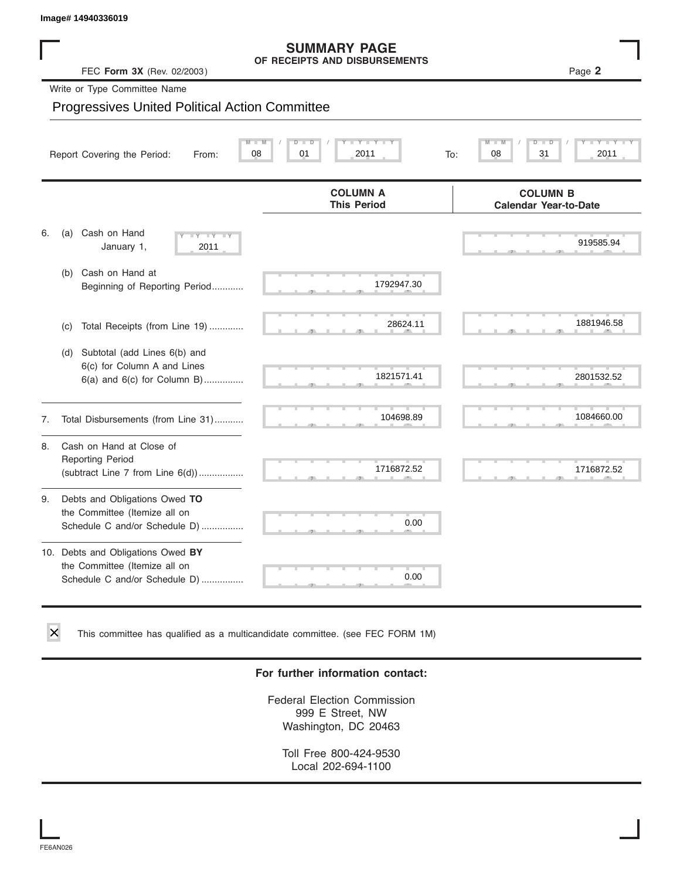Image# 14940336019

# SUMMARY PAGE
## OF RECEIPTS AND DISBURSEMENTS

FEC **Form 3X** (Rev. 02/2003)

Page **2**

Write or Type Committee Name

Progressives United Political Action Committee

Report Covering the Period: From: 08 / 01 / 2011 To: 08 / 31 / 2011

| | | COLUMN A This Period | COLUMN B Calendar Year-to-Date |
|---|---|---|---|
| 6. | (a) Cash on Hand January 1, 2011 | | 919585.94 |
| | (b) Cash on Hand at Beginning of Reporting Period............ | 1792947.30 | |
| | (c) Total Receipts (from Line 19) ............. | 28624.11 | 1881946.58 |
| | (d) Subtotal (add Lines 6(b) and 6(c) for Column A and Lines 6(a) and 6(c) for Column B)............... | 1821571.41 | 2801532.52 |
| 7. | Total Disbursements (from Line 31)........... | 104698.89 | 1084660.00 |
| 8. | Cash on Hand at Close of Reporting Period (subtract Line 7 from Line 6(d)).................. | 1716872.52 | 1716872.52 |
| 9. | Debts and Obligations Owed **TO** the Committee (Itemize all on Schedule C and/or Schedule D) ................ | 0.00 | |
| 10. | Debts and Obligations Owed **BY** the Committee (Itemize all on Schedule C and/or Schedule D) ................ | 0.00 | |

☒ This committee has qualified as a multicandidate committee. (see FEC FORM 1M)

**For further information contact:**

Federal Election Commission
999 E Street, NW
Washington, DC 20463

Toll Free 800-424-9530
Local 202-694-1100

FE6AN026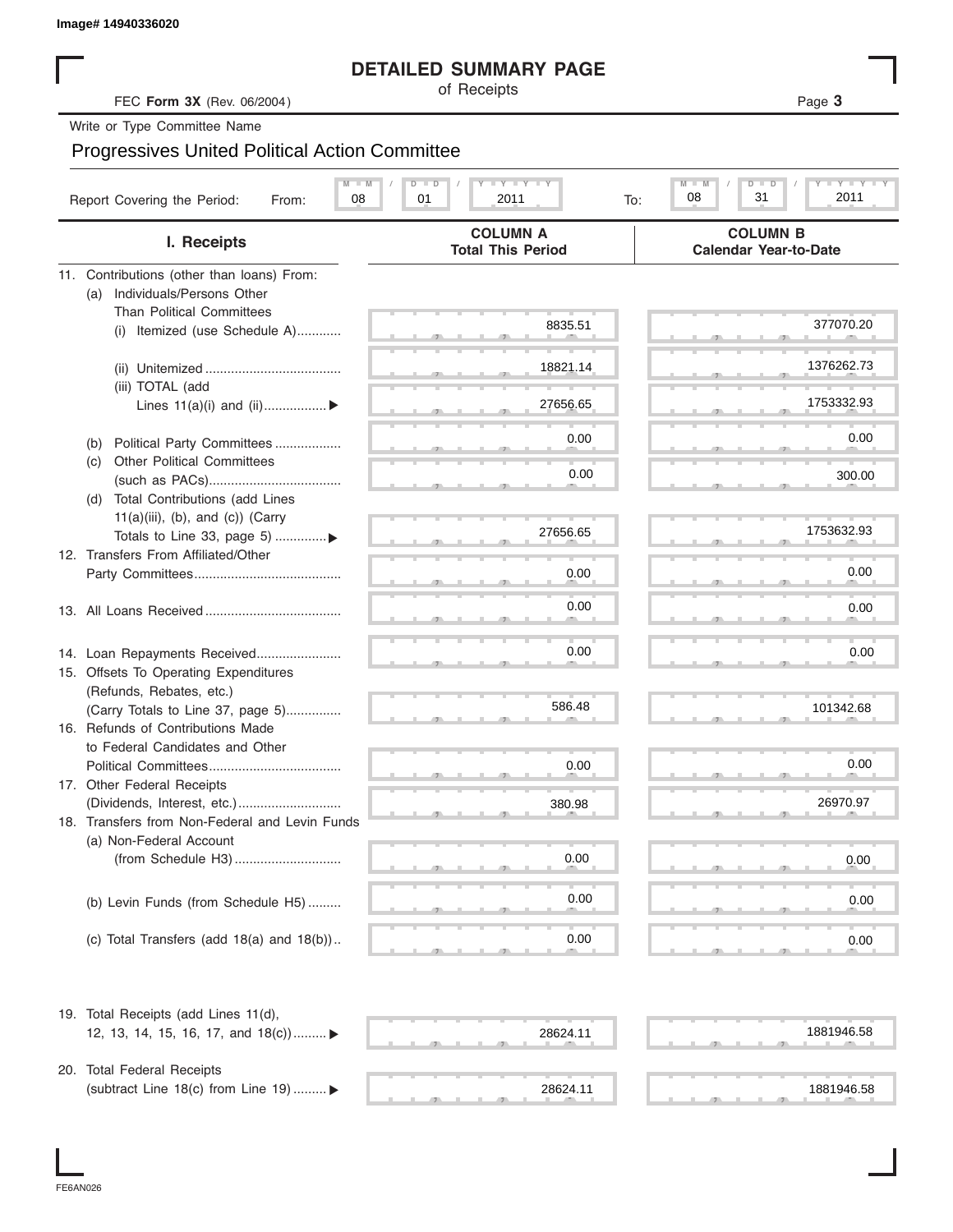Image# 14940336020

# DETAILED SUMMARY PAGE

of Receipts

FEC **Form 3X** (Rev. 06/2004)

Write or Type Committee Name

Progressives United Political Action Committee

Report Covering the Period: From: 08 / 01 / 2011 To: 08 / 31 / 2011

| I. Receipts | COLUMN A Total This Period | COLUMN B Calendar Year-to-Date |
|---|---|---|
| 11. Contributions (other than loans) From: | | |
| (a) Individuals/Persons Other Than Political Committees | | |
| (i) Itemized (use Schedule A) | 8835.51 | 377070.20 |
| (ii) Unitemized | 18821.14 | 1376262.73 |
| (iii) TOTAL (add Lines 11(a)(i) and (ii)) | 27656.65 | 1753332.93 |
| (b) Political Party Committees | 0.00 | 0.00 |
| (c) Other Political Committees (such as PACs) | 0.00 | 300.00 |
| (d) Total Contributions (add Lines 11(a)(iii), (b), and (c)) (Carry Totals to Line 33, page 5) | 27656.65 | 1753632.93 |
| 12. Transfers From Affiliated/Other Party Committees | 0.00 | 0.00 |
| 13. All Loans Received | 0.00 | 0.00 |
| 14. Loan Repayments Received | 0.00 | 0.00 |
| 15. Offsets To Operating Expenditures (Refunds, Rebates, etc.) (Carry Totals to Line 37, page 5) | 586.48 | 101342.68 |
| 16. Refunds of Contributions Made to Federal Candidates and Other Political Committees | 0.00 | 0.00 |
| 17. Other Federal Receipts (Dividends, Interest, etc.) | 380.98 | 26970.97 |
| 18. Transfers from Non-Federal and Levin Funds | | |
| (a) Non-Federal Account (from Schedule H3) | 0.00 | 0.00 |
| (b) Levin Funds (from Schedule H5) | 0.00 | 0.00 |
| (c) Total Transfers (add 18(a) and 18(b)) | 0.00 | 0.00 |
| 19. Total Receipts (add Lines 11(d), 12, 13, 14, 15, 16, 17, and 18(c)) | 28624.11 | 1881946.58 |
| 20. Total Federal Receipts (subtract Line 18(c) from Line 19) | 28624.11 | 1881946.58 |

FE6AN026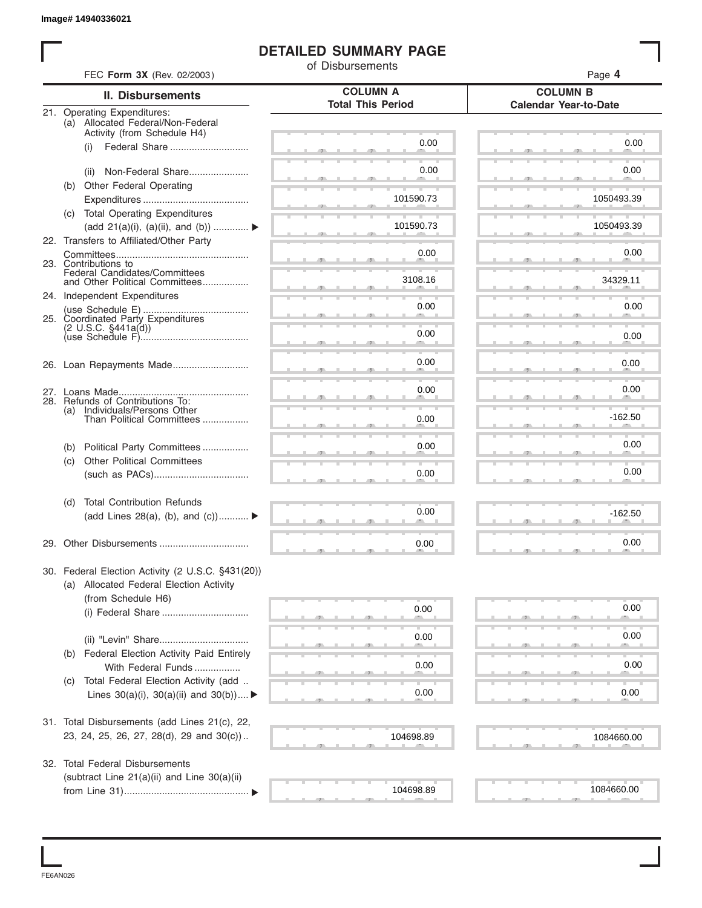Image# 14940336021

# DETAILED SUMMARY PAGE

of Disbursements

FEC **Form 3X** (Rev. 02/2003)

| II. Disbursements | COLUMN A Total This Period | COLUMN B Calendar Year-to-Date |
|---|---|---|
| 21. Operating Expenditures: | | |
| (a) Allocated Federal/Non-Federal Activity (from Schedule H4) | | |
| (i) Federal Share | 0.00 | 0.00 |
| (ii) Non-Federal Share | 0.00 | 0.00 |
| (b) Other Federal Operating Expenditures | 101590.73 | 1050493.39 |
| (c) Total Operating Expenditures (add 21(a)(i), (a)(ii), and (b)) ▶ | 101590.73 | 1050493.39 |
| 22. Transfers to Affiliated/Other Party Committees | 0.00 | 0.00 |
| 23. Contributions to Federal Candidates/Committees and Other Political Committees | 3108.16 | 34329.11 |
| 24. Independent Expenditures (use Schedule E) | 0.00 | 0.00 |
| 25. Coordinated Party Expenditures (2 U.S.C. §441a(d)) (use Schedule F) | 0.00 | 0.00 |
| 26. Loan Repayments Made | 0.00 | 0.00 |
| 27. Loans Made | 0.00 | 0.00 |
| 28. Refunds of Contributions To: | | |
| (a) Individuals/Persons Other Than Political Committees | 0.00 | -162.50 |
| (b) Political Party Committees | 0.00 | 0.00 |
| (c) Other Political Committees (such as PACs) | 0.00 | 0.00 |
| (d) Total Contribution Refunds (add Lines 28(a), (b), and (c)) ▶ | 0.00 | -162.50 |
| 29. Other Disbursements | 0.00 | 0.00 |
| 30. Federal Election Activity (2 U.S.C. §431(20)) | | |
| (a) Allocated Federal Election Activity (from Schedule H6) | | |
| (i) Federal Share | 0.00 | 0.00 |
| (ii) "Levin" Share | 0.00 | 0.00 |
| (b) Federal Election Activity Paid Entirely With Federal Funds | 0.00 | 0.00 |
| (c) Total Federal Election Activity (add Lines 30(a)(i), 30(a)(ii) and 30(b)) ▶ | 0.00 | 0.00 |
| 31. Total Disbursements (add Lines 21(c), 22, 23, 24, 25, 26, 27, 28(d), 29 and 30(c)) | 104698.89 | 1084660.00 |
| 32. Total Federal Disbursements (subtract Line 21(a)(ii) and Line 30(a)(ii) from Line 31) ▶ | 104698.89 | 1084660.00 |

FE6AN026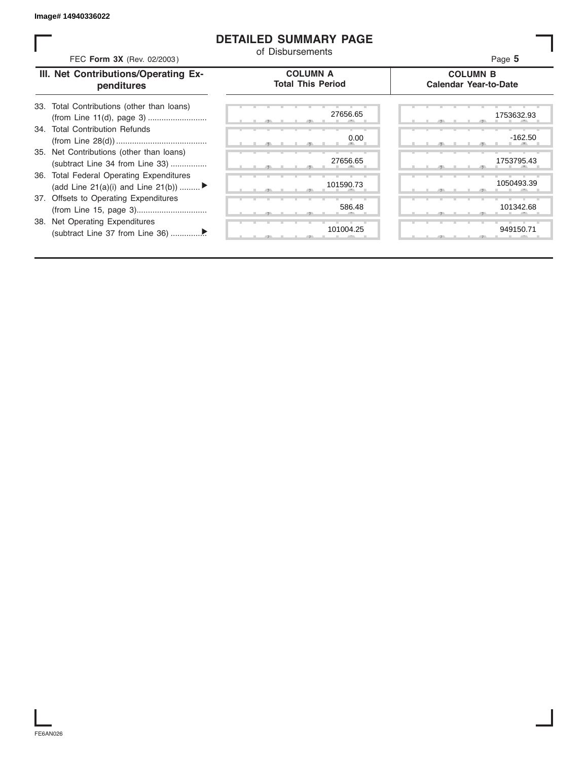Image# 14940336022

# DETAILED SUMMARY PAGE

of Disbursements

FEC **Form 3X** (Rev. 02/2003)

| III. Net Contributions/Operating Expenditures | COLUMN A Total This Period | COLUMN B Calendar Year-to-Date |
|---|---|---|
| 33. Total Contributions (other than loans) (from Line 11(d), page 3) .......................... | 27656.65 | 1753632.93 |
| 34. Total Contribution Refunds (from Line 28(d)) ........................................ | 0.00 | -162.50 |
| 35. Net Contributions (other than loans) (subtract Line 34 from Line 33) ................ | 27656.65 | 1753795.43 |
| 36. Total Federal Operating Expenditures (add Line 21(a)(i) and Line 21(b)) ......... ▶ | 101590.73 | 1050493.39 |
| 37. Offsets to Operating Expenditures (from Line 15, page 3)............................... | 586.48 | 101342.68 |
| 38. Net Operating Expenditures (subtract Line 37 from Line 36) ............... ▶ | 101004.25 | 949150.71 |

FE6AN026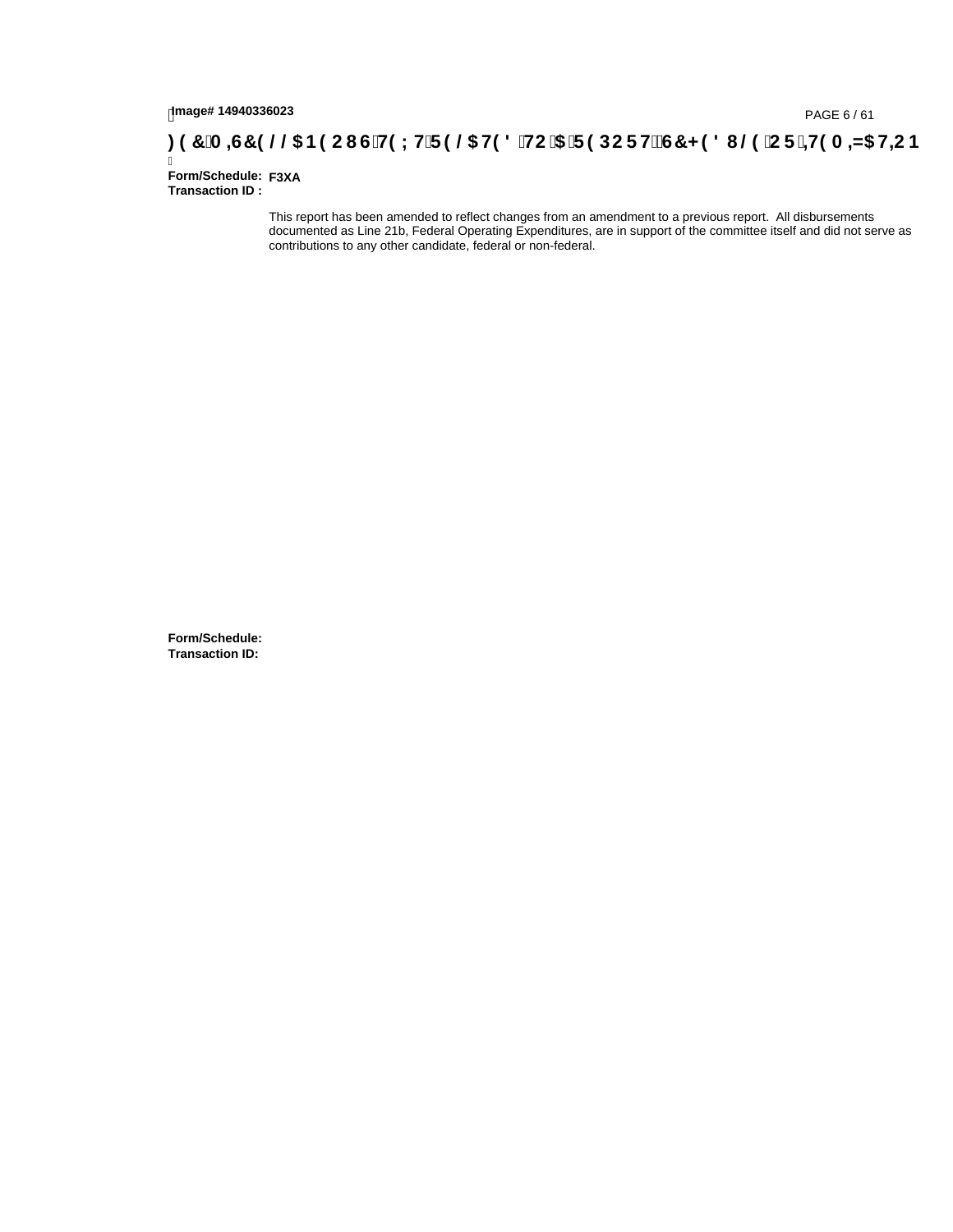# FEC MISCELLANEOUS TEXT RELATED TO A REPORT, SCHEDULE OR ITEMIZATION

**Form/Schedule:** F3XA
**Transaction ID :**

This report has been amended to reflect changes from an amendment to a previous report. All disbursements documented as Line 21b, Federal Operating Expenditures, are in support of the committee itself and did not serve as contributions to any other candidate, federal or non-federal.

**Form/Schedule:**
**Transaction ID:**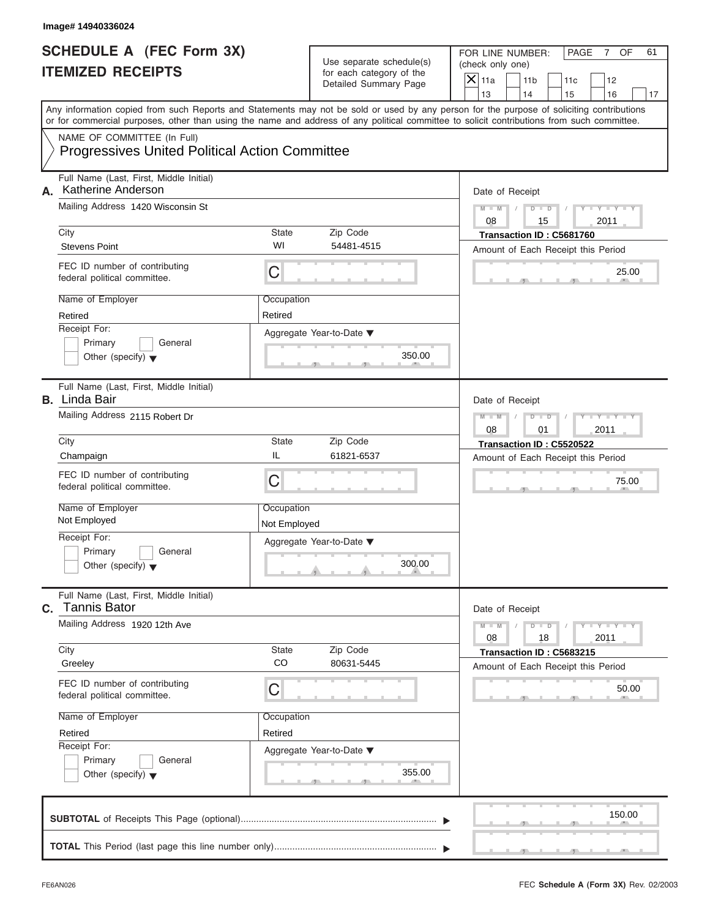Image# 14940336024

# SCHEDULE A (FEC Form 3X)
## ITEMIZED RECEIPTS

Use separate schedule(s) for each category of the Detailed Summary Page

FOR LINE NUMBER: (check only one)

- [X] 11a
- [ ] 11b
- [ ] 11c
- [ ] 12
- [ ] 13
- [ ] 14
- [ ] 15
- [ ] 16
- [ ] 17

PAGE 7 OF 61

Any information copied from such Reports and Statements may not be sold or used by any person for the purpose of soliciting contributions or for commercial purposes, other than using the name and address of any political committee to solicit contributions from such committee.

NAME OF COMMITTEE (In Full)
Progressives United Political Action Committee

---

**A.** Full Name (Last, First, Middle Initial): Katherine Anderson

Mailing Address: 1420 Wisconsin St

City: Stevens Point | State: WI | Zip Code: 54481-4515

FEC ID number of contributing federal political committee: C

Name of Employer: Retired | Occupation: Retired

Receipt For: [ ] Primary [ ] General [ ] Other (specify)

Aggregate Year-to-Date: 350.00

Date of Receipt: 08 / 15 / 2011

Transaction ID : C5681760

Amount of Each Receipt this Period: 25.00

---

**B.** Full Name (Last, First, Middle Initial): Linda Bair

Mailing Address: 2115 Robert Dr

City: Champaign | State: IL | Zip Code: 61821-6537

FEC ID number of contributing federal political committee: C

Name of Employer: Not Employed | Occupation: Not Employed

Receipt For: [ ] Primary [ ] General [ ] Other (specify)

Aggregate Year-to-Date: 300.00

Date of Receipt: 08 / 01 / 2011

Transaction ID : C5520522

Amount of Each Receipt this Period: 75.00

---

**C.** Full Name (Last, First, Middle Initial): Tannis Bator

Mailing Address: 1920 12th Ave

City: Greeley | State: CO | Zip Code: 80631-5445

FEC ID number of contributing federal political committee: C

Name of Employer: Retired | Occupation: Retired

Receipt For: [ ] Primary [ ] General [ ] Other (specify)

Aggregate Year-to-Date: 355.00

Date of Receipt: 08 / 18 / 2011

Transaction ID : C5683215

Amount of Each Receipt this Period: 50.00

---

**SUBTOTAL** of Receipts This Page (optional): 150.00

**TOTAL** This Period (last page this line number only):

FE6AN026

FEC **Schedule A** (Form 3X) Rev. 02/2003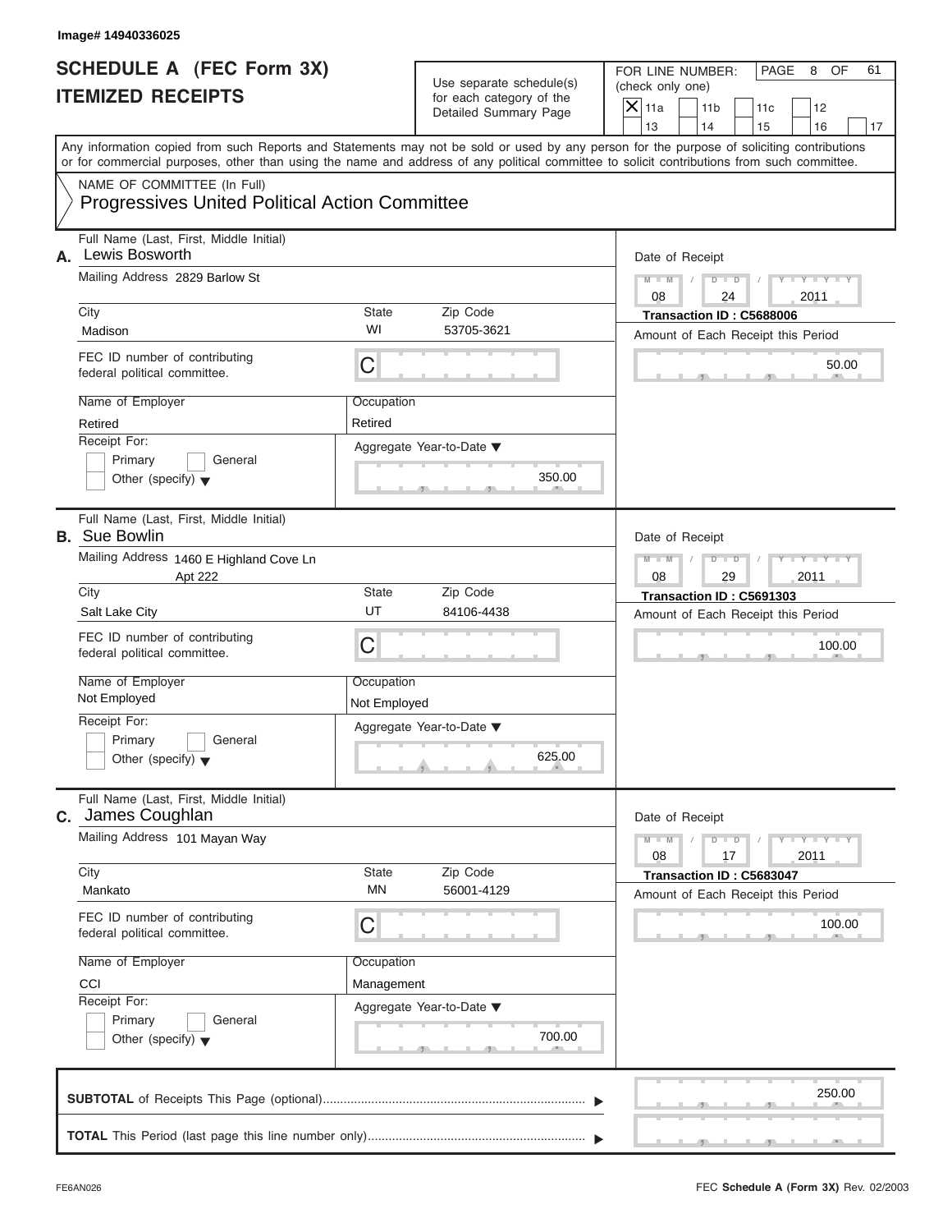Image# 14940336025

# SCHEDULE A (FEC Form 3X)
# ITEMIZED RECEIPTS

Use separate schedule(s) for each category of the Detailed Summary Page

FOR LINE NUMBER: (check only one)

- [X] 11a
- [ ] 11b
- [ ] 11c
- [ ] 12
- [ ] 13
- [ ] 14
- [ ] 15
- [ ] 16
- [ ] 17

Any information copied from such Reports and Statements may not be sold or used by any person for the purpose of soliciting contributions or for commercial purposes, other than using the name and address of any political committee to solicit contributions from such committee.

NAME OF COMMITTEE (In Full)
**Progressives United Political Action Committee**

---

**A.** Full Name (Last, First, Middle Initial): Lewis Bosworth

Mailing Address: 2829 Barlow St

City: Madison | State: WI | Zip Code: 53705-3621

FEC ID number of contributing federal political committee: C

Name of Employer: Retired | Occupation: Retired

Receipt For: Primary / General / Other (specify)

Aggregate Year-to-Date: 350.00

Date of Receipt: 08/24/2011

Transaction ID : C5688006

Amount of Each Receipt this Period: 50.00

---

**B.** Full Name (Last, First, Middle Initial): Sue Bowlin

Mailing Address: 1460 E Highland Cove Ln Apt 222

City: Salt Lake City | State: UT | Zip Code: 84106-4438

FEC ID number of contributing federal political committee: C

Name of Employer: Not Employed | Occupation: Not Employed

Receipt For: Primary / General / Other (specify)

Aggregate Year-to-Date: 625.00

Date of Receipt: 08/29/2011

Transaction ID : C5691303

Amount of Each Receipt this Period: 100.00

---

**C.** Full Name (Last, First, Middle Initial): James Coughlan

Mailing Address: 101 Mayan Way

City: Mankato | State: MN | Zip Code: 56001-4129

FEC ID number of contributing federal political committee: C

Name of Employer: CCI | Occupation: Management

Receipt For: Primary / General / Other (specify)

Aggregate Year-to-Date: 700.00

Date of Receipt: 08/17/2011

Transaction ID : C5683047

Amount of Each Receipt this Period: 100.00

---

**SUBTOTAL** of Receipts This Page (optional): 250.00

**TOTAL** This Period (last page this line number only):

FE6AN026

FEC **Schedule A** (Form 3X) Rev. 02/2003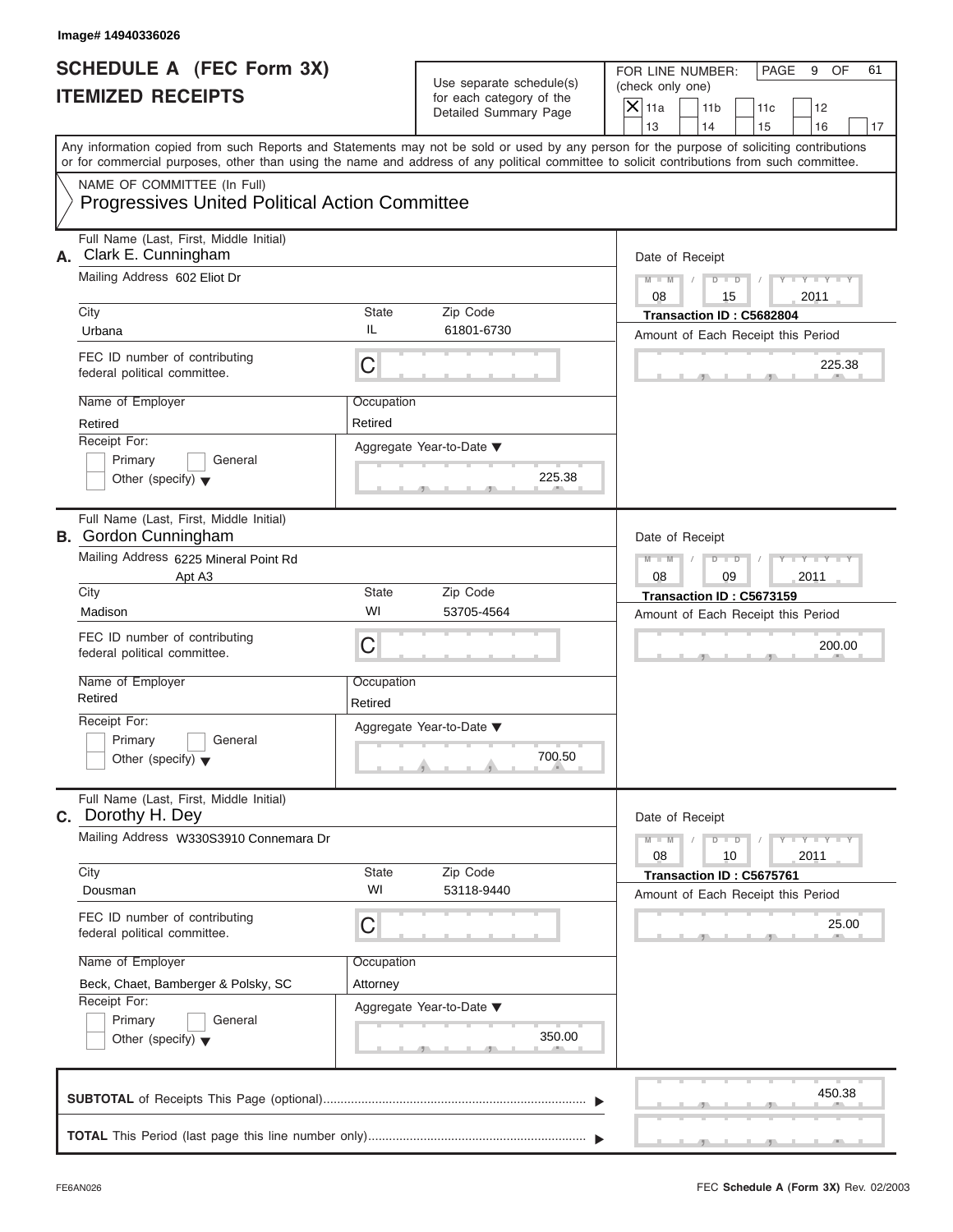Image# 14940336026

# SCHEDULE A (FEC Form 3X)
# ITEMIZED RECEIPTS

Use separate schedule(s) for each category of the Detailed Summary Page

FOR LINE NUMBER: (check only one)

| | | | | |
|---|---|---|---|---|
| X 11a | 11b | 11c | 12 | |
| 13 | 14 | 15 | 16 | 17 |

PAGE 9 OF 61

Any information copied from such Reports and Statements may not be sold or used by any person for the purpose of soliciting contributions or for commercial purposes, other than using the name and address of any political committee to solicit contributions from such committee.

NAME OF COMMITTEE (In Full)
Progressives United Political Action Committee

---

**A.** Full Name (Last, First, Middle Initial): Clark E. Cunningham

Mailing Address: 602 Eliot Dr

City: Urbana | State: IL | Zip Code: 61801-6730

FEC ID number of contributing federal political committee: C

Name of Employer: Retired | Occupation: Retired

Receipt For: Primary / General / Other (specify)

Aggregate Year-to-Date: 225.38

Date of Receipt: 08 / 15 / 2011

Transaction ID : C5682804

Amount of Each Receipt this Period: 225.38

---

**B.** Full Name (Last, First, Middle Initial): Gordon Cunningham

Mailing Address: 6225 Mineral Point Rd Apt A3

City: Madison | State: WI | Zip Code: 53705-4564

FEC ID number of contributing federal political committee: C

Name of Employer: Retired | Occupation: Retired

Receipt For: Primary / General / Other (specify)

Aggregate Year-to-Date: 700.50

Date of Receipt: 08 / 09 / 2011

Transaction ID : C5673159

Amount of Each Receipt this Period: 200.00

---

**C.** Full Name (Last, First, Middle Initial): Dorothy H. Dey

Mailing Address: W330S3910 Connemara Dr

City: Dousman | State: WI | Zip Code: 53118-9440

FEC ID number of contributing federal political committee: C

Name of Employer: Beck, Chaet, Bamberger & Polsky, SC | Occupation: Attorney

Receipt For: Primary / General / Other (specify)

Aggregate Year-to-Date: 350.00

Date of Receipt: 08 / 10 / 2011

Transaction ID : C5675761

Amount of Each Receipt this Period: 25.00

---

**SUBTOTAL** of Receipts This Page (optional): 450.38

**TOTAL** This Period (last page this line number only):

FE6AN026

FEC Schedule A (Form 3X) Rev. 02/2003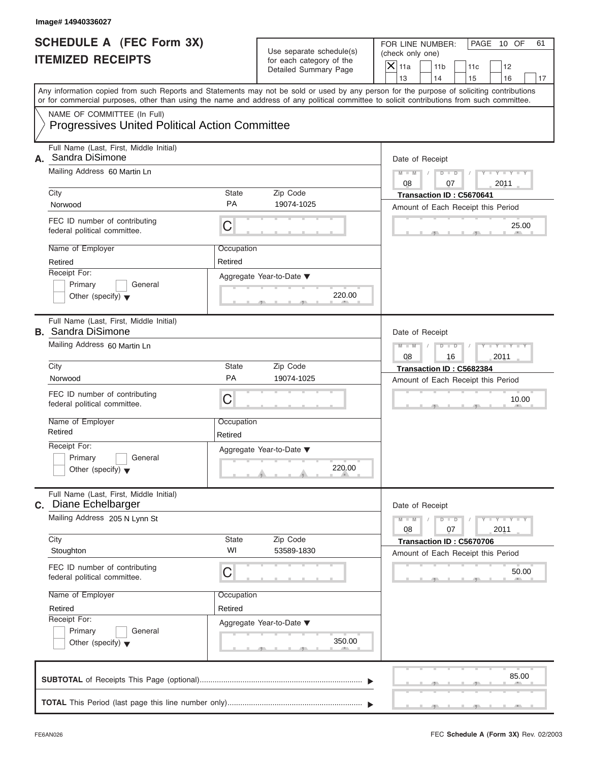Image# 14940336027

# SCHEDULE A (FEC Form 3X)
# ITEMIZED RECEIPTS

Use separate schedule(s) for each category of the Detailed Summary Page

FOR LINE NUMBER: (check only one)

- [X] 11a
- [ ] 11b
- [ ] 11c
- [ ] 12
- [ ] 13
- [ ] 14
- [ ] 15
- [ ] 16
- [ ] 17

PAGE 10 OF 61

Any information copied from such Reports and Statements may not be sold or used by any person for the purpose of soliciting contributions or for commercial purposes, other than using the name and address of any political committee to solicit contributions from such committee.

NAME OF COMMITTEE (In Full)
**Progressives United Political Action Committee**

---

**A.** Full Name (Last, First, Middle Initial): Sandra DiSimone

Mailing Address: 60 Martin Ln

City: Norwood | State: PA | Zip Code: 19074-1025

FEC ID number of contributing federal political committee: C

Name of Employer: Retired

Occupation: Retired

Receipt For: Primary / General / Other (specify)

Aggregate Year-to-Date: 220.00

Date of Receipt: 08 / 07 / 2011

Transaction ID : C5670641

Amount of Each Receipt this Period: 25.00

---

**B.** Full Name (Last, First, Middle Initial): Sandra DiSimone

Mailing Address: 60 Martin Ln

City: Norwood | State: PA | Zip Code: 19074-1025

FEC ID number of contributing federal political committee: C

Name of Employer: Retired

Occupation: Retired

Receipt For: Primary / General / Other (specify)

Aggregate Year-to-Date: 220.00

Date of Receipt: 08 / 16 / 2011

Transaction ID : C5682384

Amount of Each Receipt this Period: 10.00

---

**C.** Full Name (Last, First, Middle Initial): Diane Echelbarger

Mailing Address: 205 N Lynn St

City: Stoughton | State: WI | Zip Code: 53589-1830

FEC ID number of contributing federal political committee: C

Name of Employer: Retired

Occupation: Retired

Receipt For: Primary / General / Other (specify)

Aggregate Year-to-Date: 350.00

Date of Receipt: 08 / 07 / 2011

Transaction ID : C5670706

Amount of Each Receipt this Period: 50.00

---

**SUBTOTAL** of Receipts This Page (optional): 85.00

**TOTAL** This Period (last page this line number only):

FE6AN026

FEC **Schedule A** (Form 3X) Rev. 02/2003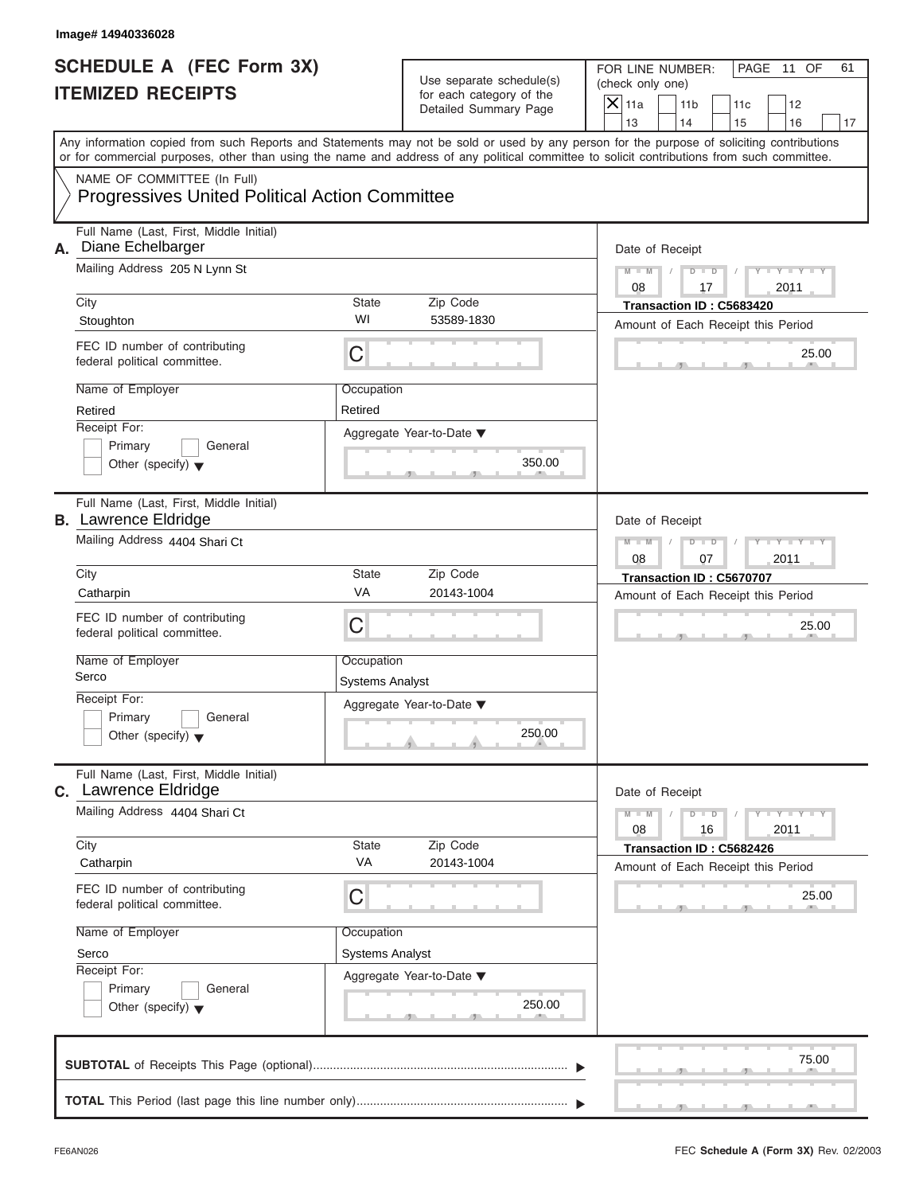Image# 14940336028

# SCHEDULE A (FEC Form 3X)
## ITEMIZED RECEIPTS

Use separate schedule(s) for each category of the Detailed Summary Page

FOR LINE NUMBER: (check only one)
[X] 11a [ ] 11b [ ] 11c [ ] 12 [ ] 13 [ ] 14 [ ] 15 [ ] 16 [ ] 17

PAGE 11 OF 61

Any information copied from such Reports and Statements may not be sold or used by any person for the purpose of soliciting contributions or for commercial purposes, other than using the name and address of any political committee to solicit contributions from such committee.

NAME OF COMMITTEE (In Full)
Progressives United Political Action Committee

---

**A.** Full Name (Last, First, Middle Initial): Diane Echelbarger

Mailing Address: 205 N Lynn St

City: Stoughton | State: WI | Zip Code: 53589-1830

FEC ID number of contributing federal political committee: C

Name of Employer: Retired | Occupation: Retired

Receipt For: [ ] Primary [ ] General [ ] Other (specify)

Aggregate Year-to-Date: 350.00

Date of Receipt: 08 / 17 / 2011

Transaction ID : C5683420

Amount of Each Receipt this Period: 25.00

---

**B.** Full Name (Last, First, Middle Initial): Lawrence Eldridge

Mailing Address: 4404 Shari Ct

City: Catharpin | State: VA | Zip Code: 20143-1004

FEC ID number of contributing federal political committee: C

Name of Employer: Serco | Occupation: Systems Analyst

Receipt For: [ ] Primary [ ] General [ ] Other (specify)

Aggregate Year-to-Date: 250.00

Date of Receipt: 08 / 07 / 2011

Transaction ID : C5670707

Amount of Each Receipt this Period: 25.00

---

**C.** Full Name (Last, First, Middle Initial): Lawrence Eldridge

Mailing Address: 4404 Shari Ct

City: Catharpin | State: VA | Zip Code: 20143-1004

FEC ID number of contributing federal political committee: C

Name of Employer: Serco | Occupation: Systems Analyst

Receipt For: [ ] Primary [ ] General [ ] Other (specify)

Aggregate Year-to-Date: 250.00

Date of Receipt: 08 / 16 / 2011

Transaction ID : C5682426

Amount of Each Receipt this Period: 25.00

---

**SUBTOTAL** of Receipts This Page (optional): 75.00

**TOTAL** This Period (last page this line number only):

FE6AN026 FEC **Schedule A** (**Form 3X**) Rev. 02/2003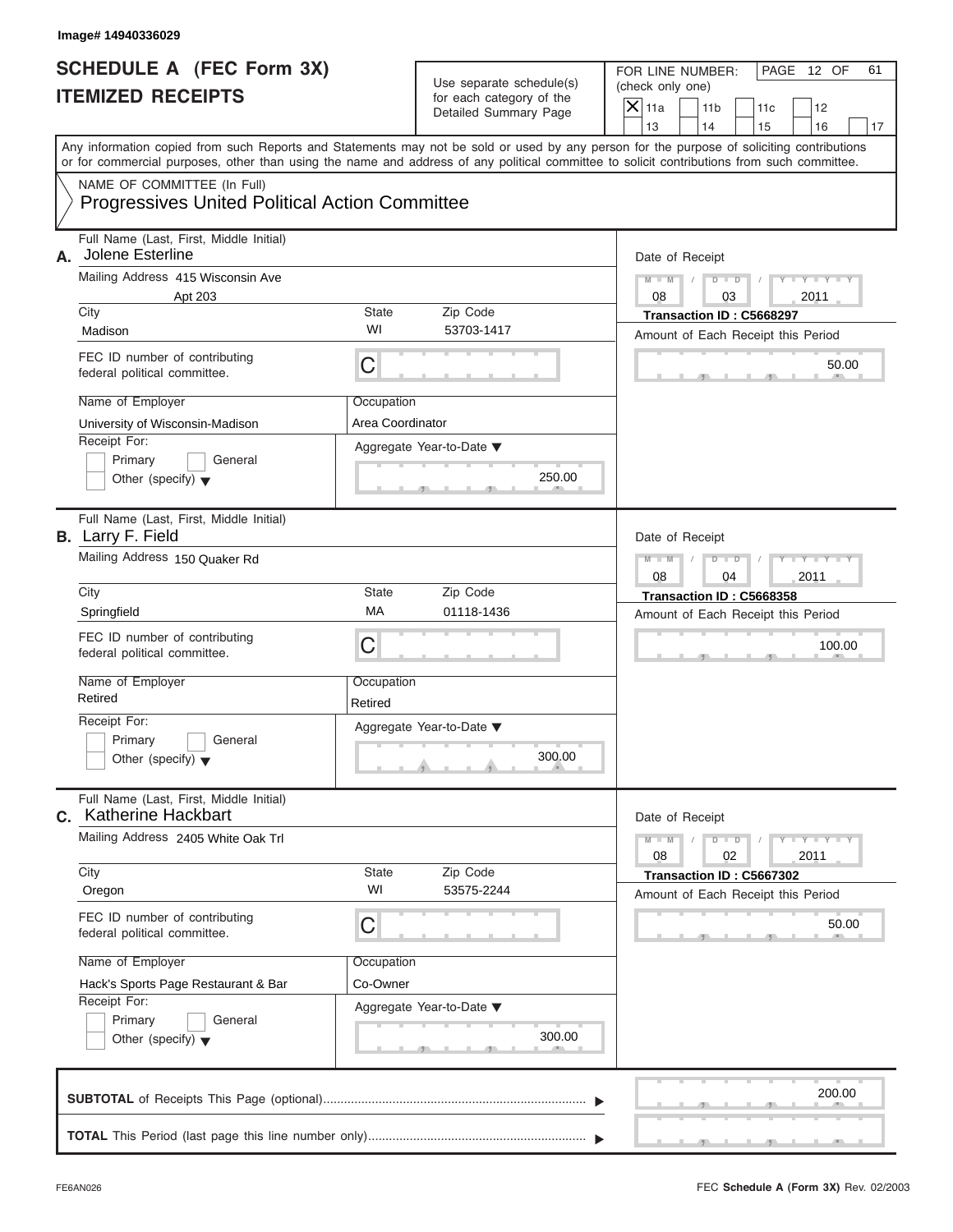Image# 14940336029

# SCHEDULE A (FEC Form 3X)
# ITEMIZED RECEIPTS

Use separate schedule(s) for each category of the Detailed Summary Page

FOR LINE NUMBER: (check only one)

- [X] 11a
- [ ] 11b
- [ ] 11c
- [ ] 12
- [ ] 13
- [ ] 14
- [ ] 15
- [ ] 16
- [ ] 17

PAGE 12 OF 61

Any information copied from such Reports and Statements may not be sold or used by any person for the purpose of soliciting contributions or for commercial purposes, other than using the name and address of any political committee to solicit contributions from such committee.

NAME OF COMMITTEE (In Full)
**Progressives United Political Action Committee**

---

**A.** Full Name (Last, First, Middle Initial): Jolene Esterline

Mailing Address: 415 Wisconsin Ave, Apt 203

| City | State | Zip Code |
|---|---|---|
| Madison | WI | 53703-1417 |

FEC ID number of contributing federal political committee: C

Name of Employer: University of Wisconsin-Madison
Occupation: Area Coordinator

Receipt For: [ ] Primary [ ] General [ ] Other (specify)

Aggregate Year-to-Date: 250.00

Date of Receipt: 08/03/2011
Transaction ID : C5668297
Amount of Each Receipt this Period: 50.00

---

**B.** Full Name (Last, First, Middle Initial): Larry F. Field

Mailing Address: 150 Quaker Rd

| City | State | Zip Code |
|---|---|---|
| Springfield | MA | 01118-1436 |

FEC ID number of contributing federal political committee: C

Name of Employer: Retired
Occupation: Retired

Receipt For: [ ] Primary [ ] General [ ] Other (specify)

Aggregate Year-to-Date: 300.00

Date of Receipt: 08/04/2011
Transaction ID : C5668358
Amount of Each Receipt this Period: 100.00

---

**C.** Full Name (Last, First, Middle Initial): Katherine Hackbart

Mailing Address: 2405 White Oak Trl

| City | State | Zip Code |
|---|---|---|
| Oregon | WI | 53575-2244 |

FEC ID number of contributing federal political committee: C

Name of Employer: Hack's Sports Page Restaurant & Bar
Occupation: Co-Owner

Receipt For: [ ] Primary [ ] General [ ] Other (specify)

Aggregate Year-to-Date: 300.00

Date of Receipt: 08/02/2011
Transaction ID : C5667302
Amount of Each Receipt this Period: 50.00

---

**SUBTOTAL** of Receipts This Page (optional): 200.00

**TOTAL** This Period (last page this line number only):

FE6AN026

FEC **Schedule A** (**Form 3X**) Rev. 02/2003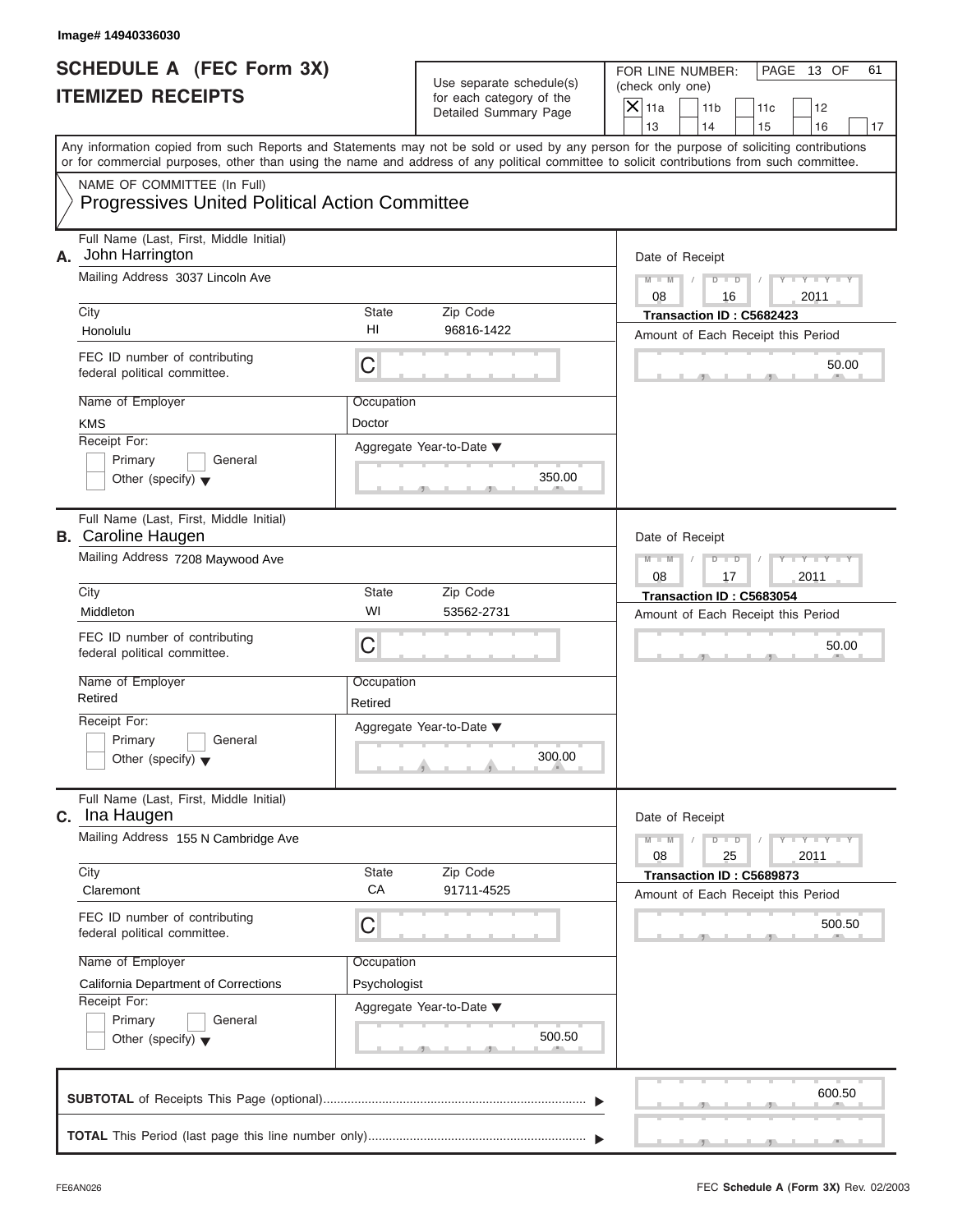Image# 14940336030

# SCHEDULE A (FEC Form 3X)
# ITEMIZED RECEIPTS

Use separate schedule(s) for each category of the Detailed Summary Page

FOR LINE NUMBER: (check only one)

- [X] 11a
- [ ] 11b
- [ ] 11c
- [ ] 12
- [ ] 13
- [ ] 14
- [ ] 15
- [ ] 16
- [ ] 17

Any information copied from such Reports and Statements may not be sold or used by any person for the purpose of soliciting contributions or for commercial purposes, other than using the name and address of any political committee to solicit contributions from such committee.

NAME OF COMMITTEE (In Full)
Progressives United Political Action Committee

---

**A.** Full Name (Last, First, Middle Initial): John Harrington

Mailing Address: 3037 Lincoln Ave

| City | State | Zip Code |
|---|---|---|
| Honolulu | HI | 96816-1422 |

FEC ID number of contributing federal political committee: C

| Name of Employer | Occupation |
|---|---|
| KMS | Doctor |

Receipt For: [ ] Primary [ ] General [ ] Other (specify)

Aggregate Year-to-Date: 350.00

Date of Receipt: 08 / 16 / 2011
Transaction ID : C5682423
Amount of Each Receipt this Period: 50.00

---

**B.** Full Name (Last, First, Middle Initial): Caroline Haugen

Mailing Address: 7208 Maywood Ave

| City | State | Zip Code |
|---|---|---|
| Middleton | WI | 53562-2731 |

FEC ID number of contributing federal political committee: C

| Name of Employer | Occupation |
|---|---|
| Retired | Retired |

Receipt For: [ ] Primary [ ] General [ ] Other (specify)

Aggregate Year-to-Date: 300.00

Date of Receipt: 08 / 17 / 2011
Transaction ID : C5683054
Amount of Each Receipt this Period: 50.00

---

**C.** Full Name (Last, First, Middle Initial): Ina Haugen

Mailing Address: 155 N Cambridge Ave

| City | State | Zip Code |
|---|---|---|
| Claremont | CA | 91711-4525 |

FEC ID number of contributing federal political committee: C

| Name of Employer | Occupation |
|---|---|
| California Department of Corrections | Psychologist |

Receipt For: [ ] Primary [ ] General [ ] Other (specify)

Aggregate Year-to-Date: 500.50

Date of Receipt: 08 / 25 / 2011
Transaction ID : C5689873
Amount of Each Receipt this Period: 500.50

---

**SUBTOTAL** of Receipts This Page (optional): 600.50

**TOTAL** This Period (last page this line number only):

FE6AN026

FEC **Schedule A (Form 3X)** Rev. 02/2003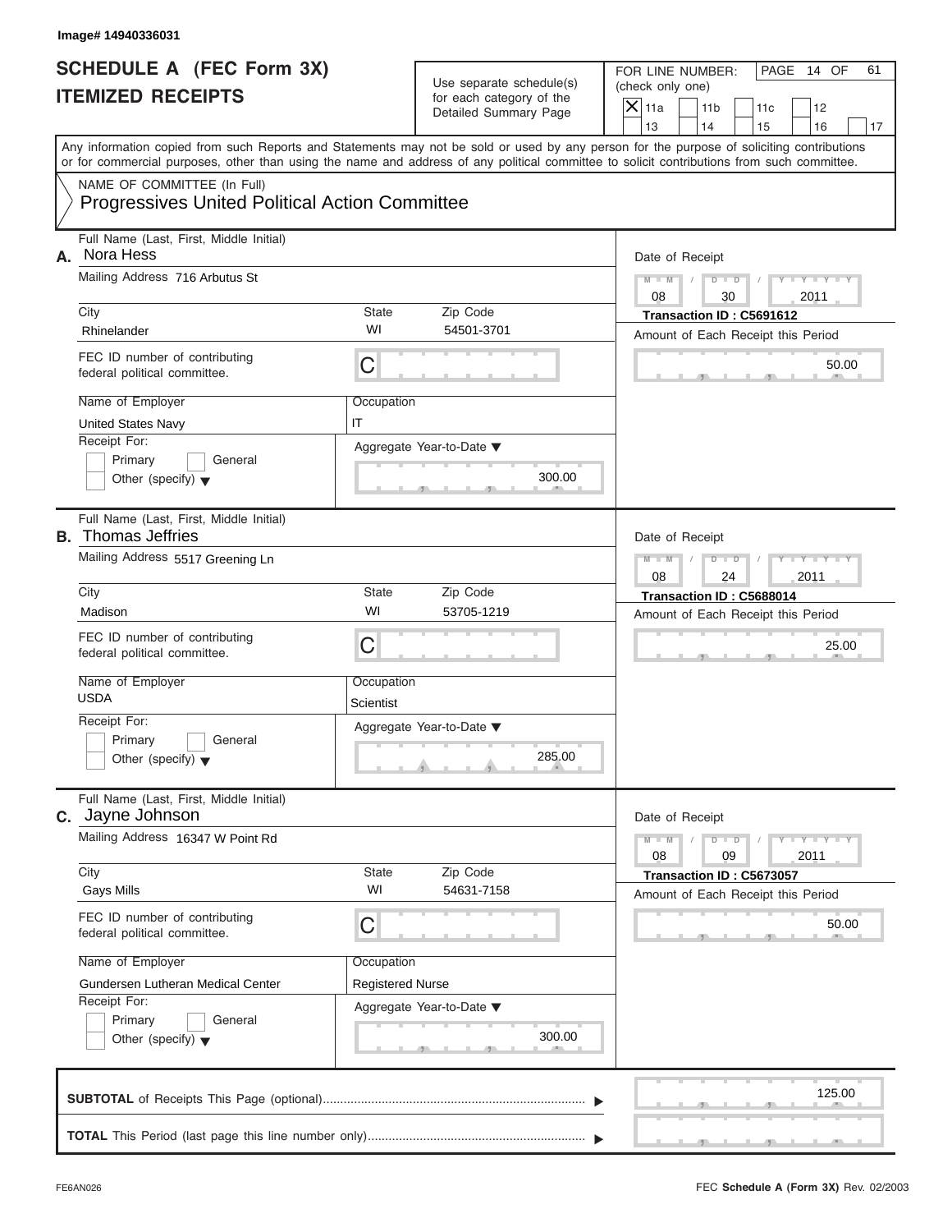Image# 14940336031

# SCHEDULE A (FEC Form 3X)
# ITEMIZED RECEIPTS

Use separate schedule(s) for each category of the Detailed Summary Page

FOR LINE NUMBER: (check only one)
- [X] 11a
- [ ] 11b
- [ ] 11c
- [ ] 12
- [ ] 13
- [ ] 14
- [ ] 15
- [ ] 16
- [ ] 17

PAGE 14 OF 61

Any information copied from such Reports and Statements may not be sold or used by any person for the purpose of soliciting contributions or for commercial purposes, other than using the name and address of any political committee to solicit contributions from such committee.

NAME OF COMMITTEE (In Full)
**Progressives United Political Action Committee**

---

**A.** Full Name (Last, First, Middle Initial): Nora Hess

Mailing Address: 716 Arbutus St

| City | State | Zip Code |
|---|---|---|
| Rhinelander | WI | 54501-3701 |

FEC ID number of contributing federal political committee: C

| Name of Employer | Occupation |
|---|---|
| United States Navy | IT |

Receipt For: [ ] Primary [ ] General [ ] Other (specify)

Aggregate Year-to-Date: 300.00

Date of Receipt: 08 / 30 / 2011
Transaction ID : C5691612
Amount of Each Receipt this Period: 50.00

---

**B.** Full Name (Last, First, Middle Initial): Thomas Jeffries

Mailing Address: 5517 Greening Ln

| City | State | Zip Code |
|---|---|---|
| Madison | WI | 53705-1219 |

FEC ID number of contributing federal political committee: C

| Name of Employer | Occupation |
|---|---|
| USDA | Scientist |

Receipt For: [ ] Primary [ ] General [ ] Other (specify)

Aggregate Year-to-Date: 285.00

Date of Receipt: 08 / 24 / 2011
Transaction ID : C5688014
Amount of Each Receipt this Period: 25.00

---

**C.** Full Name (Last, First, Middle Initial): Jayne Johnson

Mailing Address: 16347 W Point Rd

| City | State | Zip Code |
|---|---|---|
| Gays Mills | WI | 54631-7158 |

FEC ID number of contributing federal political committee: C

| Name of Employer | Occupation |
|---|---|
| Gundersen Lutheran Medical Center | Registered Nurse |

Receipt For: [ ] Primary [ ] General [ ] Other (specify)

Aggregate Year-to-Date: 300.00

Date of Receipt: 08 / 09 / 2011
Transaction ID : C5673057
Amount of Each Receipt this Period: 50.00

---

**SUBTOTAL** of Receipts This Page (optional): 125.00

**TOTAL** This Period (last page this line number only):

FE6AN026 FEC **Schedule A** (Form 3X) Rev. 02/2003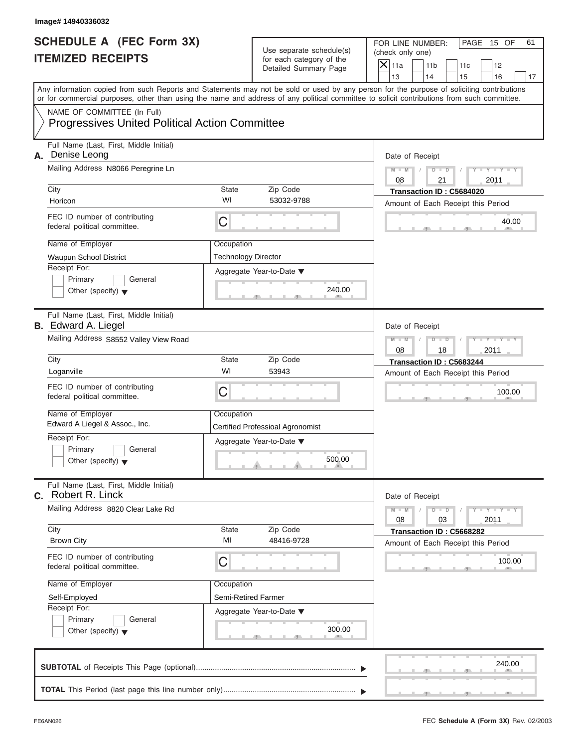Image# 14940336032

# SCHEDULE A (FEC Form 3X)
# ITEMIZED RECEIPTS

Use separate schedule(s) for each category of the Detailed Summary Page

FOR LINE NUMBER: (check only one)

- [X] 11a
- [ ] 11b
- [ ] 11c
- [ ] 12
- [ ] 13
- [ ] 14
- [ ] 15
- [ ] 16
- [ ] 17

PAGE 15 OF 61

Any information copied from such Reports and Statements may not be sold or used by any person for the purpose of soliciting contributions or for commercial purposes, other than using the name and address of any political committee to solicit contributions from such committee.

NAME OF COMMITTEE (In Full)
**Progressives United Political Action Committee**

---

**A.** Full Name (Last, First, Middle Initial): Denise Leong

Mailing Address: N8066 Peregrine Ln

City: Horicon | State: WI | Zip Code: 53032-9788

FEC ID number of contributing federal political committee: C

Name of Employer: Waupun School District

Occupation: Technology Director

Receipt For: Primary / General / Other (specify)

Aggregate Year-to-Date: 240.00

Date of Receipt: 08 / 21 / 2011

Transaction ID : C5684020

Amount of Each Receipt this Period: 40.00

---

**B.** Full Name (Last, First, Middle Initial): Edward A. Liegel

Mailing Address: S8552 Valley View Road

City: Loganville | State: WI | Zip Code: 53943

FEC ID number of contributing federal political committee: C

Name of Employer: Edward A Liegel & Assoc., Inc.

Occupation: Certified Professioal Agronomist

Receipt For: Primary / General / Other (specify)

Aggregate Year-to-Date: 500.00

Date of Receipt: 08 / 18 / 2011

Transaction ID : C5683244

Amount of Each Receipt this Period: 100.00

---

**C.** Full Name (Last, First, Middle Initial): Robert R. Linck

Mailing Address: 8820 Clear Lake Rd

City: Brown City | State: MI | Zip Code: 48416-9728

FEC ID number of contributing federal political committee: C

Name of Employer: Self-Employed

Occupation: Semi-Retired Farmer

Receipt For: Primary / General / Other (specify)

Aggregate Year-to-Date: 300.00

Date of Receipt: 08 / 03 / 2011

Transaction ID : C5668282

Amount of Each Receipt this Period: 100.00

---

**SUBTOTAL** of Receipts This Page (optional): 240.00

**TOTAL** This Period (last page this line number only):

FE6AN026 FEC **Schedule A** (Form 3X) Rev. 02/2003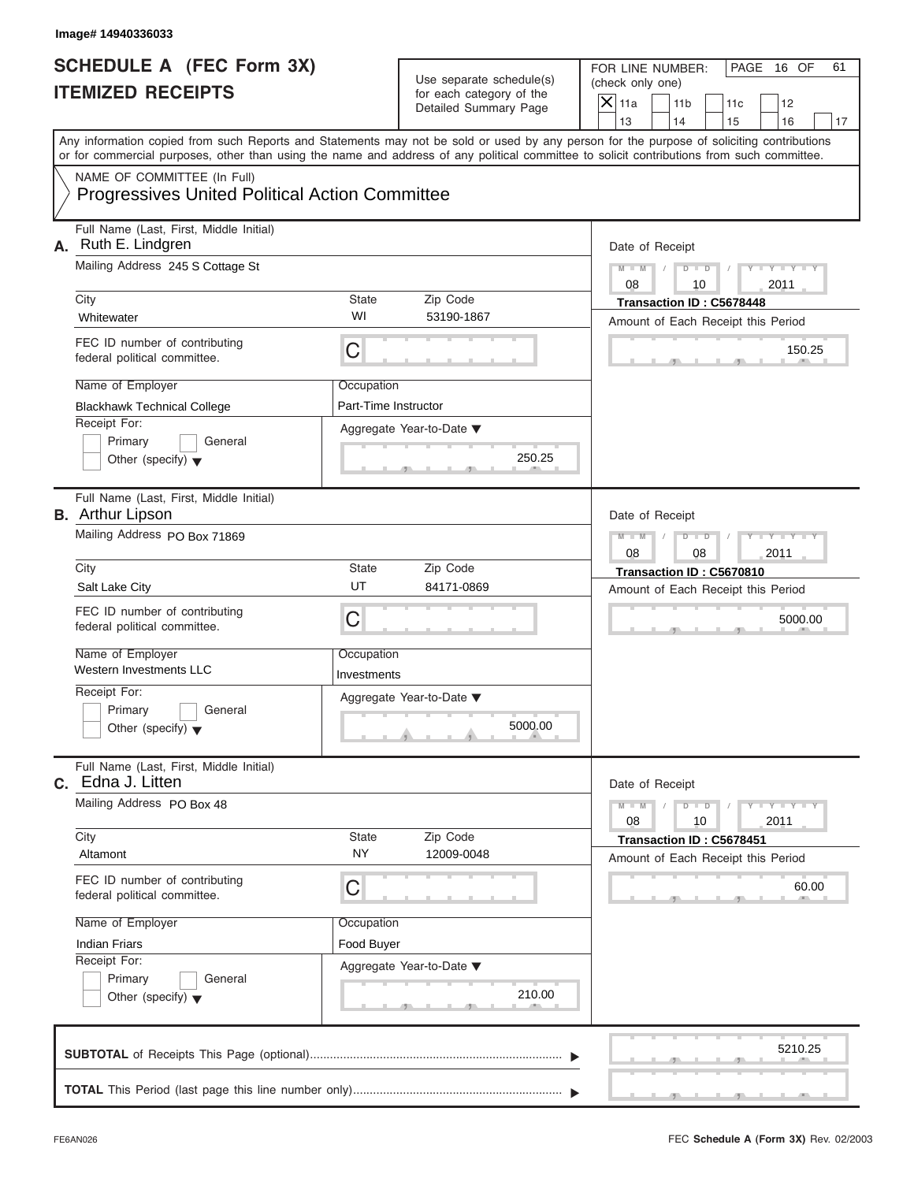Image# 14940336033

# SCHEDULE A (FEC Form 3X)
## ITEMIZED RECEIPTS

Use separate schedule(s) for each category of the Detailed Summary Page

FOR LINE NUMBER: (check only one)

[X] 11a [ ] 11b [ ] 11c [ ] 12 [ ] 13 [ ] 14 [ ] 15 [ ] 16 [ ] 17

Any information copied from such Reports and Statements may not be sold or used by any person for the purpose of soliciting contributions or for commercial purposes, other than using the name and address of any political committee to solicit contributions from such committee.

NAME OF COMMITTEE (In Full)
Progressives United Political Action Committee

---

**A.** Full Name (Last, First, Middle Initial): Ruth E. Lindgren

Mailing Address: 245 S Cottage St

City: Whitewater | State: WI | Zip Code: 53190-1867

FEC ID number of contributing federal political committee: C

Name of Employer: Blackhawk Technical College

Occupation: Part-Time Instructor

Receipt For: [ ] Primary [ ] General [ ] Other (specify)

Aggregate Year-to-Date: 250.25

Date of Receipt: 08 / 10 / 2011

Transaction ID : C5678448

Amount of Each Receipt this Period: 150.25

---

**B.** Full Name (Last, First, Middle Initial): Arthur Lipson

Mailing Address: PO Box 71869

City: Salt Lake City | State: UT | Zip Code: 84171-0869

FEC ID number of contributing federal political committee: C

Name of Employer: Western Investments LLC

Occupation: Investments

Receipt For: [ ] Primary [ ] General [ ] Other (specify)

Aggregate Year-to-Date: 5000.00

Date of Receipt: 08 / 08 / 2011

Transaction ID : C5670810

Amount of Each Receipt this Period: 5000.00

---

**C.** Full Name (Last, First, Middle Initial): Edna J. Litten

Mailing Address: PO Box 48

City: Altamont | State: NY | Zip Code: 12009-0048

FEC ID number of contributing federal political committee: C

Name of Employer: Indian Friars

Occupation: Food Buyer

Receipt For: [ ] Primary [ ] General [ ] Other (specify)

Aggregate Year-to-Date: 210.00

Date of Receipt: 08 / 10 / 2011

Transaction ID : C5678451

Amount of Each Receipt this Period: 60.00

---

**SUBTOTAL** of Receipts This Page (optional): 5210.25

**TOTAL** This Period (last page this line number only):

FE6AN026

FEC **Schedule A** (Form 3X) Rev. 02/2003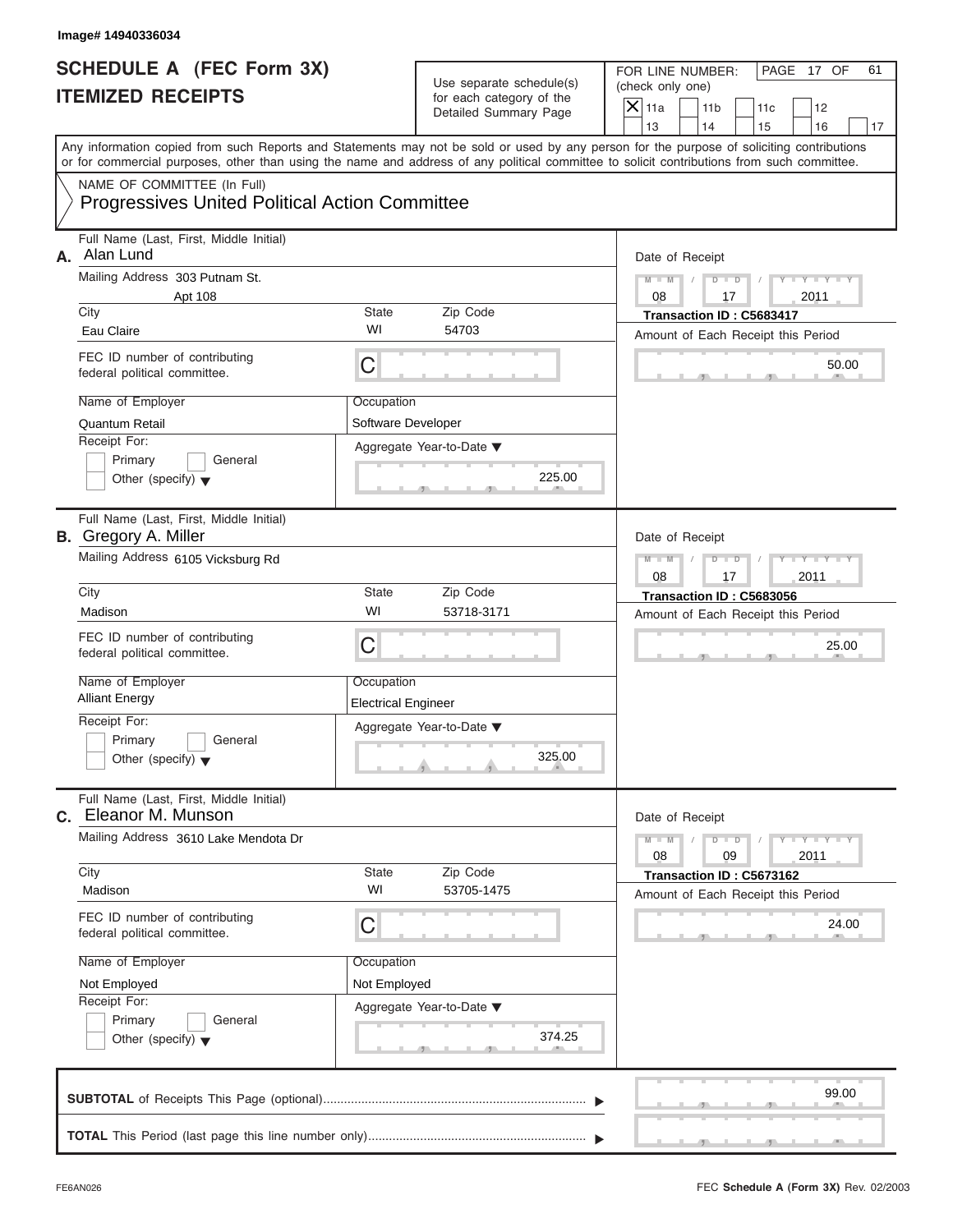Image# 14940336034

# SCHEDULE A (FEC Form 3X)
## ITEMIZED RECEIPTS

Use separate schedule(s) for each category of the Detailed Summary Page

FOR LINE NUMBER: (check only one)
[X] 11a [ ] 11b [ ] 11c [ ] 12 [ ] 13 [ ] 14 [ ] 15 [ ] 16 [ ] 17

PAGE 17 OF 61

Any information copied from such Reports and Statements may not be sold or used by any person for the purpose of soliciting contributions or for commercial purposes, other than using the name and address of any political committee to solicit contributions from such committee.

NAME OF COMMITTEE (In Full)
**Progressives United Political Action Committee**

---

**A.** Full Name (Last, First, Middle Initial): Alan Lund

Mailing Address: 303 Putnam St. Apt 108

City: Eau Claire | State: WI | Zip Code: 54703

FEC ID number of contributing federal political committee: C

Name of Employer: Quantum Retail

Occupation: Software Developer

Receipt For: [ ] Primary [ ] General [ ] Other (specify)

Aggregate Year-to-Date: 225.00

Date of Receipt: 08 / 17 / 2011

Transaction ID : C5683417

Amount of Each Receipt this Period: 50.00

---

**B.** Full Name (Last, First, Middle Initial): Gregory A. Miller

Mailing Address: 6105 Vicksburg Rd

City: Madison | State: WI | Zip Code: 53718-3171

FEC ID number of contributing federal political committee: C

Name of Employer: Alliant Energy

Occupation: Electrical Engineer

Receipt For: [ ] Primary [ ] General [ ] Other (specify)

Aggregate Year-to-Date: 325.00

Date of Receipt: 08 / 17 / 2011

Transaction ID : C5683056

Amount of Each Receipt this Period: 25.00

---

**C.** Full Name (Last, First, Middle Initial): Eleanor M. Munson

Mailing Address: 3610 Lake Mendota Dr

City: Madison | State: WI | Zip Code: 53705-1475

FEC ID number of contributing federal political committee: C

Name of Employer: Not Employed

Occupation: Not Employed

Receipt For: [ ] Primary [ ] General [ ] Other (specify)

Aggregate Year-to-Date: 374.25

Date of Receipt: 08 / 09 / 2011

Transaction ID : C5673162

Amount of Each Receipt this Period: 24.00

---

**SUBTOTAL** of Receipts This Page (optional): 99.00

**TOTAL** This Period (last page this line number only):

FE6AN026 | FEC **Schedule A** (Form 3X) Rev. 02/2003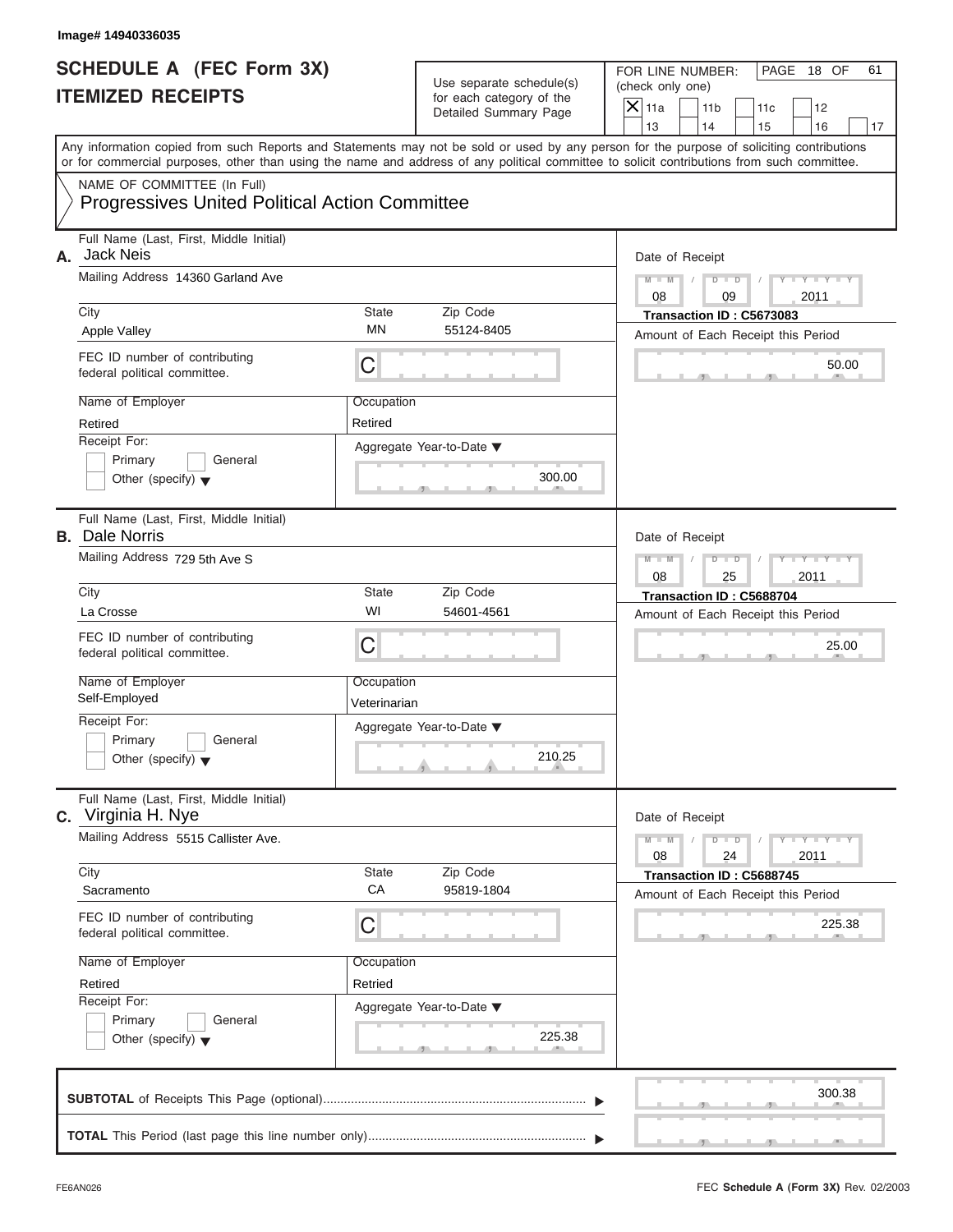Image# 14940336035

# SCHEDULE A (FEC Form 3X) ITEMIZED RECEIPTS

Use separate schedule(s) for each category of the Detailed Summary Page

FOR LINE NUMBER: (check only one)

- [X] 11a
- [ ] 11b
- [ ] 11c
- [ ] 12
- [ ] 13
- [ ] 14
- [ ] 15
- [ ] 16
- [ ] 17

PAGE 18 OF 61

Any information copied from such Reports and Statements may not be sold or used by any person for the purpose of soliciting contributions or for commercial purposes, other than using the name and address of any political committee to solicit contributions from such committee.

NAME OF COMMITTEE (In Full)
Progressives United Political Action Committee

---

**A.** Full Name (Last, First, Middle Initial): Jack Neis

Mailing Address: 14360 Garland Ave

City: Apple Valley | State: MN | Zip Code: 55124-8405

FEC ID number of contributing federal political committee: C

Name of Employer: Retired | Occupation: Retired

Receipt For: Primary / General / Other (specify)

Aggregate Year-to-Date: 300.00

Date of Receipt: 08 / 09 / 2011

Transaction ID : C5673083

Amount of Each Receipt this Period: 50.00

---

**B.** Full Name (Last, First, Middle Initial): Dale Norris

Mailing Address: 729 5th Ave S

City: La Crosse | State: WI | Zip Code: 54601-4561

FEC ID number of contributing federal political committee: C

Name of Employer: Self-Employed | Occupation: Veterinarian

Receipt For: Primary / General / Other (specify)

Aggregate Year-to-Date: 210.25

Date of Receipt: 08 / 25 / 2011

Transaction ID : C5688704

Amount of Each Receipt this Period: 25.00

---

**C.** Full Name (Last, First, Middle Initial): Virginia H. Nye

Mailing Address: 5515 Callister Ave.

City: Sacramento | State: CA | Zip Code: 95819-1804

FEC ID number of contributing federal political committee: C

Name of Employer: Retired | Occupation: Retried

Receipt For: Primary / General / Other (specify)

Aggregate Year-to-Date: 225.38

Date of Receipt: 08 / 24 / 2011

Transaction ID : C5688745

Amount of Each Receipt this Period: 225.38

---

**SUBTOTAL** of Receipts This Page (optional): 300.38

**TOTAL** This Period (last page this line number only):

FE6AN026 — FEC **Schedule A (Form 3X)** Rev. 02/2003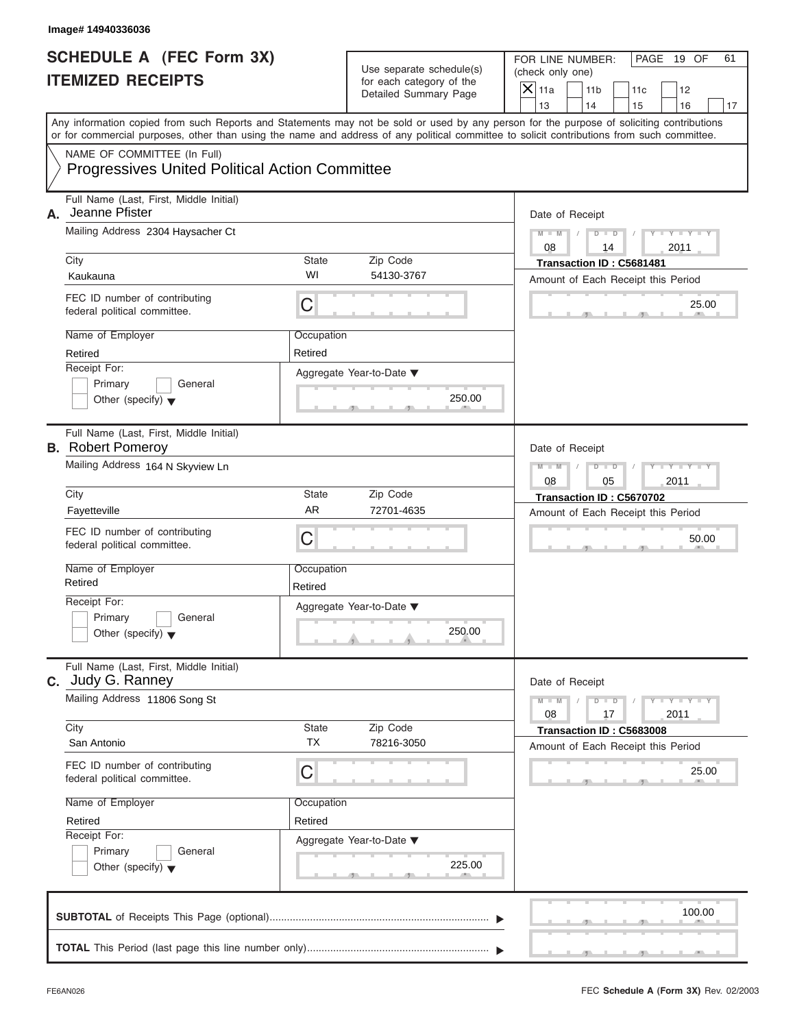Image# 14940336036

# SCHEDULE A (FEC Form 3X)
# ITEMIZED RECEIPTS

Use separate schedule(s) for each category of the Detailed Summary Page

FOR LINE NUMBER: (check only one)

- [x] 11a
- [ ] 11b
- [ ] 11c
- [ ] 12
- [ ] 13
- [ ] 14
- [ ] 15
- [ ] 16
- [ ] 17

PAGE 19 OF 61

Any information copied from such Reports and Statements may not be sold or used by any person for the purpose of soliciting contributions or for commercial purposes, other than using the name and address of any political committee to solicit contributions from such committee.

NAME OF COMMITTEE (In Full)
Progressives United Political Action Committee

---

**A.** Full Name (Last, First, Middle Initial): Jeanne Pfister

Mailing Address: 2304 Haysacher Ct

City: Kaukauna | State: WI | Zip Code: 54130-3767

FEC ID number of contributing federal political committee: C

Name of Employer: Retired | Occupation: Retired

Receipt For: Primary / General / Other (specify)

Aggregate Year-to-Date: 250.00

Date of Receipt: 08 / 14 / 2011

Transaction ID : C5681481

Amount of Each Receipt this Period: 25.00

---

**B.** Full Name (Last, First, Middle Initial): Robert Pomeroy

Mailing Address: 164 N Skyview Ln

City: Fayetteville | State: AR | Zip Code: 72701-4635

FEC ID number of contributing federal political committee: C

Name of Employer: Retired | Occupation: Retired

Receipt For: Primary / General / Other (specify)

Aggregate Year-to-Date: 250.00

Date of Receipt: 08 / 05 / 2011

Transaction ID : C5670702

Amount of Each Receipt this Period: 50.00

---

**C.** Full Name (Last, First, Middle Initial): Judy G. Ranney

Mailing Address: 11806 Song St

City: San Antonio | State: TX | Zip Code: 78216-3050

FEC ID number of contributing federal political committee: C

Name of Employer: Retired | Occupation: Retired

Receipt For: Primary / General / Other (specify)

Aggregate Year-to-Date: 225.00

Date of Receipt: 08 / 17 / 2011

Transaction ID : C5683008

Amount of Each Receipt this Period: 25.00

---

**SUBTOTAL** of Receipts This Page (optional): 100.00

**TOTAL** This Period (last page this line number only):

FE6AN026

FEC **Schedule A** (Form 3X) Rev. 02/2003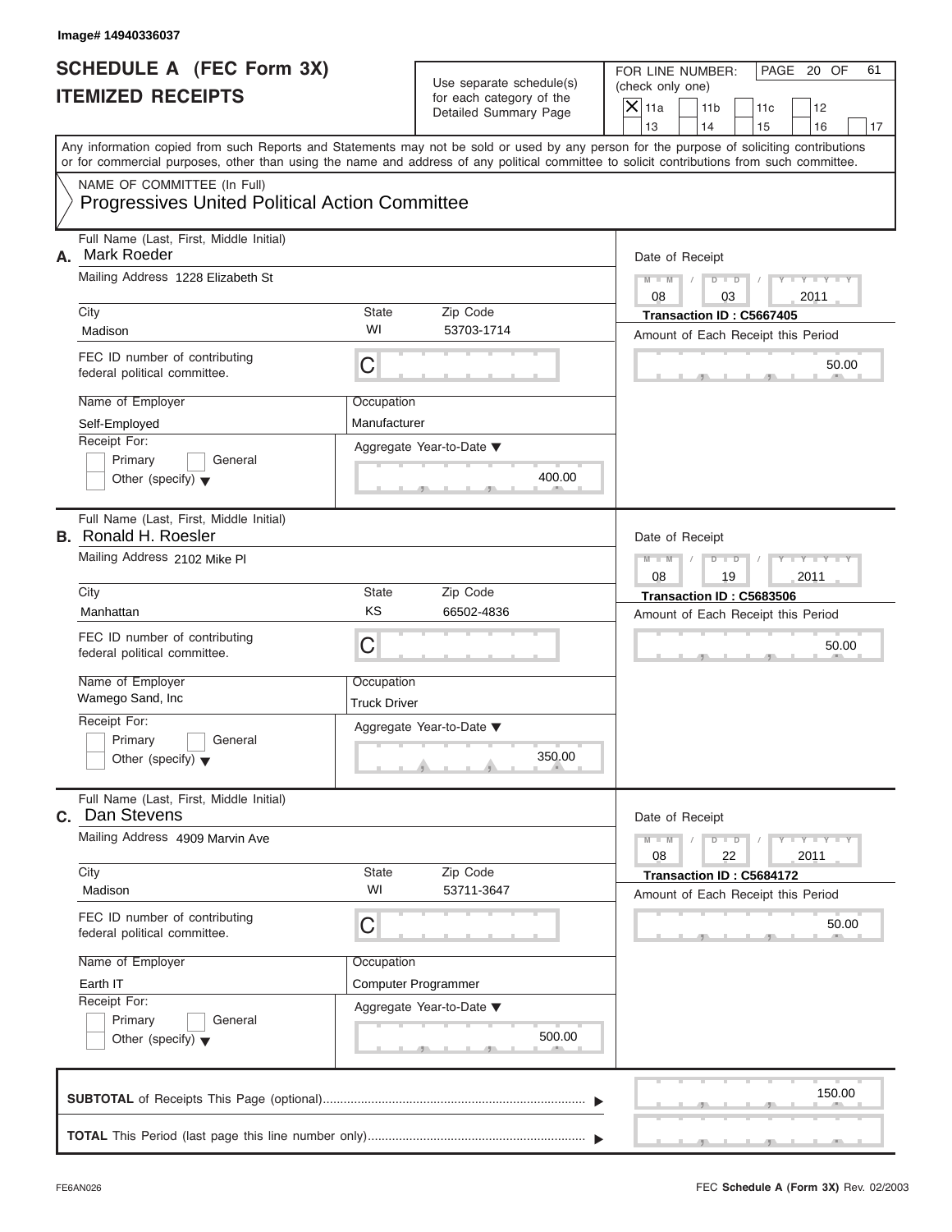Image# 14940336037

# SCHEDULE A (FEC Form 3X) ITEMIZED RECEIPTS

Use separate schedule(s) for each category of the Detailed Summary Page

FOR LINE NUMBER: (check only one)

- [x] 11a
- [ ] 11b
- [ ] 11c
- [ ] 12
- [ ] 13
- [ ] 14
- [ ] 15
- [ ] 16
- [ ] 17

PAGE 20 OF 61

Any information copied from such Reports and Statements may not be sold or used by any person for the purpose of soliciting contributions or for commercial purposes, other than using the name and address of any political committee to solicit contributions from such committee.

NAME OF COMMITTEE (In Full)
**Progressives United Political Action Committee**

---

**A.** Full Name (Last, First, Middle Initial): Mark Roeder

Mailing Address: 1228 Elizabeth St

City: Madison | State: WI | Zip Code: 53703-1714

FEC ID number of contributing federal political committee: C

Name of Employer: Self-Employed

Occupation: Manufacturer

Receipt For: Primary / General / Other (specify)

Aggregate Year-to-Date: 400.00

Date of Receipt: 08 / 03 / 2011

Transaction ID : C5667405

Amount of Each Receipt this Period: 50.00

---

**B.** Full Name (Last, First, Middle Initial): Ronald H. Roesler

Mailing Address: 2102 Mike Pl

City: Manhattan | State: KS | Zip Code: 66502-4836

FEC ID number of contributing federal political committee: C

Name of Employer: Wamego Sand, Inc

Occupation: Truck Driver

Receipt For: Primary / General / Other (specify)

Aggregate Year-to-Date: 350.00

Date of Receipt: 08 / 19 / 2011

Transaction ID : C5683506

Amount of Each Receipt this Period: 50.00

---

**C.** Full Name (Last, First, Middle Initial): Dan Stevens

Mailing Address: 4909 Marvin Ave

City: Madison | State: WI | Zip Code: 53711-3647

FEC ID number of contributing federal political committee: C

Name of Employer: Earth IT

Occupation: Computer Programmer

Receipt For: Primary / General / Other (specify)

Aggregate Year-to-Date: 500.00

Date of Receipt: 08 / 22 / 2011

Transaction ID : C5684172

Amount of Each Receipt this Period: 50.00

---

**SUBTOTAL** of Receipts This Page (optional): 150.00

**TOTAL** This Period (last page this line number only):

FE6AN026

FEC **Schedule A (Form 3X)** Rev. 02/2003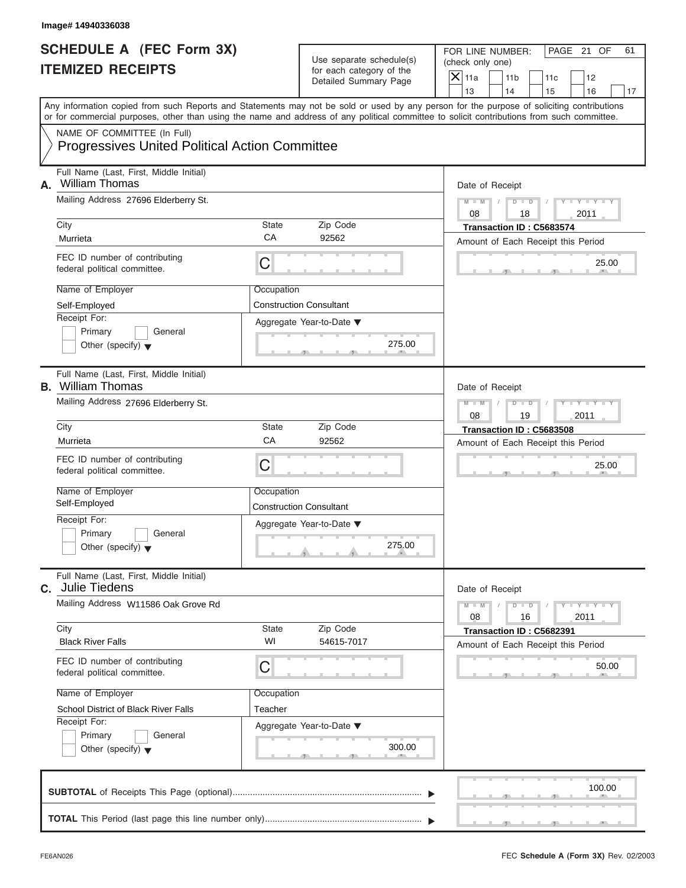Image# 14940336038

# SCHEDULE A (FEC Form 3X)
# ITEMIZED RECEIPTS

Use separate schedule(s) for each category of the Detailed Summary Page

FOR LINE NUMBER: (check only one)

- [X] 11a
- [ ] 11b
- [ ] 11c
- [ ] 12
- [ ] 13
- [ ] 14
- [ ] 15
- [ ] 16
- [ ] 17

PAGE 21 OF 61

Any information copied from such Reports and Statements may not be sold or used by any person for the purpose of soliciting contributions or for commercial purposes, other than using the name and address of any political committee to solicit contributions from such committee.

NAME OF COMMITTEE (In Full)
**Progressives United Political Action Committee**

---

**A.** Full Name (Last, First, Middle Initial): William Thomas

Mailing Address: 27696 Elderberry St.

| City | State | Zip Code |
|---|---|---|
| Murrieta | CA | 92562 |

FEC ID number of contributing federal political committee: C

Name of Employer: Self-Employed

Occupation: Construction Consultant

Receipt For: Primary / General / Other (specify)

Aggregate Year-to-Date: 275.00

Date of Receipt: 08 / 18 / 2011

Transaction ID : C5683574

Amount of Each Receipt this Period: 25.00

---

**B.** Full Name (Last, First, Middle Initial): William Thomas

Mailing Address: 27696 Elderberry St.

| City | State | Zip Code |
|---|---|---|
| Murrieta | CA | 92562 |

FEC ID number of contributing federal political committee: C

Name of Employer: Self-Employed

Occupation: Construction Consultant

Receipt For: Primary / General / Other (specify)

Aggregate Year-to-Date: 275.00

Date of Receipt: 08 / 19 / 2011

Transaction ID : C5683508

Amount of Each Receipt this Period: 25.00

---

**C.** Full Name (Last, First, Middle Initial): Julie Tiedens

Mailing Address: W11586 Oak Grove Rd

| City | State | Zip Code |
|---|---|---|
| Black River Falls | WI | 54615-7017 |

FEC ID number of contributing federal political committee: C

Name of Employer: School District of Black River Falls

Occupation: Teacher

Receipt For: Primary / General / Other (specify)

Aggregate Year-to-Date: 300.00

Date of Receipt: 08 / 16 / 2011

Transaction ID : C5682391

Amount of Each Receipt this Period: 50.00

---

**SUBTOTAL** of Receipts This Page (optional): 100.00

**TOTAL** This Period (last page this line number only):

FE6AN026

FEC **Schedule A** (Form 3X) Rev. 02/2003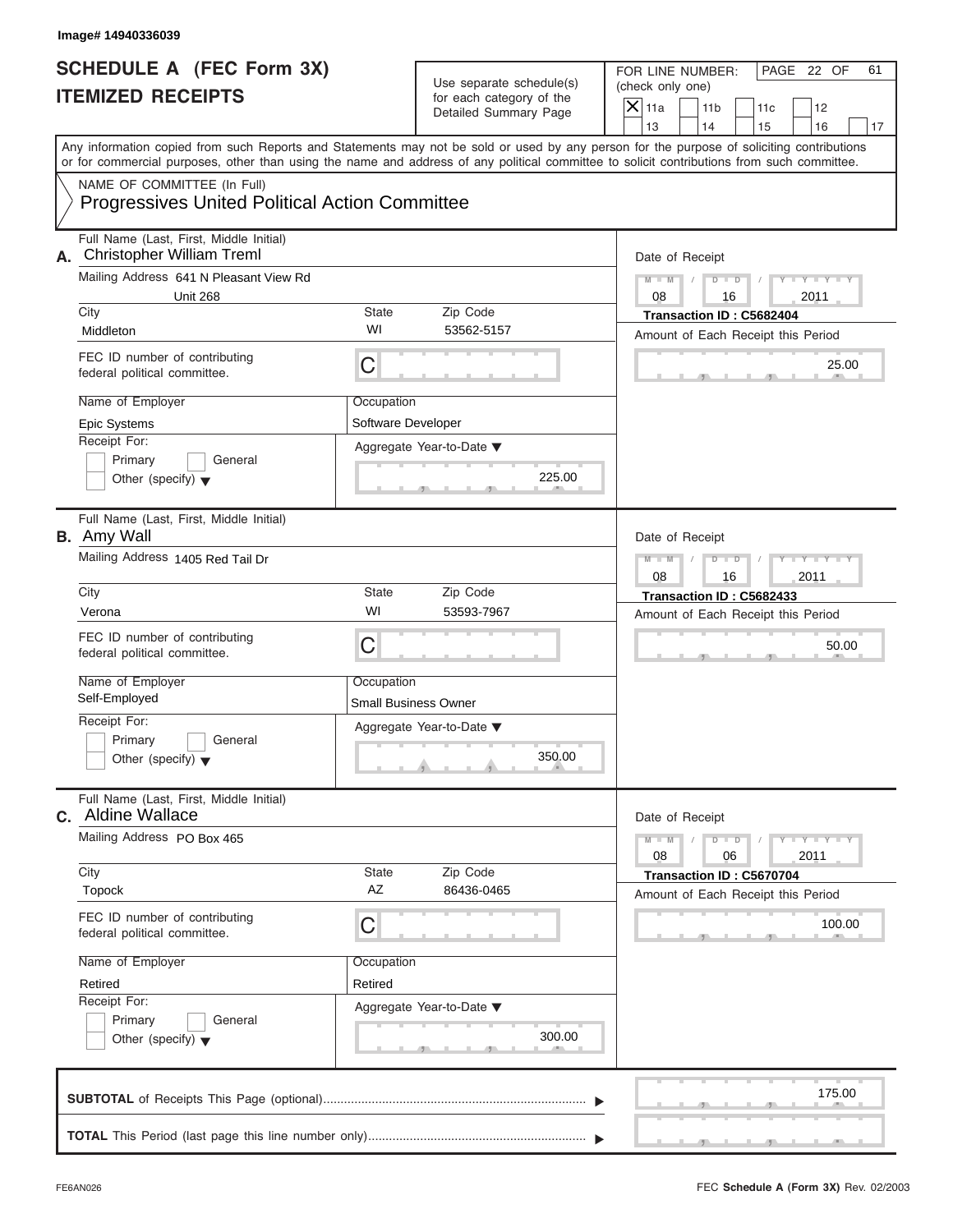Image# 14940336039

# SCHEDULE A (FEC Form 3X)
## ITEMIZED RECEIPTS

Use separate schedule(s) for each category of the Detailed Summary Page

FOR LINE NUMBER: (check only one)

- [X] 11a
- [ ] 11b
- [ ] 11c
- [ ] 12
- [ ] 13
- [ ] 14
- [ ] 15
- [ ] 16
- [ ] 17

Any information copied from such Reports and Statements may not be sold or used by any person for the purpose of soliciting contributions or for commercial purposes, other than using the name and address of any political committee to solicit contributions from such committee.

NAME OF COMMITTEE (In Full)
**Progressives United Political Action Committee**

---

**A.** Full Name (Last, First, Middle Initial): Christopher William Treml

Mailing Address: 641 N Pleasant View Rd, Unit 268

City: Middleton | State: WI | Zip Code: 53562-5157

FEC ID number of contributing federal political committee: C

Name of Employer: Epic Systems

Occupation: Software Developer

Receipt For: [ ] Primary [ ] General [ ] Other (specify)

Aggregate Year-to-Date: 225.00

Date of Receipt: 08 / 16 / 2011

Transaction ID : C5682404

Amount of Each Receipt this Period: 25.00

---

**B.** Full Name (Last, First, Middle Initial): Amy Wall

Mailing Address: 1405 Red Tail Dr

City: Verona | State: WI | Zip Code: 53593-7967

FEC ID number of contributing federal political committee: C

Name of Employer: Self-Employed

Occupation: Small Business Owner

Receipt For: [ ] Primary [ ] General [ ] Other (specify)

Aggregate Year-to-Date: 350.00

Date of Receipt: 08 / 16 / 2011

Transaction ID : C5682433

Amount of Each Receipt this Period: 50.00

---

**C.** Full Name (Last, First, Middle Initial): Aldine Wallace

Mailing Address: PO Box 465

City: Topock | State: AZ | Zip Code: 86436-0465

FEC ID number of contributing federal political committee: C

Name of Employer: Retired

Occupation: Retired

Receipt For: [ ] Primary [ ] General [ ] Other (specify)

Aggregate Year-to-Date: 300.00

Date of Receipt: 08 / 06 / 2011

Transaction ID : C5670704

Amount of Each Receipt this Period: 100.00

---

**SUBTOTAL** of Receipts This Page (optional): 175.00

**TOTAL** This Period (last page this line number only):

FE6AN026

FEC **Schedule A** (Form 3X) Rev. 02/2003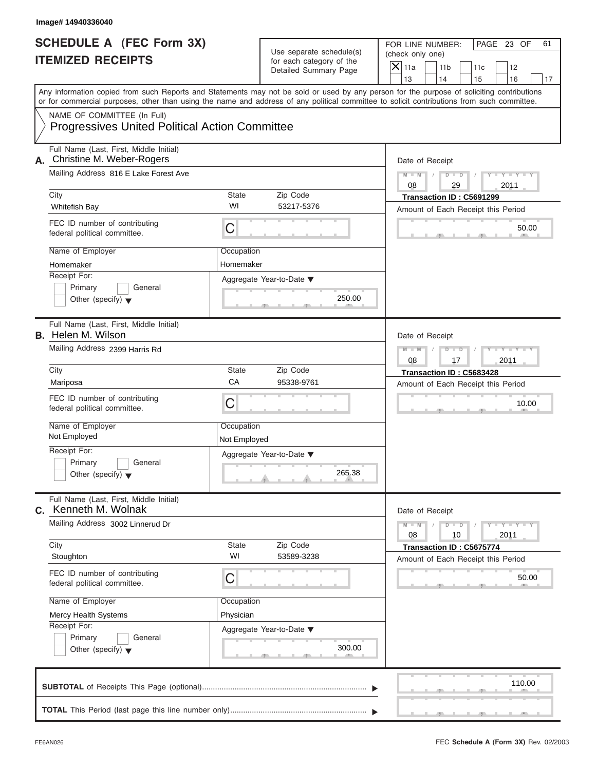Image# 14940336040

# SCHEDULE A (FEC Form 3X)
## ITEMIZED RECEIPTS

Use separate schedule(s) for each category of the Detailed Summary Page

FOR LINE NUMBER: (check only one)

- [X] 11a
- [ ] 11b
- [ ] 11c
- [ ] 12
- [ ] 13
- [ ] 14
- [ ] 15
- [ ] 16
- [ ] 17

PAGE 23 OF 61

Any information copied from such Reports and Statements may not be sold or used by any person for the purpose of soliciting contributions or for commercial purposes, other than using the name and address of any political committee to solicit contributions from such committee.

NAME OF COMMITTEE (In Full)
Progressives United Political Action Committee

---

**A.** Full Name (Last, First, Middle Initial): Christine M. Weber-Rogers

Mailing Address: 816 E Lake Forest Ave

| City | State | Zip Code |
|---|---|---|
| Whitefish Bay | WI | 53217-5376 |

FEC ID number of contributing federal political committee: C

| Name of Employer | Occupation |
|---|---|
| Homemaker | Homemaker |

Receipt For: Primary / General / Other (specify)

Aggregate Year-to-Date: 250.00

Date of Receipt: 08 / 29 / 2011

Transaction ID : C5691299

Amount of Each Receipt this Period: 50.00

---

**B.** Full Name (Last, First, Middle Initial): Helen M. Wilson

Mailing Address: 2399 Harris Rd

| City | State | Zip Code |
|---|---|---|
| Mariposa | CA | 95338-9761 |

FEC ID number of contributing federal political committee: C

| Name of Employer | Occupation |
|---|---|
| Not Employed | Not Employed |

Receipt For: Primary / General / Other (specify)

Aggregate Year-to-Date: 265.38

Date of Receipt: 08 / 17 / 2011

Transaction ID : C5683428

Amount of Each Receipt this Period: 10.00

---

**C.** Full Name (Last, First, Middle Initial): Kenneth M. Wolnak

Mailing Address: 3002 Linnerud Dr

| City | State | Zip Code |
|---|---|---|
| Stoughton | WI | 53589-3238 |

FEC ID number of contributing federal political committee: C

| Name of Employer | Occupation |
|---|---|
| Mercy Health Systems | Physician |

Receipt For: Primary / General / Other (specify)

Aggregate Year-to-Date: 300.00

Date of Receipt: 08 / 10 / 2011

Transaction ID : C5675774

Amount of Each Receipt this Period: 50.00

---

**SUBTOTAL** of Receipts This Page (optional): 110.00

**TOTAL** This Period (last page this line number only):

FE6AN026 — FEC **Schedule A** (Form 3X) Rev. 02/2003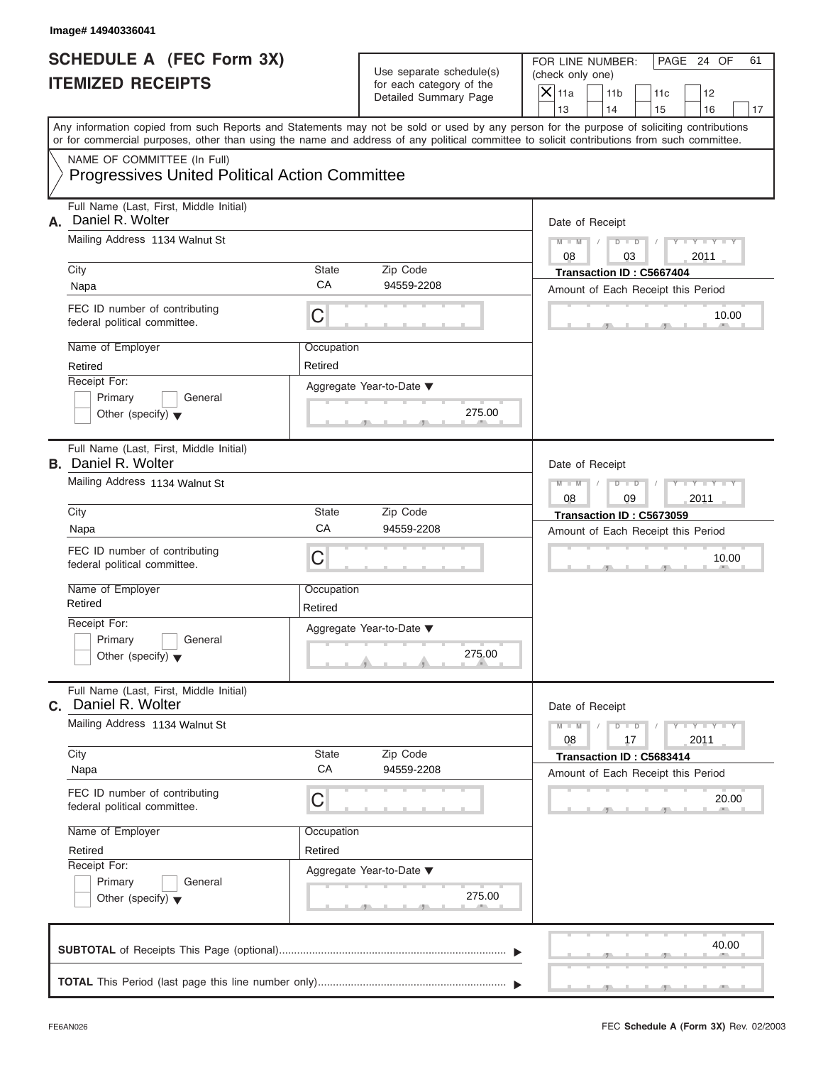Image# 14940336041

# SCHEDULE A (FEC Form 3X)
# ITEMIZED RECEIPTS

Use separate schedule(s) for each category of the Detailed Summary Page

FOR LINE NUMBER: (check only one)

[X] 11a [ ] 11b [ ] 11c [ ] 12 [ ] 13 [ ] 14 [ ] 15 [ ] 16 [ ] 17

Any information copied from such Reports and Statements may not be sold or used by any person for the purpose of soliciting contributions or for commercial purposes, other than using the name and address of any political committee to solicit contributions from such committee.

NAME OF COMMITTEE (In Full)

Progressives United Political Action Committee

---

**A.** Full Name (Last, First, Middle Initial): Daniel R. Wolter

Mailing Address: 1134 Walnut St

City: Napa | State: CA | Zip Code: 94559-2208

FEC ID number of contributing federal political committee: C

Name of Employer: Retired | Occupation: Retired

Receipt For: [ ] Primary [ ] General [ ] Other (specify)

Aggregate Year-to-Date: 275.00

Date of Receipt: 08 / 03 / 2011

Transaction ID : C5667404

Amount of Each Receipt this Period: 10.00

---

**B.** Full Name (Last, First, Middle Initial): Daniel R. Wolter

Mailing Address: 1134 Walnut St

City: Napa | State: CA | Zip Code: 94559-2208

FEC ID number of contributing federal political committee: C

Name of Employer: Retired | Occupation: Retired

Receipt For: [ ] Primary [ ] General [ ] Other (specify)

Aggregate Year-to-Date: 275.00

Date of Receipt: 08 / 09 / 2011

Transaction ID : C5673059

Amount of Each Receipt this Period: 10.00

---

**C.** Full Name (Last, First, Middle Initial): Daniel R. Wolter

Mailing Address: 1134 Walnut St

City: Napa | State: CA | Zip Code: 94559-2208

FEC ID number of contributing federal political committee: C

Name of Employer: Retired | Occupation: Retired

Receipt For: [ ] Primary [ ] General [ ] Other (specify)

Aggregate Year-to-Date: 275.00

Date of Receipt: 08 / 17 / 2011

Transaction ID : C5683414

Amount of Each Receipt this Period: 20.00

---

**SUBTOTAL** of Receipts This Page (optional): 40.00

**TOTAL** This Period (last page this line number only):

FE6AN026 FEC **Schedule A** (Form 3X) Rev. 02/2003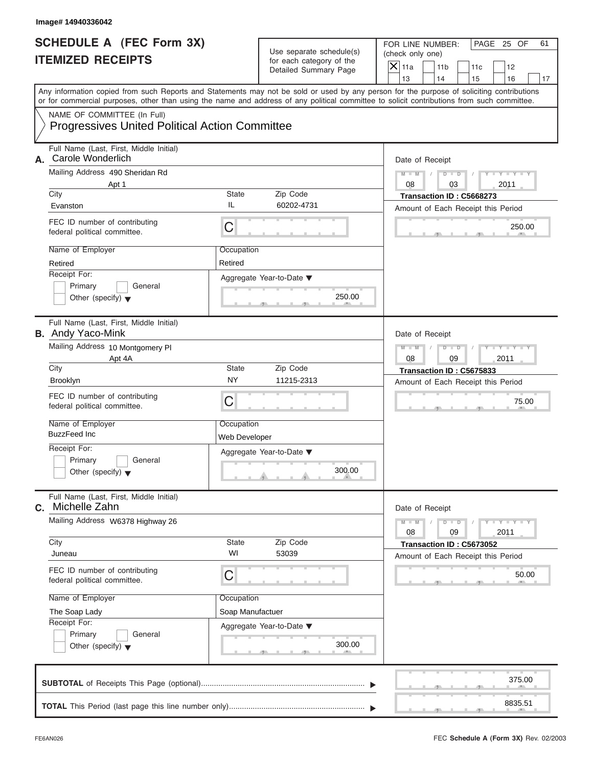Image# 14940336042

# SCHEDULE A (FEC Form 3X) ITEMIZED RECEIPTS

Use separate schedule(s) for each category of the Detailed Summary Page

FOR LINE NUMBER: (check only one)

- [X] 11a
- [ ] 11b
- [ ] 11c
- [ ] 12
- [ ] 13
- [ ] 14
- [ ] 15
- [ ] 16
- [ ] 17

PAGE 25 OF 61

Any information copied from such Reports and Statements may not be sold or used by any person for the purpose of soliciting contributions or for commercial purposes, other than using the name and address of any political committee to solicit contributions from such committee.

NAME OF COMMITTEE (In Full)

**Progressives United Political Action Committee**

---

**A.** Full Name (Last, First, Middle Initial): Carole Wonderlich

Mailing Address: 490 Sheridan Rd, Apt 1

| City | State | Zip Code |
|---|---|---|
| Evanston | IL | 60202-4731 |

FEC ID number of contributing federal political committee: C

| Name of Employer | Occupation |
|---|---|
| Retired | Retired |

Receipt For: Primary / General / Other (specify)

Aggregate Year-to-Date: 250.00

Date of Receipt: 08 / 03 / 2011

Transaction ID : C5668273

Amount of Each Receipt this Period: 250.00

---

**B.** Full Name (Last, First, Middle Initial): Andy Yaco-Mink

Mailing Address: 10 Montgomery Pl, Apt 4A

| City | State | Zip Code |
|---|---|---|
| Brooklyn | NY | 11215-2313 |

FEC ID number of contributing federal political committee: C

| Name of Employer | Occupation |
|---|---|
| BuzzFeed Inc | Web Developer |

Receipt For: Primary / General / Other (specify)

Aggregate Year-to-Date: 300.00

Date of Receipt: 08 / 09 / 2011

Transaction ID : C5675833

Amount of Each Receipt this Period: 75.00

---

**C.** Full Name (Last, First, Middle Initial): Michelle Zahn

Mailing Address: W6378 Highway 26

| City | State | Zip Code |
|---|---|---|
| Juneau | WI | 53039 |

FEC ID number of contributing federal political committee: C

| Name of Employer | Occupation |
|---|---|
| The Soap Lady | Soap Manufactuer |

Receipt For: Primary / General / Other (specify)

Aggregate Year-to-Date: 300.00

Date of Receipt: 08 / 09 / 2011

Transaction ID : C5673052

Amount of Each Receipt this Period: 50.00

---

**SUBTOTAL** of Receipts This Page (optional): 375.00

**TOTAL** This Period (last page this line number only): 8835.51

FE6AN026 FEC **Schedule A** (Form 3X) Rev. 02/2003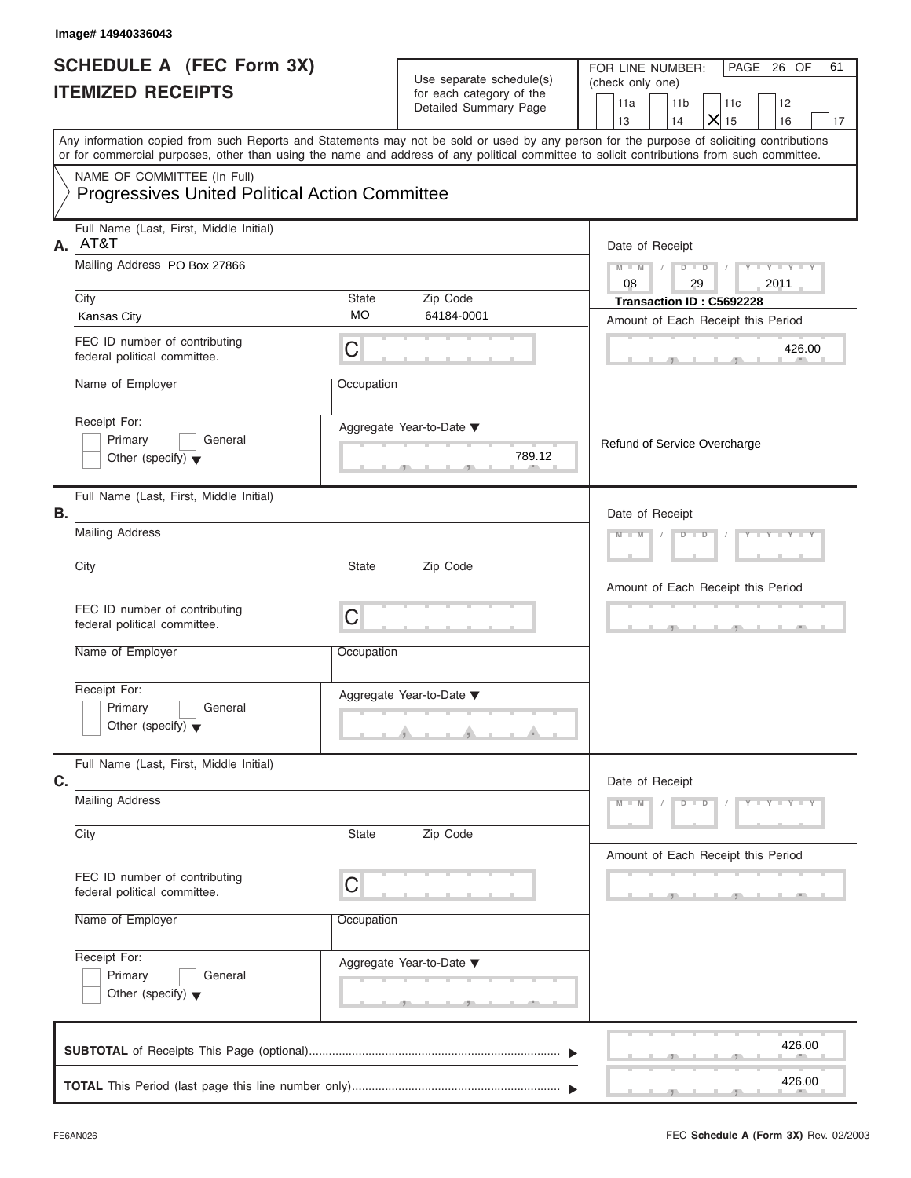Image# 14940336043

# SCHEDULE A (FEC Form 3X)
## ITEMIZED RECEIPTS

Use separate schedule(s) for each category of the Detailed Summary Page

FOR LINE NUMBER: (check only one)

- [ ] 11a
- [ ] 11b
- [ ] 11c
- [ ] 12
- [ ] 13
- [ ] 14
- [x] 15
- [ ] 16
- [ ] 17

Any information copied from such Reports and Statements may not be sold or used by any person for the purpose of soliciting contributions or for commercial purposes, other than using the name and address of any political committee to solicit contributions from such committee.

NAME OF COMMITTEE (In Full)
**Progressives United Political Action Committee**

---

**A.** Full Name (Last, First, Middle Initial): AT&T

Mailing Address: PO Box 27866

City: Kansas City | State: MO | Zip Code: 64184-0001

FEC ID number of contributing federal political committee: C

Name of Employer:

Occupation:

Receipt For: [ ] Primary [ ] General [ ] Other (specify)

Aggregate Year-to-Date: 789.12

Date of Receipt: 08 / 29 / 2011

**Transaction ID : C5692228**

Amount of Each Receipt this Period: 426.00

Refund of Service Overcharge

---

**B.** Full Name (Last, First, Middle Initial):

Mailing Address:

City: | State: | Zip Code:

FEC ID number of contributing federal political committee: C

Name of Employer:

Occupation:

Receipt For: [ ] Primary [ ] General [ ] Other (specify)

Aggregate Year-to-Date:

Date of Receipt:

Amount of Each Receipt this Period:

---

**C.** Full Name (Last, First, Middle Initial):

Mailing Address:

City: | State: | Zip Code:

FEC ID number of contributing federal political committee: C

Name of Employer:

Occupation:

Receipt For: [ ] Primary [ ] General [ ] Other (specify)

Aggregate Year-to-Date:

Date of Receipt:

Amount of Each Receipt this Period:

---

**SUBTOTAL** of Receipts This Page (optional): 426.00

**TOTAL** This Period (last page this line number only): 426.00

FE6AN026

FEC **Schedule A** (**Form 3X**) Rev. 02/2003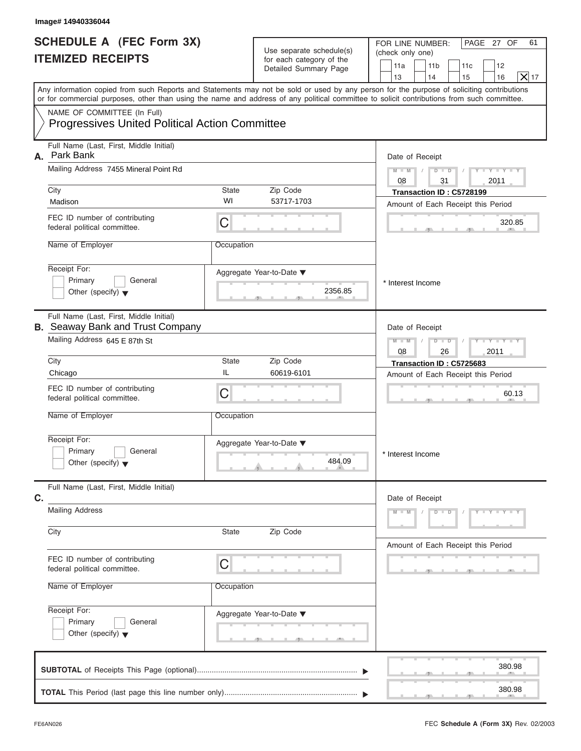Image# 14940336044

# SCHEDULE A (FEC Form 3X)
## ITEMIZED RECEIPTS

Use separate schedule(s) for each category of the Detailed Summary Page

FOR LINE NUMBER: (check only one)

11a | 11b | 11c | 12 | 13 | 14 | 15 | 16 | [X] 17

Any information copied from such Reports and Statements may not be sold or used by any person for the purpose of soliciting contributions or for commercial purposes, other than using the name and address of any political committee to solicit contributions from such committee.

NAME OF COMMITTEE (In Full)
Progressives United Political Action Committee

---

**A.** Full Name (Last, First, Middle Initial): Park Bank

Mailing Address: 7455 Mineral Point Rd

City: Madison | State: WI | Zip Code: 53717-1703

FEC ID number of contributing federal political committee: C

Name of Employer:

Occupation:

Receipt For: Primary / General / Other (specify)

Date of Receipt: 08 / 31 / 2011

Transaction ID : C5728199

Amount of Each Receipt this Period: 320.85

Aggregate Year-to-Date: 2356.85

* Interest Income

---

**B.** Full Name (Last, First, Middle Initial): Seaway Bank and Trust Company

Mailing Address: 645 E 87th St

City: Chicago | State: IL | Zip Code: 60619-6101

FEC ID number of contributing federal political committee: C

Name of Employer:

Occupation:

Receipt For: Primary / General / Other (specify)

Date of Receipt: 08 / 26 / 2011

Transaction ID : C5725683

Amount of Each Receipt this Period: 60.13

Aggregate Year-to-Date: 484.09

* Interest Income

---

**C.** Full Name (Last, First, Middle Initial):

Mailing Address:

City: | State: | Zip Code:

FEC ID number of contributing federal political committee: C

Name of Employer:

Occupation:

Receipt For: Primary / General / Other (specify)

Date of Receipt: M M / D D / Y Y Y Y

Amount of Each Receipt this Period:

Aggregate Year-to-Date:

---

**SUBTOTAL** of Receipts This Page (optional): 380.98

**TOTAL** This Period (last page this line number only): 380.98

FE6AN026

FEC Schedule A (Form 3X) Rev. 02/2003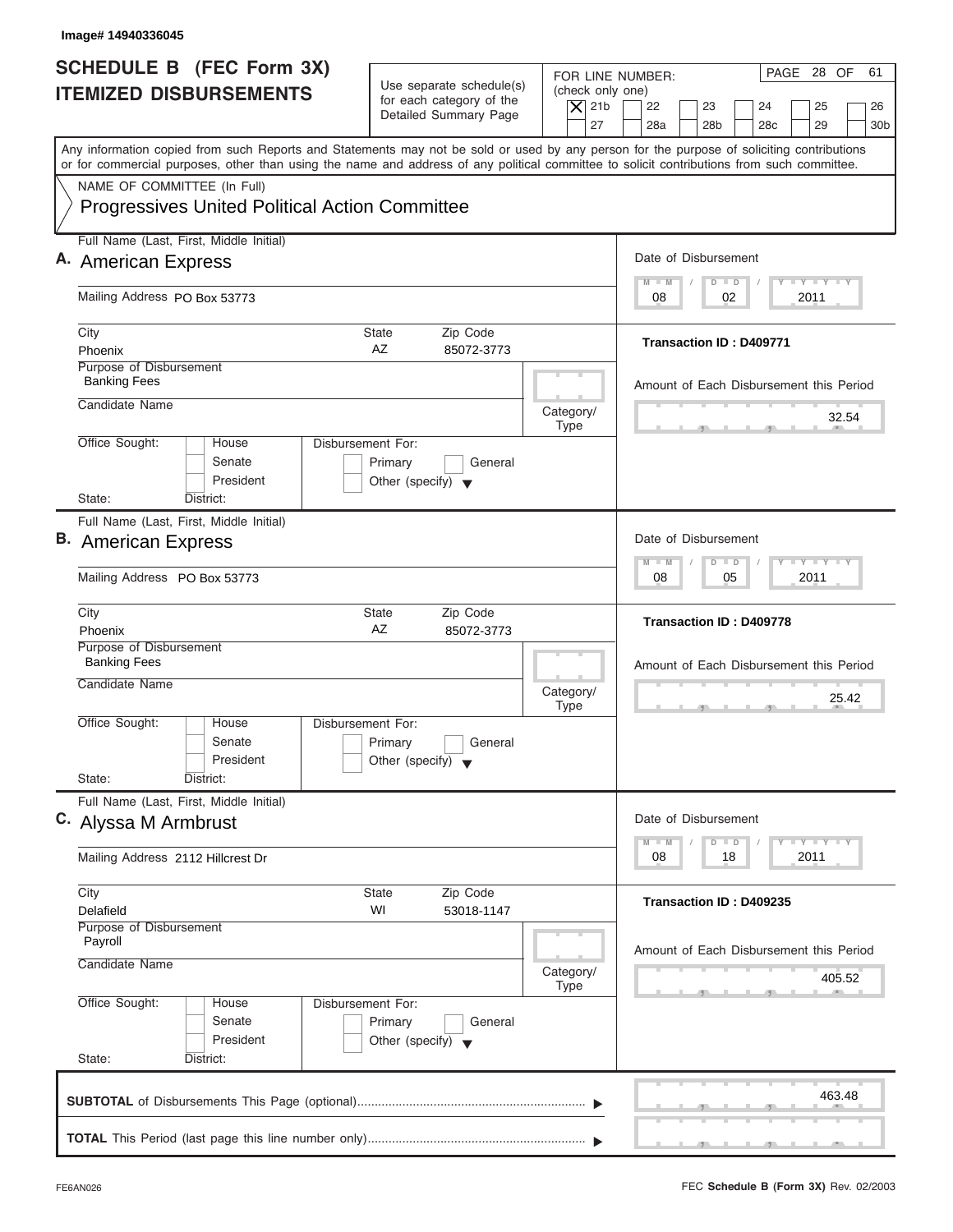Image# 14940336045

# SCHEDULE B (FEC Form 3X) ITEMIZED DISBURSEMENTS

Use separate schedule(s) for each category of the Detailed Summary Page

FOR LINE NUMBER: (check only one)
[X] 21b [ ] 22 [ ] 23 [ ] 24 [ ] 25 [ ] 26 [ ] 27 [ ] 28a [ ] 28b [ ] 28c [ ] 29 [ ] 30b

PAGE 28 OF 61

Any information copied from such Reports and Statements may not be sold or used by any person for the purpose of soliciting contributions or for commercial purposes, other than using the name and address of any political committee to solicit contributions from such committee.

NAME OF COMMITTEE (In Full)
Progressives United Political Action Committee

---

**A.** Full Name (Last, First, Middle Initial): American Express

Mailing Address: PO Box 53773

City: Phoenix | State: AZ | Zip Code: 85072-3773

Purpose of Disbursement: Banking Fees

Candidate Name:

Category/Type:

Office Sought: [ ] House [ ] Senate [ ] President
State: District:

Disbursement For: [ ] Primary [ ] General [ ] Other (specify)

Date of Disbursement: 08/02/2011

Transaction ID : D409771

Amount of Each Disbursement this Period: 32.54

---

**B.** Full Name (Last, First, Middle Initial): American Express

Mailing Address: PO Box 53773

City: Phoenix | State: AZ | Zip Code: 85072-3773

Purpose of Disbursement: Banking Fees

Candidate Name:

Category/Type:

Office Sought: [ ] House [ ] Senate [ ] President
State: District:

Disbursement For: [ ] Primary [ ] General [ ] Other (specify)

Date of Disbursement: 08/05/2011

Transaction ID : D409778

Amount of Each Disbursement this Period: 25.42

---

**C.** Full Name (Last, First, Middle Initial): Alyssa M Armbrust

Mailing Address: 2112 Hillcrest Dr

City: Delafield | State: WI | Zip Code: 53018-1147

Purpose of Disbursement: Payroll

Candidate Name:

Category/Type:

Office Sought: [ ] House [ ] Senate [ ] President
State: District:

Disbursement For: [ ] Primary [ ] General [ ] Other (specify)

Date of Disbursement: 08/18/2011

Transaction ID : D409235

Amount of Each Disbursement this Period: 405.52

---

**SUBTOTAL** of Disbursements This Page (optional): 463.48

**TOTAL** This Period (last page this line number only):

FE6AN026

FEC **Schedule B (Form 3X)** Rev. 02/2003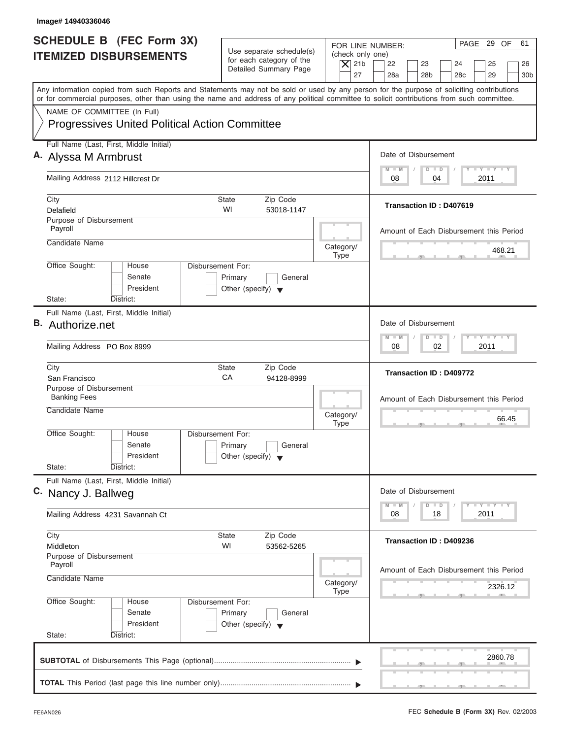Image# 14940336046

# SCHEDULE B (FEC Form 3X) ITEMIZED DISBURSEMENTS

Use separate schedule(s) for each category of the Detailed Summary Page

FOR LINE NUMBER: (check only one)

[X] 21b [ ] 22 [ ] 23 [ ] 24 [ ] 25 [ ] 26 [ ] 27 [ ] 28a [ ] 28b [ ] 28c [ ] 29 [ ] 30b

PAGE 29 OF 61

Any information copied from such Reports and Statements may not be sold or used by any person for the purpose of soliciting contributions or for commercial purposes, other than using the name and address of any political committee to solicit contributions from such committee.

NAME OF COMMITTEE (In Full)

Progressives United Political Action Committee

---

**A.** Full Name (Last, First, Middle Initial): Alyssa M Armbrust

Mailing Address: 2112 Hillcrest Dr

City: Delafield | State: WI | Zip Code: 53018-1147

Purpose of Disbursement: Payroll

Candidate Name:

Category/Type:

Office Sought: [ ] House [ ] Senate [ ] President

State: District:

Disbursement For: [ ] Primary [ ] General [ ] Other (specify)

Date of Disbursement: 08 / 04 / 2011

Transaction ID : D407619

Amount of Each Disbursement this Period: 468.21

---

**B.** Full Name (Last, First, Middle Initial): Authorize.net

Mailing Address: PO Box 8999

City: San Francisco | State: CA | Zip Code: 94128-8999

Purpose of Disbursement: Banking Fees

Candidate Name:

Category/Type:

Office Sought: [ ] House [ ] Senate [ ] President

State: District:

Disbursement For: [ ] Primary [ ] General [ ] Other (specify)

Date of Disbursement: 08 / 02 / 2011

Transaction ID : D409772

Amount of Each Disbursement this Period: 66.45

---

**C.** Full Name (Last, First, Middle Initial): Nancy J. Ballweg

Mailing Address: 4231 Savannah Ct

City: Middleton | State: WI | Zip Code: 53562-5265

Purpose of Disbursement: Payroll

Candidate Name:

Category/Type:

Office Sought: [ ] House [ ] Senate [ ] President

State: District:

Disbursement For: [ ] Primary [ ] General [ ] Other (specify)

Date of Disbursement: 08 / 18 / 2011

Transaction ID : D409236

Amount of Each Disbursement this Period: 2326.12

---

**SUBTOTAL** of Disbursements This Page (optional): 2860.78

**TOTAL** This Period (last page this line number only):

FE6AN026 FEC **Schedule B (Form 3X)** Rev. 02/2003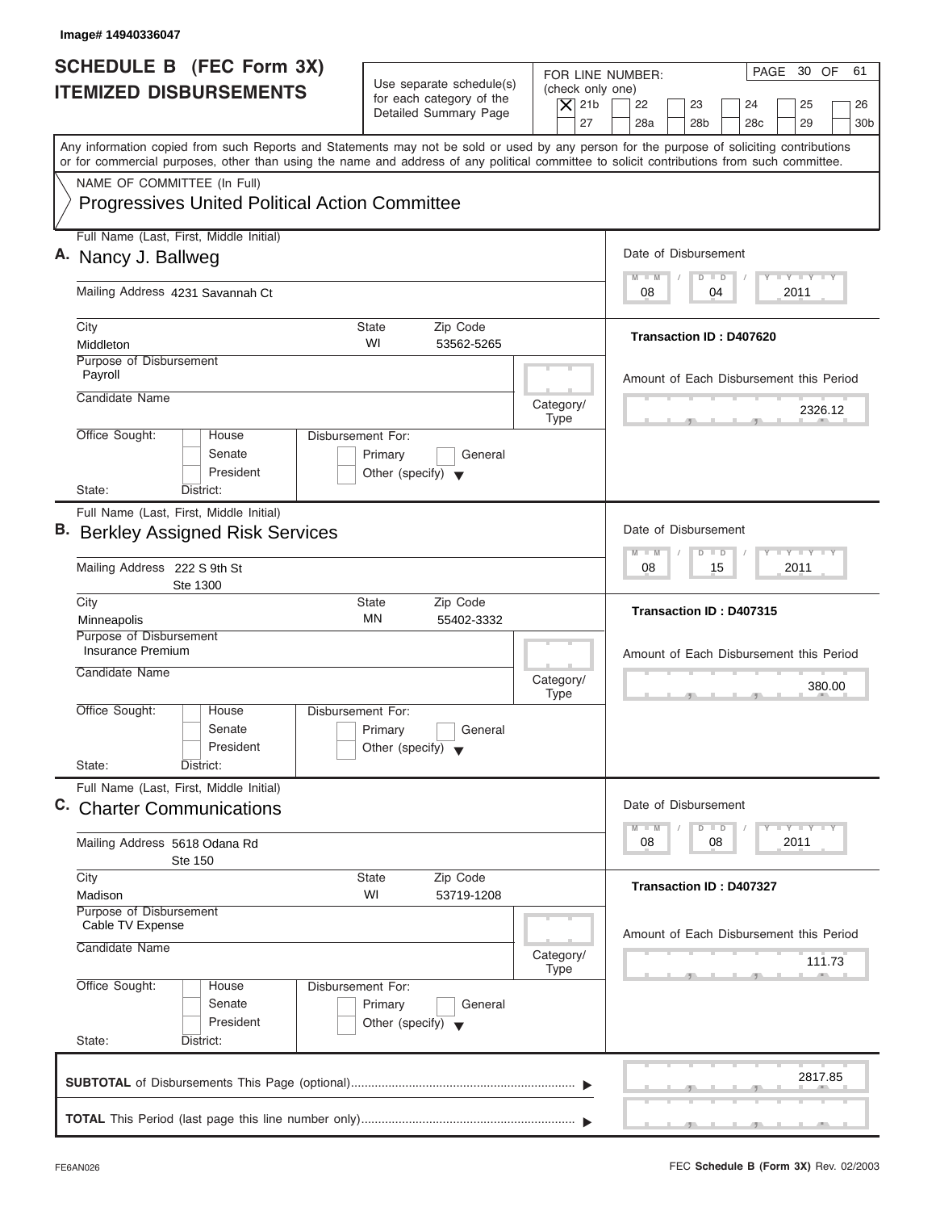Image# 14940336047

# SCHEDULE B (FEC Form 3X) ITEMIZED DISBURSEMENTS

Use separate schedule(s) for each category of the Detailed Summary Page

FOR LINE NUMBER: (check only one)
[X] 21b [ ] 22 [ ] 23 [ ] 24 [ ] 25 [ ] 26 [ ] 27 [ ] 28a [ ] 28b [ ] 28c [ ] 29 [ ] 30b

PAGE 30 OF 61

Any information copied from such Reports and Statements may not be sold or used by any person for the purpose of soliciting contributions or for commercial purposes, other than using the name and address of any political committee to solicit contributions from such committee.

NAME OF COMMITTEE (In Full)
Progressives United Political Action Committee

## A. Nancy J. Ballweg

Full Name (Last, First, Middle Initial): Nancy J. Ballweg
Mailing Address: 4231 Savannah Ct
City: Middleton
State: WI
Zip Code: 53562-5265
Purpose of Disbursement: Payroll
Candidate Name:
Category/Type:
Office Sought: [ ] House [ ] Senate [ ] President
State: District:
Disbursement For: [ ] Primary [ ] General [ ] Other (specify)

Date of Disbursement: 08 / 04 / 2011
Transaction ID : D407620
Amount of Each Disbursement this Period: 2326.12

## B. Berkley Assigned Risk Services

Full Name (Last, First, Middle Initial): Berkley Assigned Risk Services
Mailing Address: 222 S 9th St, Ste 1300
City: Minneapolis
State: MN
Zip Code: 55402-3332
Purpose of Disbursement: Insurance Premium
Candidate Name:
Category/Type:
Office Sought: [ ] House [ ] Senate [ ] President
State: District:
Disbursement For: [ ] Primary [ ] General [ ] Other (specify)

Date of Disbursement: 08 / 15 / 2011
Transaction ID : D407315
Amount of Each Disbursement this Period: 380.00

## C. Charter Communications

Full Name (Last, First, Middle Initial): Charter Communications
Mailing Address: 5618 Odana Rd, Ste 150
City: Madison
State: WI
Zip Code: 53719-1208
Purpose of Disbursement: Cable TV Expense
Candidate Name:
Category/Type:
Office Sought: [ ] House [ ] Senate [ ] President
State: District:
Disbursement For: [ ] Primary [ ] General [ ] Other (specify)

Date of Disbursement: 08 / 08 / 2011
Transaction ID : D407327
Amount of Each Disbursement this Period: 111.73

**SUBTOTAL** of Disbursements This Page (optional): 2817.85

**TOTAL** This Period (last page this line number only):

FE6AN026 — FEC **Schedule B (Form 3X)** Rev. 02/2003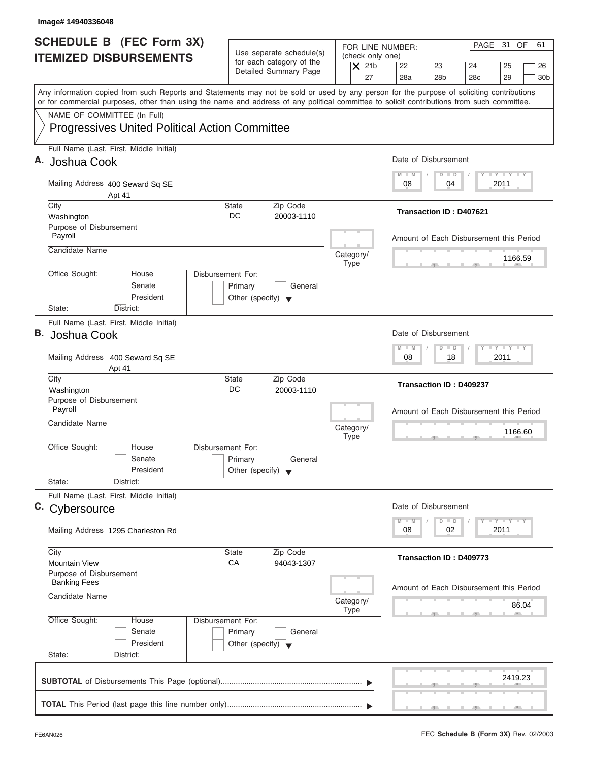Image# 14940336048

# SCHEDULE B (FEC Form 3X) ITEMIZED DISBURSEMENTS

Use separate schedule(s) for each category of the Detailed Summary Page

FOR LINE NUMBER: (check only one)
[X] 21b [ ] 22 [ ] 23 [ ] 24 [ ] 25 [ ] 26 [ ] 27 [ ] 28a [ ] 28b [ ] 28c [ ] 29 [ ] 30b

Any information copied from such Reports and Statements may not be sold or used by any person for the purpose of soliciting contributions or for commercial purposes, other than using the name and address of any political committee to solicit contributions from such committee.

NAME OF COMMITTEE (In Full)
Progressives United Political Action Committee

---

**A.** Full Name (Last, First, Middle Initial): Joshua Cook

Mailing Address: 400 Seward Sq SE Apt 41

City: Washington | State: DC | Zip Code: 20003-1110

Purpose of Disbursement: Payroll

Candidate Name:

Category/Type:

Office Sought: House / Senate / President | State: | District:

Disbursement For: Primary / General / Other (specify)

Date of Disbursement: 08 / 04 / 2011

Transaction ID : D407621

Amount of Each Disbursement this Period: 1166.59

---

**B.** Full Name (Last, First, Middle Initial): Joshua Cook

Mailing Address: 400 Seward Sq SE Apt 41

City: Washington | State: DC | Zip Code: 20003-1110

Purpose of Disbursement: Payroll

Candidate Name:

Category/Type:

Office Sought: House / Senate / President | State: | District:

Disbursement For: Primary / General / Other (specify)

Date of Disbursement: 08 / 18 / 2011

Transaction ID : D409237

Amount of Each Disbursement this Period: 1166.60

---

**C.** Full Name (Last, First, Middle Initial): Cybersource

Mailing Address: 1295 Charleston Rd

City: Mountain View | State: CA | Zip Code: 94043-1307

Purpose of Disbursement: Banking Fees

Candidate Name:

Category/Type:

Office Sought: House / Senate / President | State: | District:

Disbursement For: Primary / General / Other (specify)

Date of Disbursement: 08 / 02 / 2011

Transaction ID : D409773

Amount of Each Disbursement this Period: 86.04

---

**SUBTOTAL** of Disbursements This Page (optional): 2419.23

**TOTAL** This Period (last page this line number only):

FE6AN026 FEC **Schedule B (Form 3X)** Rev. 02/2003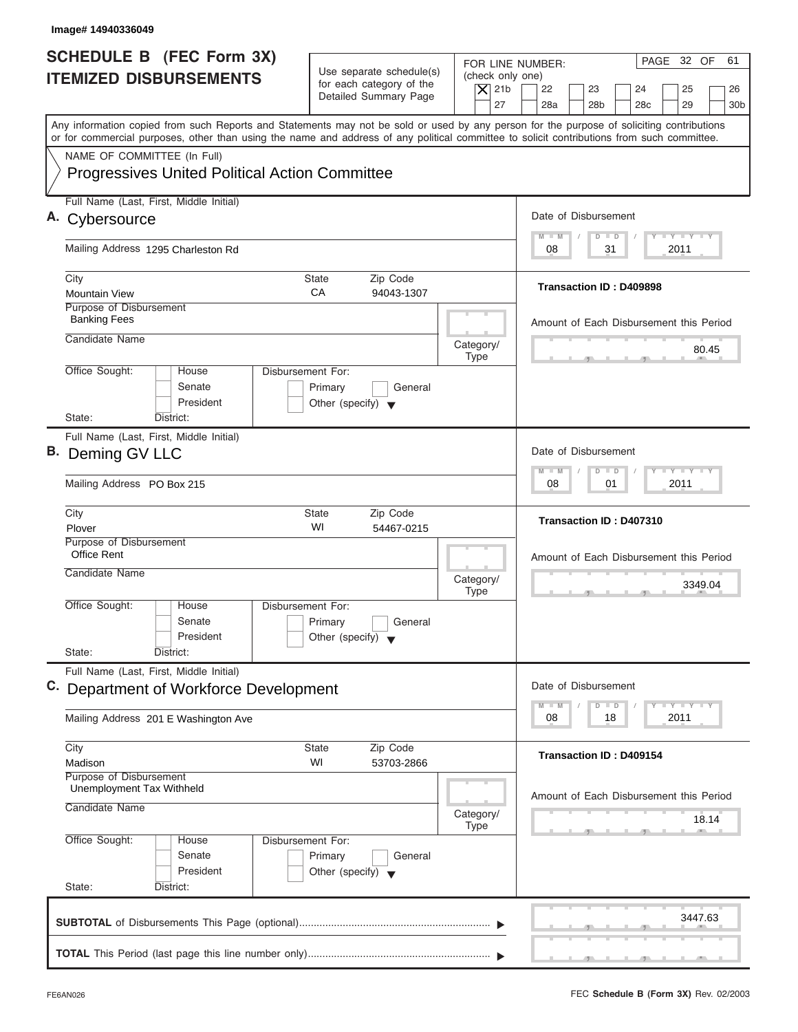Image# 14940336049

# SCHEDULE B (FEC Form 3X) ITEMIZED DISBURSEMENTS

Use separate schedule(s) for each category of the Detailed Summary Page

FOR LINE NUMBER: (check only one)

[X] 21b [ ] 22 [ ] 23 [ ] 24 [ ] 25 [ ] 26 [ ] 27 [ ] 28a [ ] 28b [ ] 28c [ ] 29 [ ] 30b

PAGE 32 OF 61

Any information copied from such Reports and Statements may not be sold or used by any person for the purpose of soliciting contributions or for commercial purposes, other than using the name and address of any political committee to solicit contributions from such committee.

NAME OF COMMITTEE (In Full)

Progressives United Political Action Committee

---

**A.** Full Name (Last, First, Middle Initial): Cybersource

Mailing Address: 1295 Charleston Rd

City: Mountain View | State: CA | Zip Code: 94043-1307

Purpose of Disbursement: Banking Fees

Candidate Name:

Category/Type:

Office Sought: [ ] House [ ] Senate [ ] President

State: District:

Disbursement For: [ ] Primary [ ] General [ ] Other (specify)

Date of Disbursement: 08 / 31 / 2011

Transaction ID : D409898

Amount of Each Disbursement this Period: 80.45

---

**B.** Full Name (Last, First, Middle Initial): Deming GV LLC

Mailing Address: PO Box 215

City: Plover | State: WI | Zip Code: 54467-0215

Purpose of Disbursement: Office Rent

Candidate Name:

Category/Type:

Office Sought: [ ] House [ ] Senate [ ] President

State: District:

Disbursement For: [ ] Primary [ ] General [ ] Other (specify)

Date of Disbursement: 08 / 01 / 2011

Transaction ID : D407310

Amount of Each Disbursement this Period: 3349.04

---

**C.** Full Name (Last, First, Middle Initial): Department of Workforce Development

Mailing Address: 201 E Washington Ave

City: Madison | State: WI | Zip Code: 53703-2866

Purpose of Disbursement: Unemployment Tax Withheld

Candidate Name:

Category/Type:

Office Sought: [ ] House [ ] Senate [ ] President

State: District:

Disbursement For: [ ] Primary [ ] General [ ] Other (specify)

Date of Disbursement: 08 / 18 / 2011

Transaction ID : D409154

Amount of Each Disbursement this Period: 18.14

---

**SUBTOTAL** of Disbursements This Page (optional): 3447.63

**TOTAL** This Period (last page this line number only):

FE6AN026

FEC **Schedule B (Form 3X)** Rev. 02/2003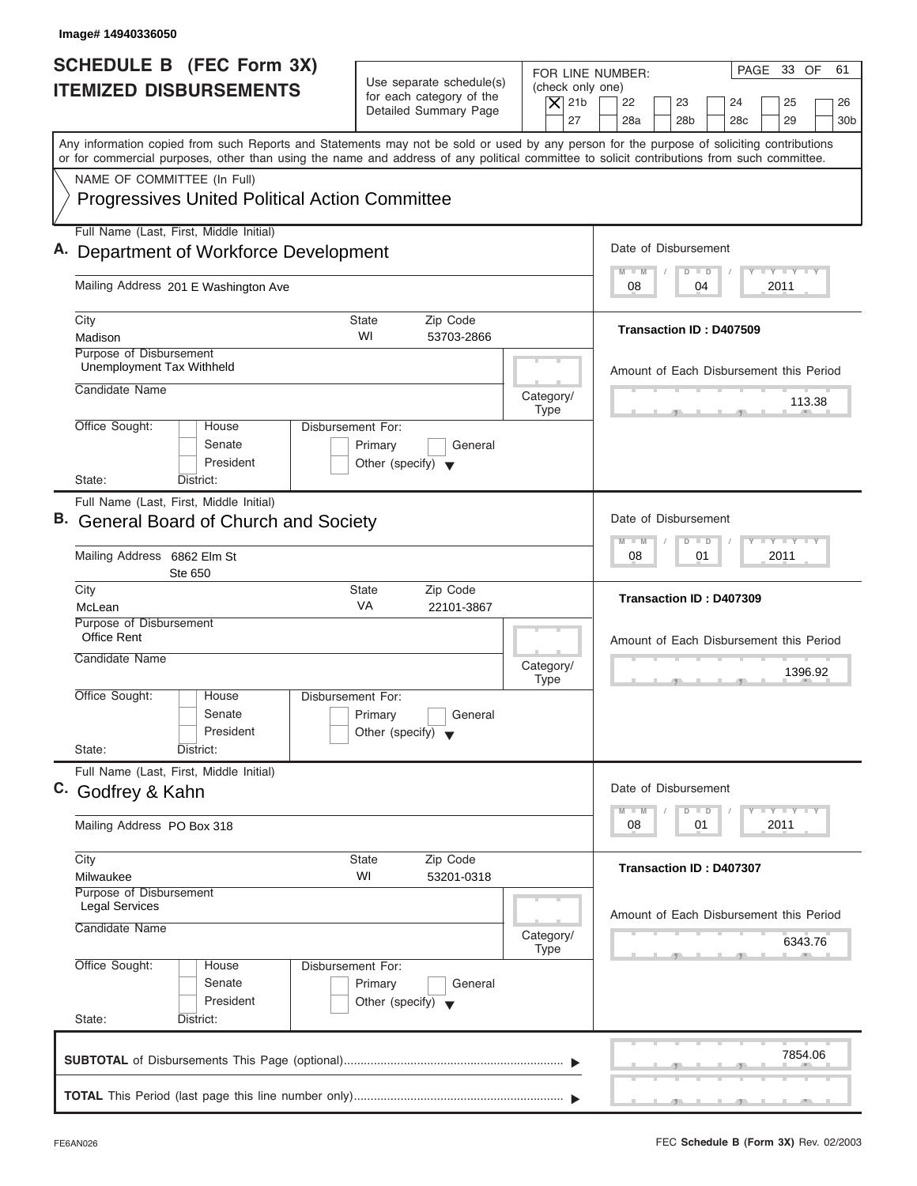Image# 14940336050

# SCHEDULE B (FEC Form 3X) ITEMIZED DISBURSEMENTS

Use separate schedule(s) for each category of the Detailed Summary Page

FOR LINE NUMBER: (check only one)
[X] 21b [ ] 22 [ ] 23 [ ] 24 [ ] 25 [ ] 26 [ ] 27 [ ] 28a [ ] 28b [ ] 28c [ ] 29 [ ] 30b

PAGE 33 OF 61

Any information copied from such Reports and Statements may not be sold or used by any person for the purpose of soliciting contributions or for commercial purposes, other than using the name and address of any political committee to solicit contributions from such committee.

NAME OF COMMITTEE (In Full)
Progressives United Political Action Committee

---

**A.** Full Name (Last, First, Middle Initial): Department of Workforce Development

Mailing Address: 201 E Washington Ave

City: Madison | State: WI | Zip Code: 53703-2866

Purpose of Disbursement: Unemployment Tax Withheld

Candidate Name:

Category/Type:

Office Sought: [ ] House [ ] Senate [ ] President

State: District:

Disbursement For: [ ] Primary [ ] General [ ] Other (specify)

Date of Disbursement: 08 / 04 / 2011

Transaction ID : D407509

Amount of Each Disbursement this Period: 113.38

---

**B.** Full Name (Last, First, Middle Initial): General Board of Church and Society

Mailing Address: 6862 Elm St, Ste 650

City: McLean | State: VA | Zip Code: 22101-3867

Purpose of Disbursement: Office Rent

Candidate Name:

Category/Type:

Office Sought: [ ] House [ ] Senate [ ] President

State: District:

Disbursement For: [ ] Primary [ ] General [ ] Other (specify)

Date of Disbursement: 08 / 01 / 2011

Transaction ID : D407309

Amount of Each Disbursement this Period: 1396.92

---

**C.** Full Name (Last, First, Middle Initial): Godfrey & Kahn

Mailing Address: PO Box 318

City: Milwaukee | State: WI | Zip Code: 53201-0318

Purpose of Disbursement: Legal Services

Candidate Name:

Category/Type:

Office Sought: [ ] House [ ] Senate [ ] President

State: District:

Disbursement For: [ ] Primary [ ] General [ ] Other (specify)

Date of Disbursement: 08 / 01 / 2011

Transaction ID : D407307

Amount of Each Disbursement this Period: 6343.76

---

**SUBTOTAL** of Disbursements This Page (optional): 7854.06

**TOTAL** This Period (last page this line number only):

FE6AN026

FEC **Schedule B (Form 3X)** Rev. 02/2003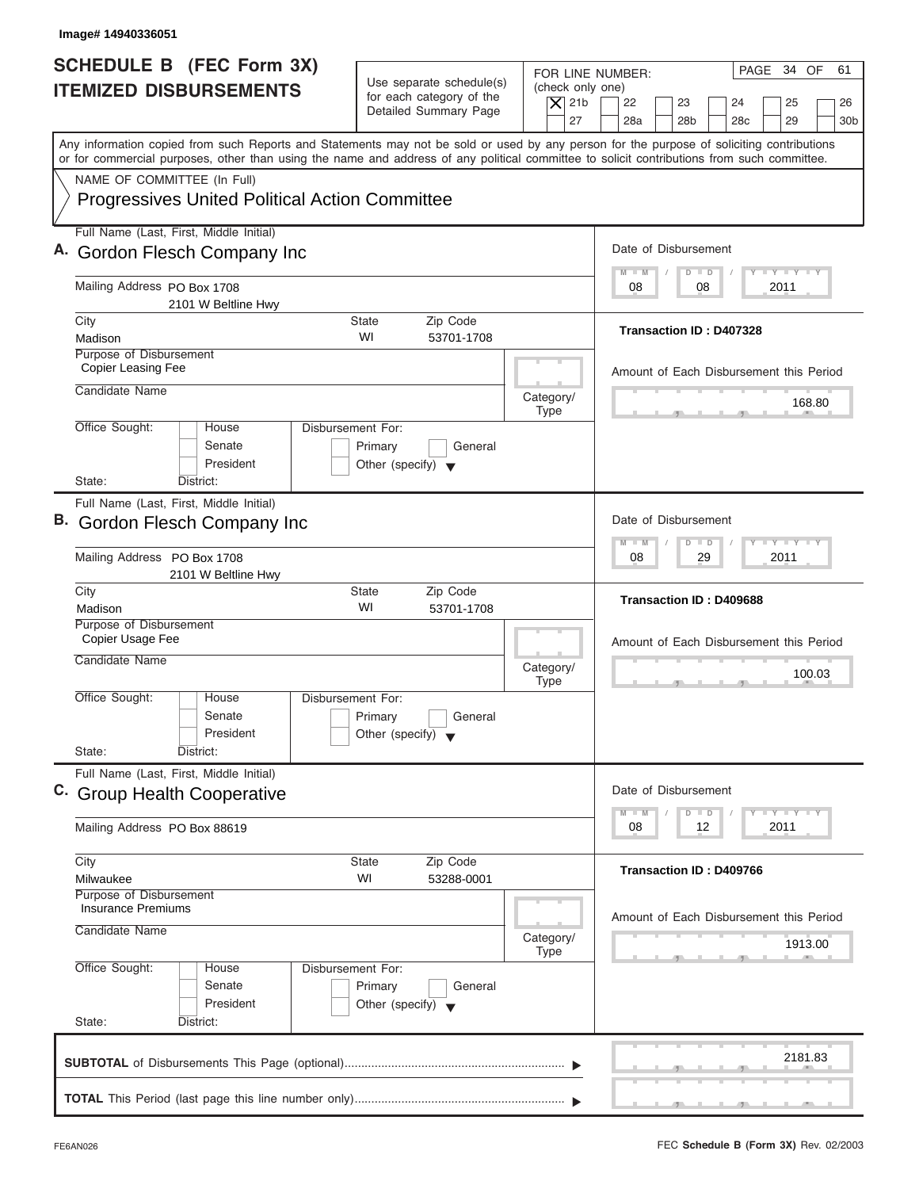Image# 14940336051

# SCHEDULE B (FEC Form 3X) ITEMIZED DISBURSEMENTS

Use separate schedule(s) for each category of the Detailed Summary Page

FOR LINE NUMBER: (check only one)

[X] 21b [ ] 22 [ ] 23 [ ] 24 [ ] 25 [ ] 26 [ ] 27 [ ] 28a [ ] 28b [ ] 28c [ ] 29 [ ] 30b

PAGE 34 OF 61

Any information copied from such Reports and Statements may not be sold or used by any person for the purpose of soliciting contributions or for commercial purposes, other than using the name and address of any political committee to solicit contributions from such committee.

NAME OF COMMITTEE (In Full)

Progressives United Political Action Committee

---

**A.** Full Name (Last, First, Middle Initial): Gordon Flesch Company Inc

Mailing Address: PO Box 1708, 2101 W Beltline Hwy

City: Madison | State: WI | Zip Code: 53701-1708

Purpose of Disbursement: Copier Leasing Fee

Candidate Name:

Category/Type:

Office Sought: [ ] House [ ] Senate [ ] President

State: District:

Disbursement For: [ ] Primary [ ] General [ ] Other (specify)

Date of Disbursement: 08/08/2011

Transaction ID : D407328

Amount of Each Disbursement this Period: 168.80

---

**B.** Full Name (Last, First, Middle Initial): Gordon Flesch Company Inc

Mailing Address: PO Box 1708, 2101 W Beltline Hwy

City: Madison | State: WI | Zip Code: 53701-1708

Purpose of Disbursement: Copier Usage Fee

Candidate Name:

Category/Type:

Office Sought: [ ] House [ ] Senate [ ] President

State: District:

Disbursement For: [ ] Primary [ ] General [ ] Other (specify)

Date of Disbursement: 08/29/2011

Transaction ID : D409688

Amount of Each Disbursement this Period: 100.03

---

**C.** Full Name (Last, First, Middle Initial): Group Health Cooperative

Mailing Address: PO Box 88619

City: Milwaukee | State: WI | Zip Code: 53288-0001

Purpose of Disbursement: Insurance Premiums

Candidate Name:

Category/Type:

Office Sought: [ ] House [ ] Senate [ ] President

State: District:

Disbursement For: [ ] Primary [ ] General [ ] Other (specify)

Date of Disbursement: 08/12/2011

Transaction ID : D409766

Amount of Each Disbursement this Period: 1913.00

---

**SUBTOTAL** of Disbursements This Page (optional): 2181.83

**TOTAL** This Period (last page this line number only):

FE6AN026

FEC **Schedule B (Form 3X)** Rev. 02/2003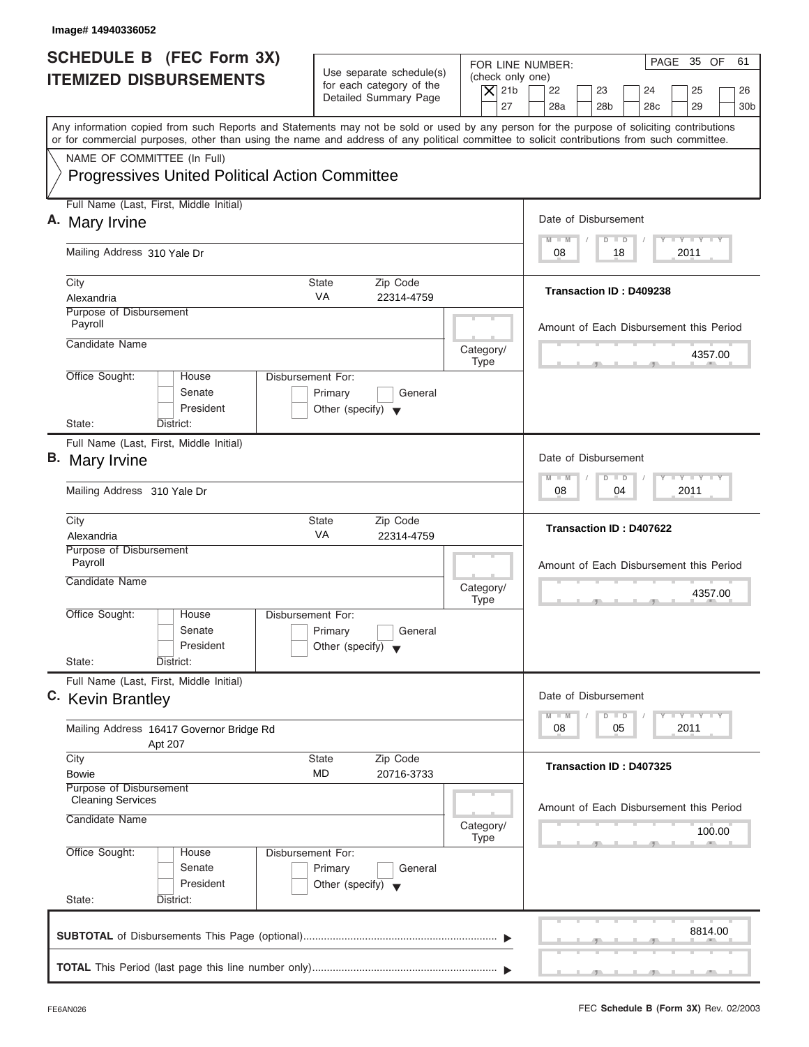Image# 14940336052

# SCHEDULE B (FEC Form 3X) ITEMIZED DISBURSEMENTS

Use separate schedule(s) for each category of the Detailed Summary Page

FOR LINE NUMBER: (check only one)

[X] 21b [ ] 22 [ ] 23 [ ] 24 [ ] 25 [ ] 26 [ ] 27 [ ] 28a [ ] 28b [ ] 28c [ ] 29 [ ] 30b

Any information copied from such Reports and Statements may not be sold or used by any person for the purpose of soliciting contributions or for commercial purposes, other than using the name and address of any political committee to solicit contributions from such committee.

NAME OF COMMITTEE (In Full)

Progressives United Political Action Committee

---

**A.** Full Name (Last, First, Middle Initial): Mary Irvine

Mailing Address: 310 Yale Dr

City: Alexandria | State: VA | Zip Code: 22314-4759

Purpose of Disbursement: Payroll

Candidate Name:

Category/Type:

Office Sought: [ ] House [ ] Senate [ ] President

State: District:

Disbursement For: [ ] Primary [ ] General [ ] Other (specify)

Date of Disbursement: 08 / 18 / 2011

Transaction ID : D409238

Amount of Each Disbursement this Period: 4357.00

---

**B.** Full Name (Last, First, Middle Initial): Mary Irvine

Mailing Address: 310 Yale Dr

City: Alexandria | State: VA | Zip Code: 22314-4759

Purpose of Disbursement: Payroll

Candidate Name:

Category/Type:

Office Sought: [ ] House [ ] Senate [ ] President

State: District:

Disbursement For: [ ] Primary [ ] General [ ] Other (specify)

Date of Disbursement: 08 / 04 / 2011

Transaction ID : D407622

Amount of Each Disbursement this Period: 4357.00

---

**C.** Full Name (Last, First, Middle Initial): Kevin Brantley

Mailing Address: 16417 Governor Bridge Rd, Apt 207

City: Bowie | State: MD | Zip Code: 20716-3733

Purpose of Disbursement: Cleaning Services

Candidate Name:

Category/Type:

Office Sought: [ ] House [ ] Senate [ ] President

State: District:

Disbursement For: [ ] Primary [ ] General [ ] Other (specify)

Date of Disbursement: 08 / 05 / 2011

Transaction ID : D407325

Amount of Each Disbursement this Period: 100.00

---

**SUBTOTAL** of Disbursements This Page (optional): 8814.00

**TOTAL** This Period (last page this line number only):

FE6AN026

FEC **Schedule B (Form 3X)** Rev. 02/2003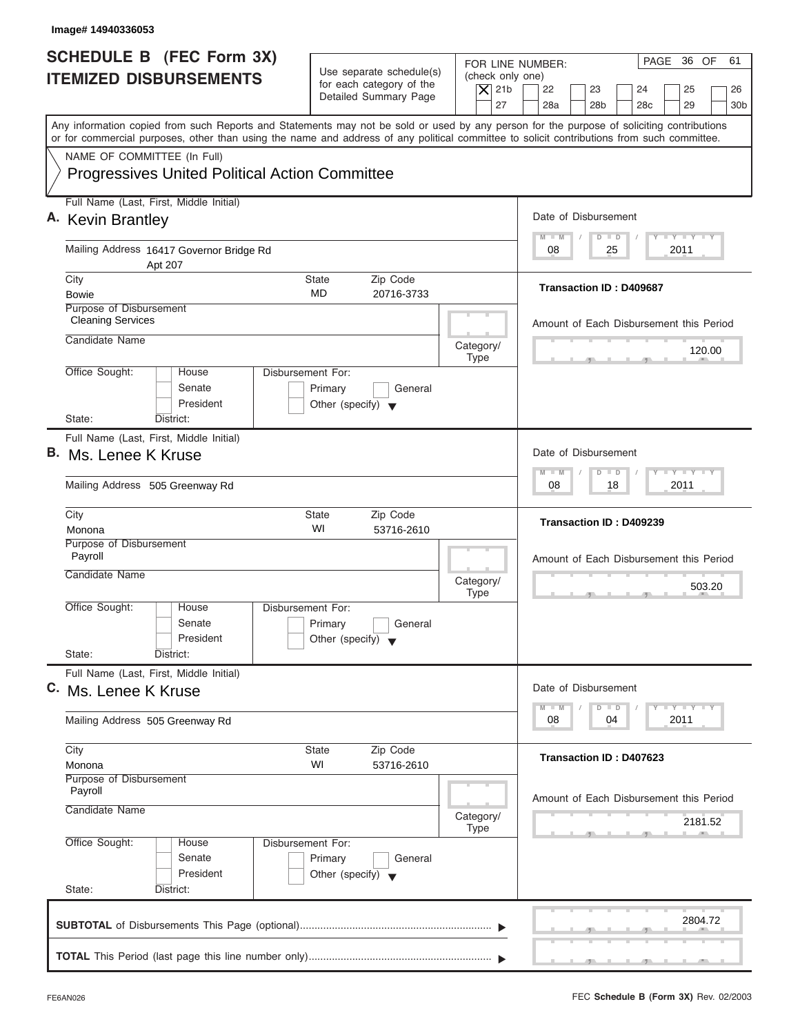Image# 14940336053

# SCHEDULE B (FEC Form 3X) ITEMIZED DISBURSEMENTS

Use separate schedule(s) for each category of the Detailed Summary Page

FOR LINE NUMBER: (check only one)

[X] 21b [ ] 22 [ ] 23 [ ] 24 [ ] 25 [ ] 26 [ ] 27 [ ] 28a [ ] 28b [ ] 28c [ ] 29 [ ] 30b

PAGE 36 OF 61

Any information copied from such Reports and Statements may not be sold or used by any person for the purpose of soliciting contributions or for commercial purposes, other than using the name and address of any political committee to solicit contributions from such committee.

NAME OF COMMITTEE (In Full)

Progressives United Political Action Committee

---

**A.** Full Name (Last, First, Middle Initial): Kevin Brantley

Mailing Address: 16417 Governor Bridge Rd Apt 207

City: Bowie | State: MD | Zip Code: 20716-3733

Purpose of Disbursement: Cleaning Services

Candidate Name:

Category/Type:

Office Sought: [ ] House [ ] Senate [ ] President

State: District:

Disbursement For: [ ] Primary [ ] General [ ] Other (specify)

Date of Disbursement: 08/25/2011

Transaction ID : D409687

Amount of Each Disbursement this Period: 120.00

---

**B.** Full Name (Last, First, Middle Initial): Ms. Lenee K Kruse

Mailing Address: 505 Greenway Rd

City: Monona | State: WI | Zip Code: 53716-2610

Purpose of Disbursement: Payroll

Candidate Name:

Category/Type:

Office Sought: [ ] House [ ] Senate [ ] President

State: District:

Disbursement For: [ ] Primary [ ] General [ ] Other (specify)

Date of Disbursement: 08/18/2011

Transaction ID : D409239

Amount of Each Disbursement this Period: 503.20

---

**C.** Full Name (Last, First, Middle Initial): Ms. Lenee K Kruse

Mailing Address: 505 Greenway Rd

City: Monona | State: WI | Zip Code: 53716-2610

Purpose of Disbursement: Payroll

Candidate Name:

Category/Type:

Office Sought: [ ] House [ ] Senate [ ] President

State: District:

Disbursement For: [ ] Primary [ ] General [ ] Other (specify)

Date of Disbursement: 08/04/2011

Transaction ID : D407623

Amount of Each Disbursement this Period: 2181.52

---

**SUBTOTAL** of Disbursements This Page (optional): 2804.72

**TOTAL** This Period (last page this line number only):

FE6AN026

FEC **Schedule B (Form 3X)** Rev. 02/2003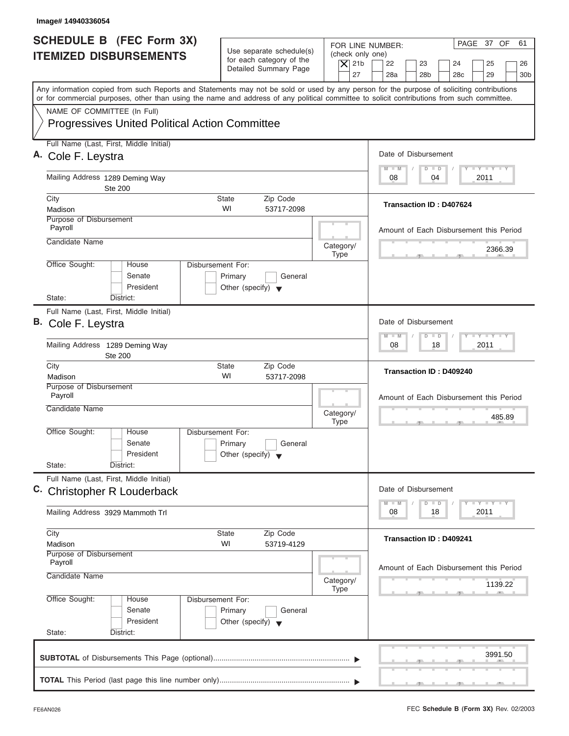Image# 14940336054

# SCHEDULE B (FEC Form 3X) ITEMIZED DISBURSEMENTS

Use separate schedule(s) for each category of the Detailed Summary Page

FOR LINE NUMBER: (check only one)

- [X] 21b
- [ ] 22
- [ ] 23
- [ ] 24
- [ ] 25
- [ ] 26
- [ ] 27
- [ ] 28a
- [ ] 28b
- [ ] 28c
- [ ] 29
- [ ] 30b

PAGE 37 OF 61

Any information copied from such Reports and Statements may not be sold or used by any person for the purpose of soliciting contributions or for commercial purposes, other than using the name and address of any political committee to solicit contributions from such committee.

NAME OF COMMITTEE (In Full)

Progressives United Political Action Committee

---

**A.** Full Name (Last, First, Middle Initial): Cole F. Leystra

Mailing Address: 1289 Deming Way, Ste 200

City: Madison | State: WI | Zip Code: 53717-2098

Purpose of Disbursement: Payroll

Candidate Name:

Category/Type:

Office Sought: House / Senate / President

State: | District:

Disbursement For: Primary / General / Other (specify)

Date of Disbursement: 08 / 04 / 2011

Transaction ID : D407624

Amount of Each Disbursement this Period: 2366.39

---

**B.** Full Name (Last, First, Middle Initial): Cole F. Leystra

Mailing Address: 1289 Deming Way, Ste 200

City: Madison | State: WI | Zip Code: 53717-2098

Purpose of Disbursement: Payroll

Candidate Name:

Category/Type:

Office Sought: House / Senate / President

State: | District:

Disbursement For: Primary / General / Other (specify)

Date of Disbursement: 08 / 18 / 2011

Transaction ID : D409240

Amount of Each Disbursement this Period: 485.89

---

**C.** Full Name (Last, First, Middle Initial): Christopher R Louderback

Mailing Address: 3929 Mammoth Trl

City: Madison | State: WI | Zip Code: 53719-4129

Purpose of Disbursement: Payroll

Candidate Name:

Category/Type:

Office Sought: House / Senate / President

State: | District:

Disbursement For: Primary / General / Other (specify)

Date of Disbursement: 08 / 18 / 2011

Transaction ID : D409241

Amount of Each Disbursement this Period: 1139.22

---

**SUBTOTAL** of Disbursements This Page (optional): 3991.50

**TOTAL** This Period (last page this line number only):

FE6AN026

FEC **Schedule B (Form 3X)** Rev. 02/2003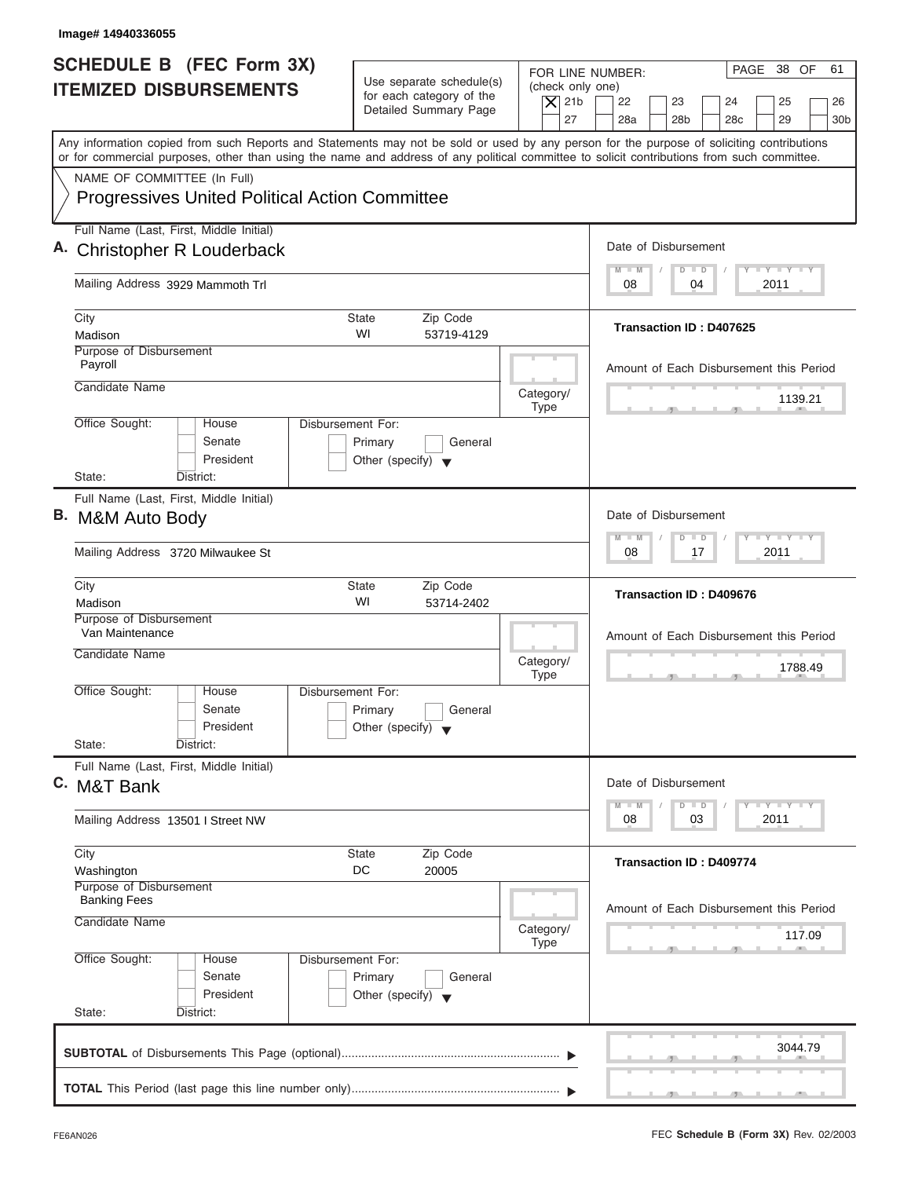Image# 14940336055

# SCHEDULE B (FEC Form 3X) ITEMIZED DISBURSEMENTS

Use separate schedule(s) for each category of the Detailed Summary Page

FOR LINE NUMBER: (check only one)

- [X] 21b
- [ ] 22
- [ ] 23
- [ ] 24
- [ ] 25
- [ ] 26
- [ ] 27
- [ ] 28a
- [ ] 28b
- [ ] 28c
- [ ] 29
- [ ] 30b

PAGE 38 OF 61

Any information copied from such Reports and Statements may not be sold or used by any person for the purpose of soliciting contributions or for commercial purposes, other than using the name and address of any political committee to solicit contributions from such committee.

NAME OF COMMITTEE (In Full)

**Progressives United Political Action Committee**

---

**A.** Full Name (Last, First, Middle Initial): **Christopher R Louderback**

Mailing Address: 3929 Mammoth Trl

City: Madison | State: WI | Zip Code: 53719-4129

Purpose of Disbursement: Payroll

Candidate Name:

Category/Type:

Office Sought: [ ] House [ ] Senate [ ] President

State: District:

Disbursement For: [ ] Primary [ ] General [ ] Other (specify)

Date of Disbursement: 08 / 04 / 2011

Transaction ID : D407625

Amount of Each Disbursement this Period: 1139.21

---

**B.** Full Name (Last, First, Middle Initial): **M&M Auto Body**

Mailing Address: 3720 Milwaukee St

City: Madison | State: WI | Zip Code: 53714-2402

Purpose of Disbursement: Van Maintenance

Candidate Name:

Category/Type:

Office Sought: [ ] House [ ] Senate [ ] President

State: District:

Disbursement For: [ ] Primary [ ] General [ ] Other (specify)

Date of Disbursement: 08 / 17 / 2011

Transaction ID : D409676

Amount of Each Disbursement this Period: 1788.49

---

**C.** Full Name (Last, First, Middle Initial): **M&T Bank**

Mailing Address: 13501 I Street NW

City: Washington | State: DC | Zip Code: 20005

Purpose of Disbursement: Banking Fees

Candidate Name:

Category/Type:

Office Sought: [ ] House [ ] Senate [ ] President

State: District:

Disbursement For: [ ] Primary [ ] General [ ] Other (specify)

Date of Disbursement: 08 / 03 / 2011

Transaction ID : D409774

Amount of Each Disbursement this Period: 117.09

---

**SUBTOTAL** of Disbursements This Page (optional) ........ 3044.79

**TOTAL** This Period (last page this line number only) ........

FE6AN026

FEC **Schedule B (Form 3X)** Rev. 02/2003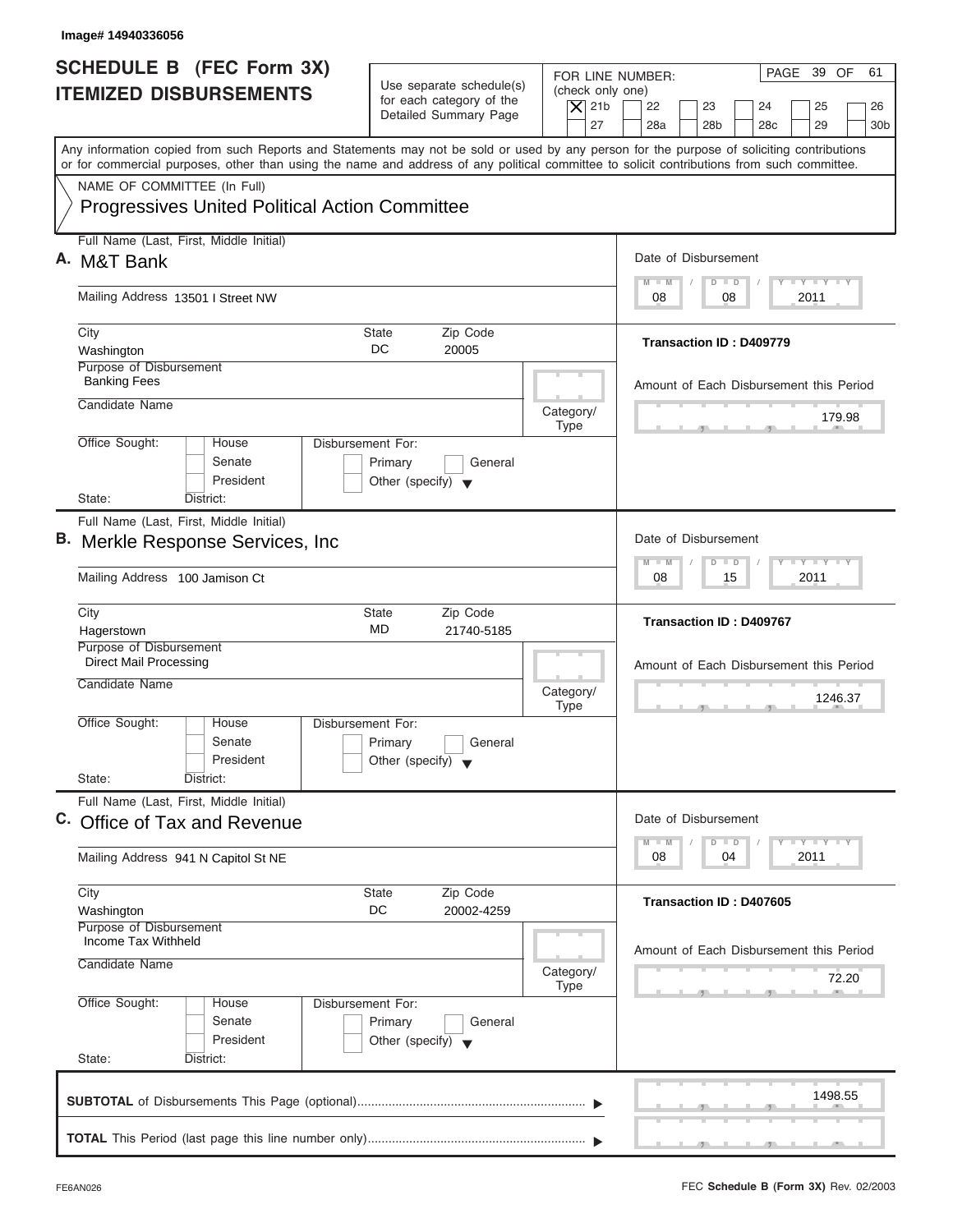Image# 14940336056

# SCHEDULE B (FEC Form 3X) ITEMIZED DISBURSEMENTS

Use separate schedule(s) for each category of the Detailed Summary Page

FOR LINE NUMBER: (check only one)

[X] 21b [ ] 22 [ ] 23 [ ] 24 [ ] 25 [ ] 26 [ ] 27 [ ] 28a [ ] 28b [ ] 28c [ ] 29 [ ] 30b

PAGE 39 OF 61

Any information copied from such Reports and Statements may not be sold or used by any person for the purpose of soliciting contributions or for commercial purposes, other than using the name and address of any political committee to solicit contributions from such committee.

NAME OF COMMITTEE (In Full)

Progressives United Political Action Committee

---

**A.** Full Name (Last, First, Middle Initial): M&T Bank

Mailing Address: 13501 I Street NW

City: Washington | State: DC | Zip Code: 20005

Purpose of Disbursement: Banking Fees

Candidate Name:

Category/Type:

Office Sought: [ ] House [ ] Senate [ ] President

State: District:

Disbursement For: [ ] Primary [ ] General [ ] Other (specify)

Date of Disbursement: 08 / 08 / 2011

Transaction ID : D409779

Amount of Each Disbursement this Period: 179.98

---

**B.** Full Name (Last, First, Middle Initial): Merkle Response Services, Inc

Mailing Address: 100 Jamison Ct

City: Hagerstown | State: MD | Zip Code: 21740-5185

Purpose of Disbursement: Direct Mail Processing

Candidate Name:

Category/Type:

Office Sought: [ ] House [ ] Senate [ ] President

State: District:

Disbursement For: [ ] Primary [ ] General [ ] Other (specify)

Date of Disbursement: 08 / 15 / 2011

Transaction ID : D409767

Amount of Each Disbursement this Period: 1246.37

---

**C.** Full Name (Last, First, Middle Initial): Office of Tax and Revenue

Mailing Address: 941 N Capitol St NE

City: Washington | State: DC | Zip Code: 20002-4259

Purpose of Disbursement: Income Tax Withheld

Candidate Name:

Category/Type:

Office Sought: [ ] House [ ] Senate [ ] President

State: District:

Disbursement For: [ ] Primary [ ] General [ ] Other (specify)

Date of Disbursement: 08 / 04 / 2011

Transaction ID : D407605

Amount of Each Disbursement this Period: 72.20

---

**SUBTOTAL** of Disbursements This Page (optional): 1498.55

**TOTAL** This Period (last page this line number only):

FE6AN026 — FEC **Schedule B (Form 3X)** Rev. 02/2003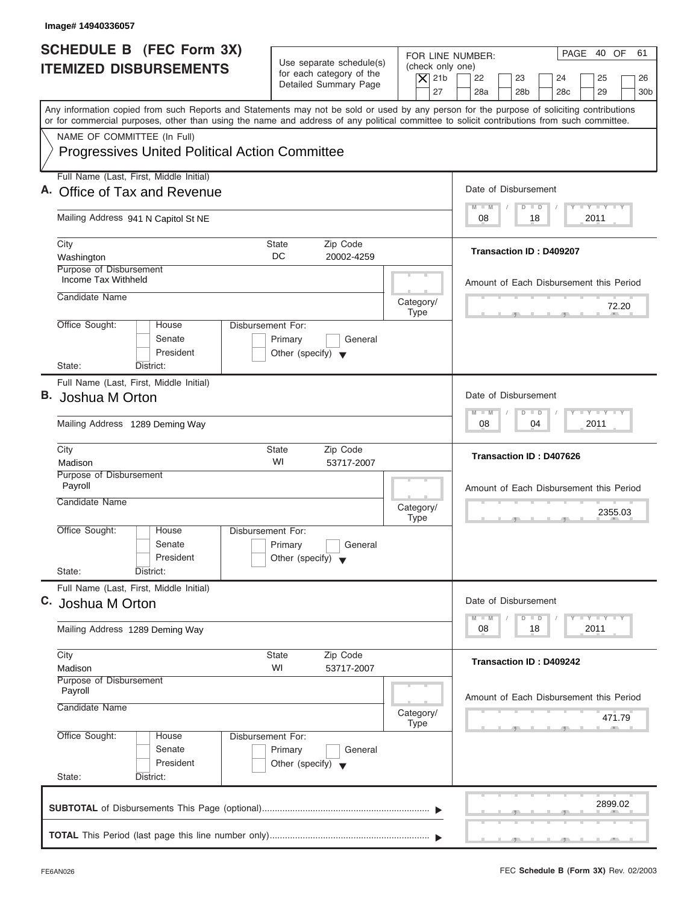Image# 14940336057

# SCHEDULE B (FEC Form 3X) ITEMIZED DISBURSEMENTS

Use separate schedule(s) for each category of the Detailed Summary Page

FOR LINE NUMBER: (check only one)

- [X] 21b
- [ ] 22
- [ ] 23
- [ ] 24
- [ ] 25
- [ ] 26
- [ ] 27
- [ ] 28a
- [ ] 28b
- [ ] 28c
- [ ] 29
- [ ] 30b

Any information copied from such Reports and Statements may not be sold or used by any person for the purpose of soliciting contributions or for commercial purposes, other than using the name and address of any political committee to solicit contributions from such committee.

NAME OF COMMITTEE (In Full)

Progressives United Political Action Committee

---

**A.** Full Name (Last, First, Middle Initial): Office of Tax and Revenue

Mailing Address: 941 N Capitol St NE

City: Washington | State: DC | Zip Code: 20002-4259

Purpose of Disbursement: Income Tax Withheld

Candidate Name:

Category/Type:

Office Sought: House / Senate / President

State: District:

Disbursement For: Primary / General / Other (specify)

Date of Disbursement: 08 / 18 / 2011

Transaction ID : D409207

Amount of Each Disbursement this Period: 72.20

---

**B.** Full Name (Last, First, Middle Initial): Joshua M Orton

Mailing Address: 1289 Deming Way

City: Madison | State: WI | Zip Code: 53717-2007

Purpose of Disbursement: Payroll

Candidate Name:

Category/Type:

Office Sought: House / Senate / President

State: District:

Disbursement For: Primary / General / Other (specify)

Date of Disbursement: 08 / 04 / 2011

Transaction ID : D407626

Amount of Each Disbursement this Period: 2355.03

---

**C.** Full Name (Last, First, Middle Initial): Joshua M Orton

Mailing Address: 1289 Deming Way

City: Madison | State: WI | Zip Code: 53717-2007

Purpose of Disbursement: Payroll

Candidate Name:

Category/Type:

Office Sought: House / Senate / President

State: District:

Disbursement For: Primary / General / Other (specify)

Date of Disbursement: 08 / 18 / 2011

Transaction ID : D409242

Amount of Each Disbursement this Period: 471.79

---

**SUBTOTAL** of Disbursements This Page (optional): 2899.02

**TOTAL** This Period (last page this line number only):

FE6AN026

FEC **Schedule B (Form 3X)** Rev. 02/2003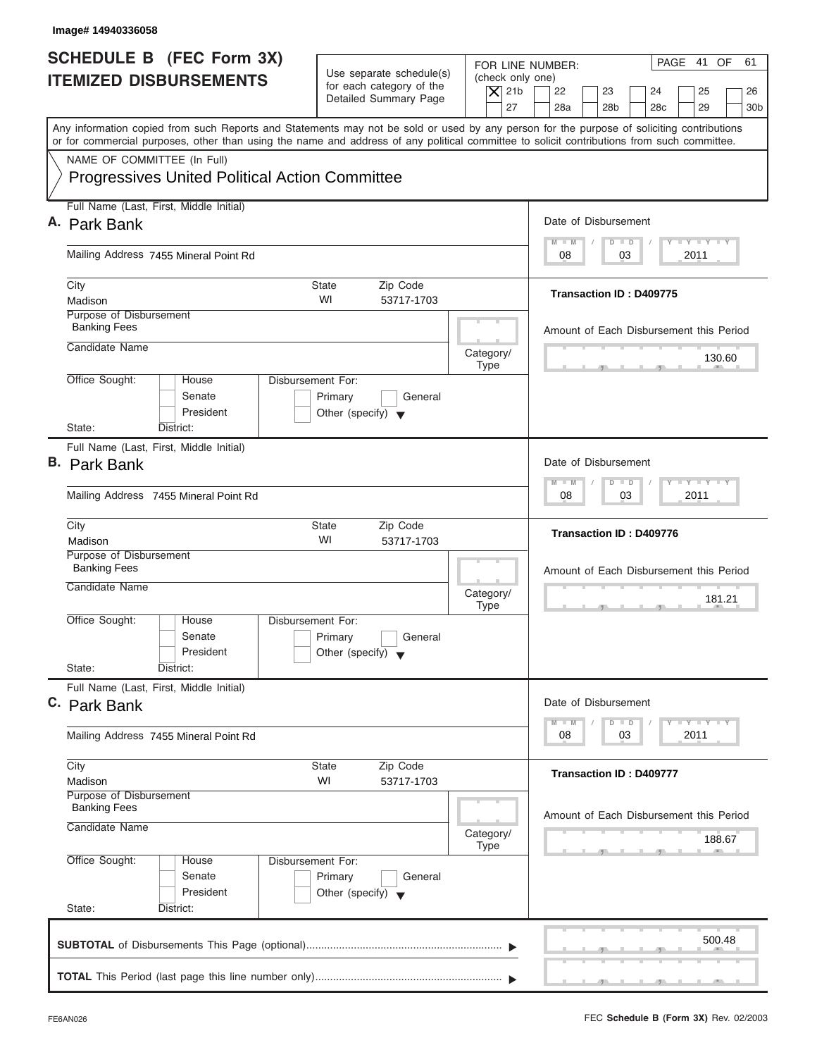Image# 14940336058

# SCHEDULE B (FEC Form 3X) ITEMIZED DISBURSEMENTS

Use separate schedule(s) for each category of the Detailed Summary Page

FOR LINE NUMBER: (check only one)

- [X] 21b
- [ ] 22
- [ ] 23
- [ ] 24
- [ ] 25
- [ ] 26
- [ ] 27
- [ ] 28a
- [ ] 28b
- [ ] 28c
- [ ] 29
- [ ] 30b

PAGE 41 OF 61

Any information copied from such Reports and Statements may not be sold or used by any person for the purpose of soliciting contributions or for commercial purposes, other than using the name and address of any political committee to solicit contributions from such committee.

NAME OF COMMITTEE (In Full)

Progressives United Political Action Committee

---

**A.** Full Name (Last, First, Middle Initial): Park Bank

Mailing Address: 7455 Mineral Point Rd

City: Madison | State: WI | Zip Code: 53717-1703

Purpose of Disbursement: Banking Fees

Candidate Name:

Category/Type:

Office Sought: House / Senate / President

State: District:

Disbursement For: Primary / General / Other (specify)

Date of Disbursement: 08/03/2011

Transaction ID : D409775

Amount of Each Disbursement this Period: 130.60

---

**B.** Full Name (Last, First, Middle Initial): Park Bank

Mailing Address: 7455 Mineral Point Rd

City: Madison | State: WI | Zip Code: 53717-1703

Purpose of Disbursement: Banking Fees

Candidate Name:

Category/Type:

Office Sought: House / Senate / President

State: District:

Disbursement For: Primary / General / Other (specify)

Date of Disbursement: 08/03/2011

Transaction ID : D409776

Amount of Each Disbursement this Period: 181.21

---

**C.** Full Name (Last, First, Middle Initial): Park Bank

Mailing Address: 7455 Mineral Point Rd

City: Madison | State: WI | Zip Code: 53717-1703

Purpose of Disbursement: Banking Fees

Candidate Name:

Category/Type:

Office Sought: House / Senate / President

State: District:

Disbursement For: Primary / General / Other (specify)

Date of Disbursement: 08/03/2011

Transaction ID : D409777

Amount of Each Disbursement this Period: 188.67

---

**SUBTOTAL** of Disbursements This Page (optional): 500.48

**TOTAL** This Period (last page this line number only):

FE6AN026 — FEC **Schedule B (Form 3X)** Rev. 02/2003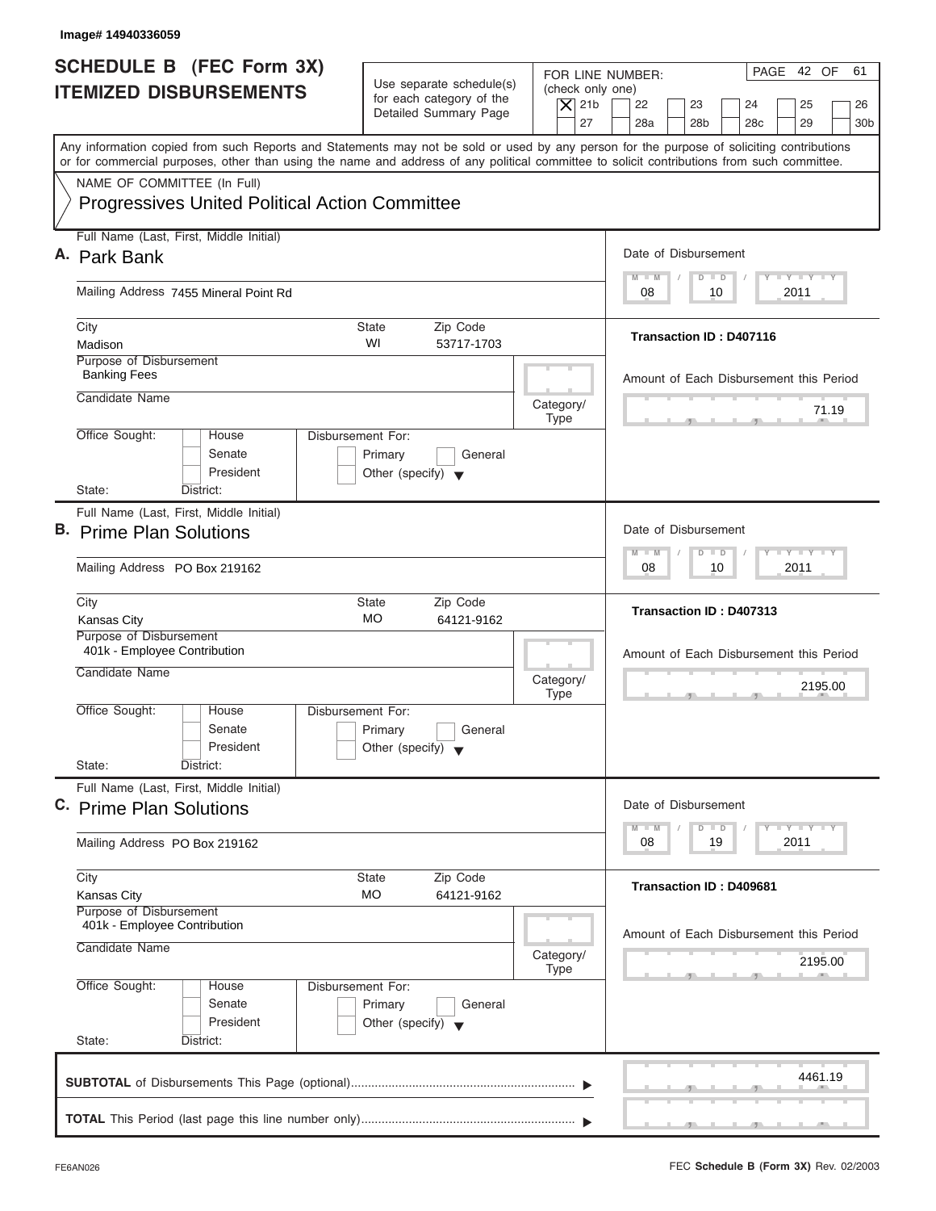Image# 14940336059

# SCHEDULE B (FEC Form 3X) ITEMIZED DISBURSEMENTS

Use separate schedule(s) for each category of the Detailed Summary Page

FOR LINE NUMBER: (check only one)

- [X] 21b
- [ ] 22
- [ ] 23
- [ ] 24
- [ ] 25
- [ ] 26
- [ ] 27
- [ ] 28a
- [ ] 28b
- [ ] 28c
- [ ] 29
- [ ] 30b

PAGE 42 OF 61

Any information copied from such Reports and Statements may not be sold or used by any person for the purpose of soliciting contributions or for commercial purposes, other than using the name and address of any political committee to solicit contributions from such committee.

NAME OF COMMITTEE (In Full)
Progressives United Political Action Committee

---

**A.** Full Name (Last, First, Middle Initial): Park Bank

Mailing Address: 7455 Mineral Point Rd

City: Madison | State: WI | Zip Code: 53717-1703

Purpose of Disbursement: Banking Fees

Candidate Name:

Category/Type:

Office Sought: [ ] House [ ] Senate [ ] President

State: District:

Disbursement For: [ ] Primary [ ] General [ ] Other (specify)

Date of Disbursement: 08 / 10 / 2011

Transaction ID : D407116

Amount of Each Disbursement this Period: 71.19

---

**B.** Full Name (Last, First, Middle Initial): Prime Plan Solutions

Mailing Address: PO Box 219162

City: Kansas City | State: MO | Zip Code: 64121-9162

Purpose of Disbursement: 401k - Employee Contribution

Candidate Name:

Category/Type:

Office Sought: [ ] House [ ] Senate [ ] President

State: District:

Disbursement For: [ ] Primary [ ] General [ ] Other (specify)

Date of Disbursement: 08 / 10 / 2011

Transaction ID : D407313

Amount of Each Disbursement this Period: 2195.00

---

**C.** Full Name (Last, First, Middle Initial): Prime Plan Solutions

Mailing Address: PO Box 219162

City: Kansas City | State: MO | Zip Code: 64121-9162

Purpose of Disbursement: 401k - Employee Contribution

Candidate Name:

Category/Type:

Office Sought: [ ] House [ ] Senate [ ] President

State: District:

Disbursement For: [ ] Primary [ ] General [ ] Other (specify)

Date of Disbursement: 08 / 19 / 2011

Transaction ID : D409681

Amount of Each Disbursement this Period: 2195.00

---

**SUBTOTAL** of Disbursements This Page (optional): 4461.19

**TOTAL** This Period (last page this line number only):

FE6AN026 FEC **Schedule B (Form 3X)** Rev. 02/2003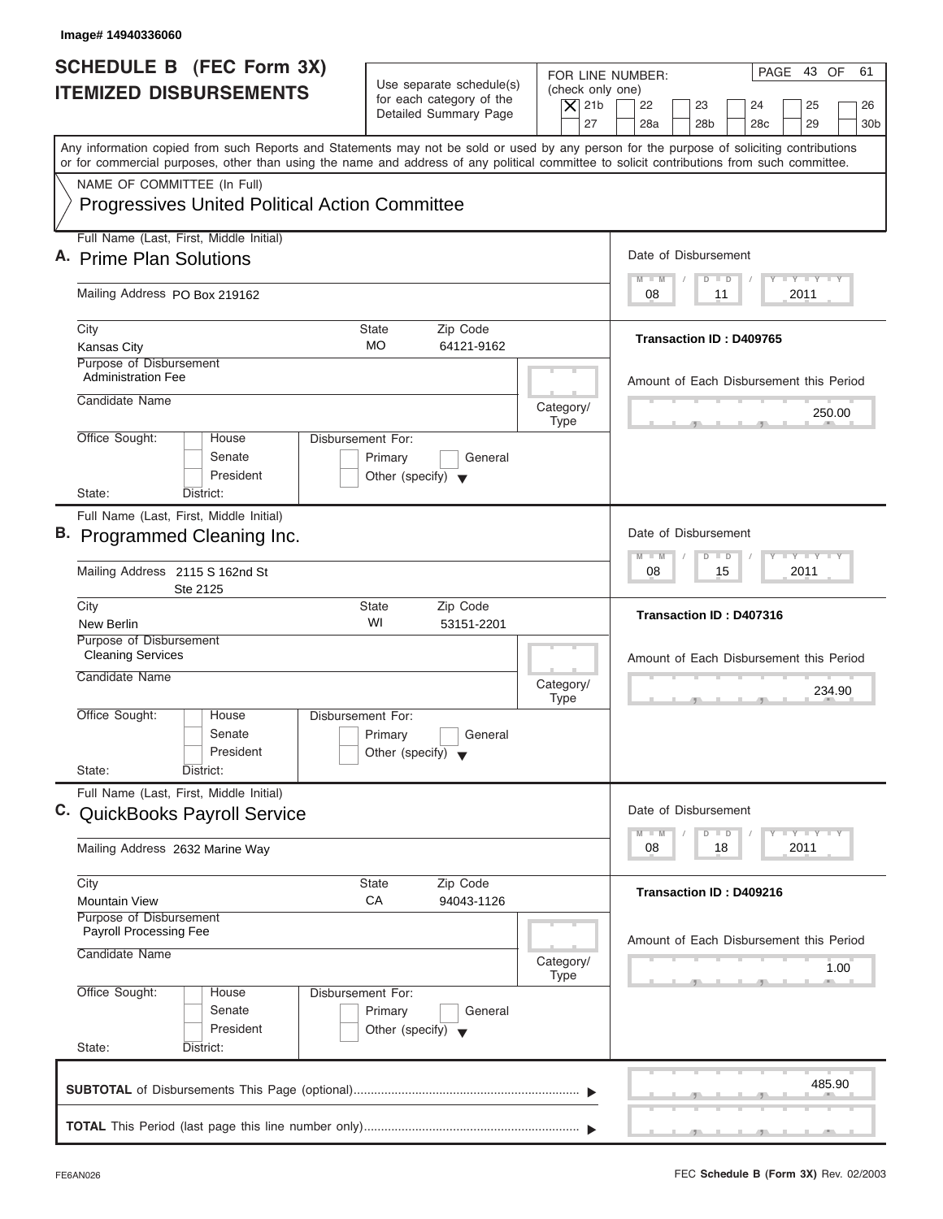Image# 14940336060

# SCHEDULE B (FEC Form 3X) ITEMIZED DISBURSEMENTS

Use separate schedule(s) for each category of the Detailed Summary Page

FOR LINE NUMBER: (check only one)

- [X] 21b
- [ ] 22
- [ ] 23
- [ ] 24
- [ ] 25
- [ ] 26
- [ ] 27
- [ ] 28a
- [ ] 28b
- [ ] 28c
- [ ] 29
- [ ] 30b

PAGE 43 OF 61

Any information copied from such Reports and Statements may not be sold or used by any person for the purpose of soliciting contributions or for commercial purposes, other than using the name and address of any political committee to solicit contributions from such committee.

NAME OF COMMITTEE (In Full)
Progressives United Political Action Committee

---

**A.** Full Name (Last, First, Middle Initial): **Prime Plan Solutions**

Mailing Address: PO Box 219162

City: Kansas City | State: MO | Zip Code: 64121-9162

Purpose of Disbursement: Administration Fee

Candidate Name:

Category/Type:

Office Sought: House / Senate / President

State: District:

Disbursement For: Primary / General / Other (specify)

Date of Disbursement: 08 / 11 / 2011

Transaction ID : D409765

Amount of Each Disbursement this Period: 250.00

---

**B.** Full Name (Last, First, Middle Initial): **Programmed Cleaning Inc.**

Mailing Address: 2115 S 162nd St, Ste 2125

City: New Berlin | State: WI | Zip Code: 53151-2201

Purpose of Disbursement: Cleaning Services

Candidate Name:

Category/Type:

Office Sought: House / Senate / President

State: District:

Disbursement For: Primary / General / Other (specify)

Date of Disbursement: 08 / 15 / 2011

Transaction ID : D407316

Amount of Each Disbursement this Period: 234.90

---

**C.** Full Name (Last, First, Middle Initial): **QuickBooks Payroll Service**

Mailing Address: 2632 Marine Way

City: Mountain View | State: CA | Zip Code: 94043-1126

Purpose of Disbursement: Payroll Processing Fee

Candidate Name:

Category/Type:

Office Sought: House / Senate / President

State: District:

Disbursement For: Primary / General / Other (specify)

Date of Disbursement: 08 / 18 / 2011

Transaction ID : D409216

Amount of Each Disbursement this Period: 1.00

---

**SUBTOTAL** of Disbursements This Page (optional): 485.90

**TOTAL** This Period (last page this line number only):

FE6AN026

FEC **Schedule B (Form 3X)** Rev. 02/2003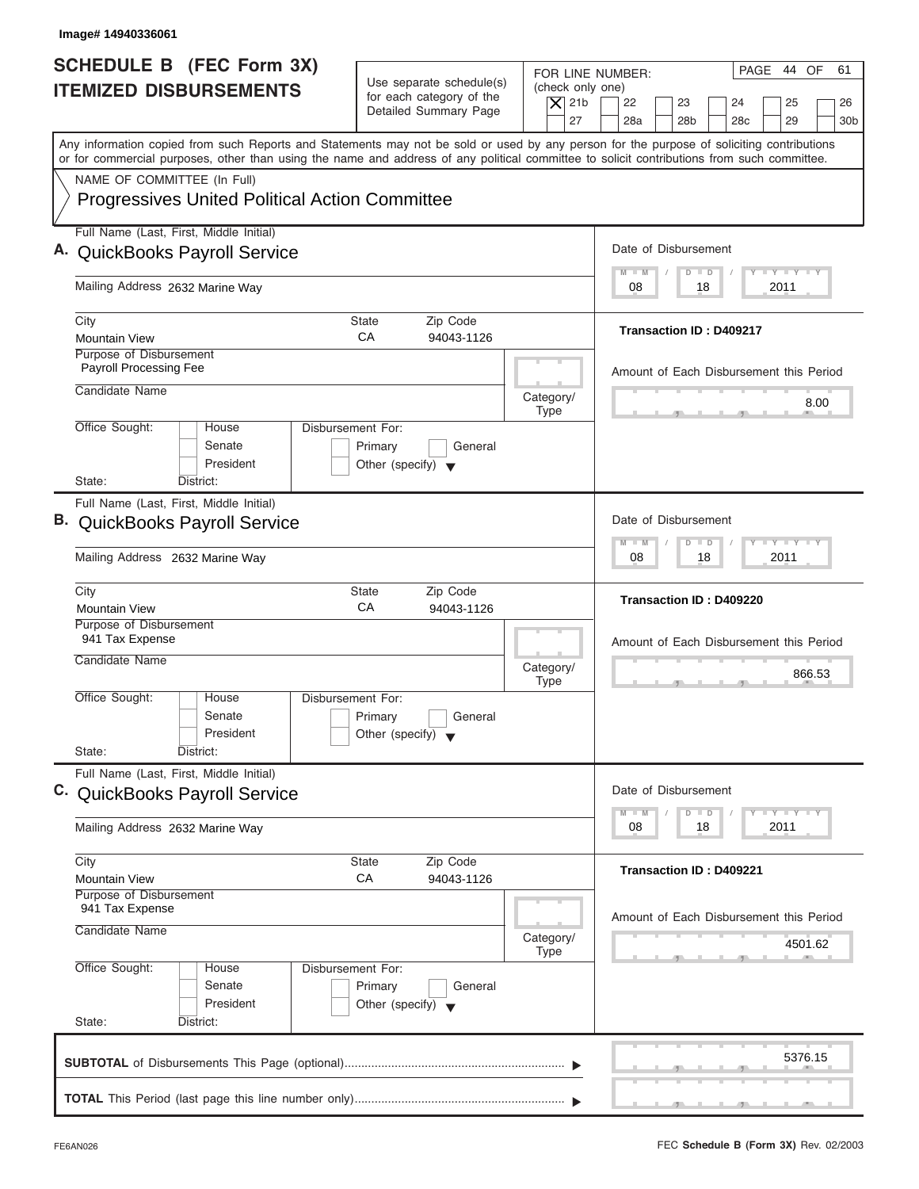Image# 14940336061

# SCHEDULE B (FEC Form 3X)
## ITEMIZED DISBURSEMENTS

Use separate schedule(s) for each category of the Detailed Summary Page

FOR LINE NUMBER: (check only one)

- [X] 21b
- [ ] 22
- [ ] 23
- [ ] 24
- [ ] 25
- [ ] 26
- [ ] 27
- [ ] 28a
- [ ] 28b
- [ ] 28c
- [ ] 29
- [ ] 30b

PAGE 44 OF 61

Any information copied from such Reports and Statements may not be sold or used by any person for the purpose of soliciting contributions or for commercial purposes, other than using the name and address of any political committee to solicit contributions from such committee.

NAME OF COMMITTEE (In Full)
Progressives United Political Action Committee

---

**A.** Full Name (Last, First, Middle Initial): QuickBooks Payroll Service

Mailing Address: 2632 Marine Way

City: Mountain View | State: CA | Zip Code: 94043-1126

Purpose of Disbursement: Payroll Processing Fee

Candidate Name:

Category/Type:

Office Sought: [ ] House [ ] Senate [ ] President

State: District:

Disbursement For: [ ] Primary [ ] General [ ] Other (specify)

Date of Disbursement: 08/18/2011

Transaction ID : D409217

Amount of Each Disbursement this Period: 8.00

---

**B.** Full Name (Last, First, Middle Initial): QuickBooks Payroll Service

Mailing Address: 2632 Marine Way

City: Mountain View | State: CA | Zip Code: 94043-1126

Purpose of Disbursement: 941 Tax Expense

Candidate Name:

Category/Type:

Office Sought: [ ] House [ ] Senate [ ] President

State: District:

Disbursement For: [ ] Primary [ ] General [ ] Other (specify)

Date of Disbursement: 08/18/2011

Transaction ID : D409220

Amount of Each Disbursement this Period: 866.53

---

**C.** Full Name (Last, First, Middle Initial): QuickBooks Payroll Service

Mailing Address: 2632 Marine Way

City: Mountain View | State: CA | Zip Code: 94043-1126

Purpose of Disbursement: 941 Tax Expense

Candidate Name:

Category/Type:

Office Sought: [ ] House [ ] Senate [ ] President

State: District:

Disbursement For: [ ] Primary [ ] General [ ] Other (specify)

Date of Disbursement: 08/18/2011

Transaction ID : D409221

Amount of Each Disbursement this Period: 4501.62

---

**SUBTOTAL** of Disbursements This Page (optional): 5376.15

**TOTAL** This Period (last page this line number only):

FE6AN026 — FEC **Schedule B (Form 3X)** Rev. 02/2003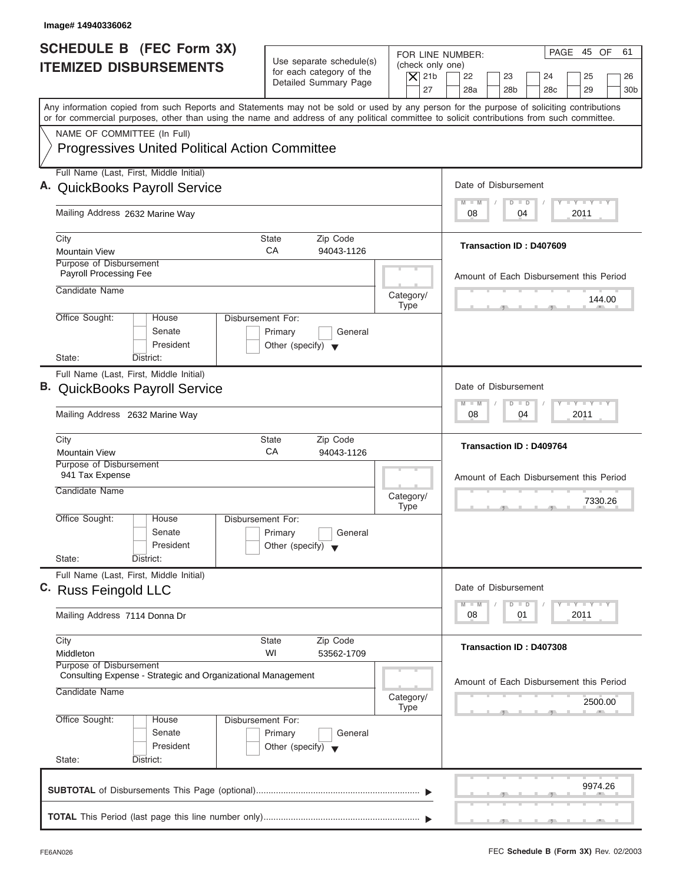Image# 14940336062

# SCHEDULE B (FEC Form 3X)
## ITEMIZED DISBURSEMENTS

Use separate schedule(s) for each category of the Detailed Summary Page

FOR LINE NUMBER: (check only one)

- [X] 21b
- [ ] 22
- [ ] 23
- [ ] 24
- [ ] 25
- [ ] 26
- [ ] 27
- [ ] 28a
- [ ] 28b
- [ ] 28c
- [ ] 29
- [ ] 30b

PAGE 45 OF 61

Any information copied from such Reports and Statements may not be sold or used by any person for the purpose of soliciting contributions or for commercial purposes, other than using the name and address of any political committee to solicit contributions from such committee.

NAME OF COMMITTEE (In Full)
Progressives United Political Action Committee

---

**A.** Full Name (Last, First, Middle Initial): QuickBooks Payroll Service

Mailing Address: 2632 Marine Way

City: Mountain View | State: CA | Zip Code: 94043-1126

Purpose of Disbursement: Payroll Processing Fee

Candidate Name:

Category/Type:

Office Sought: House / Senate / President

State: District:

Disbursement For: Primary / General / Other (specify)

Date of Disbursement: 08 / 04 / 2011

Transaction ID : D407609

Amount of Each Disbursement this Period: 144.00

---

**B.** Full Name (Last, First, Middle Initial): QuickBooks Payroll Service

Mailing Address: 2632 Marine Way

City: Mountain View | State: CA | Zip Code: 94043-1126

Purpose of Disbursement: 941 Tax Expense

Candidate Name:

Category/Type:

Office Sought: House / Senate / President

State: District:

Disbursement For: Primary / General / Other (specify)

Date of Disbursement: 08 / 04 / 2011

Transaction ID : D409764

Amount of Each Disbursement this Period: 7330.26

---

**C.** Full Name (Last, First, Middle Initial): Russ Feingold LLC

Mailing Address: 7114 Donna Dr

City: Middleton | State: WI | Zip Code: 53562-1709

Purpose of Disbursement: Consulting Expense - Strategic and Organizational Management

Candidate Name:

Category/Type:

Office Sought: House / Senate / President

State: District:

Disbursement For: Primary / General / Other (specify)

Date of Disbursement: 08 / 01 / 2011

Transaction ID : D407308

Amount of Each Disbursement this Period: 2500.00

---

**SUBTOTAL** of Disbursements This Page (optional): 9974.26

**TOTAL** This Period (last page this line number only):

FE6AN026

FEC **Schedule B (Form 3X)** Rev. 02/2003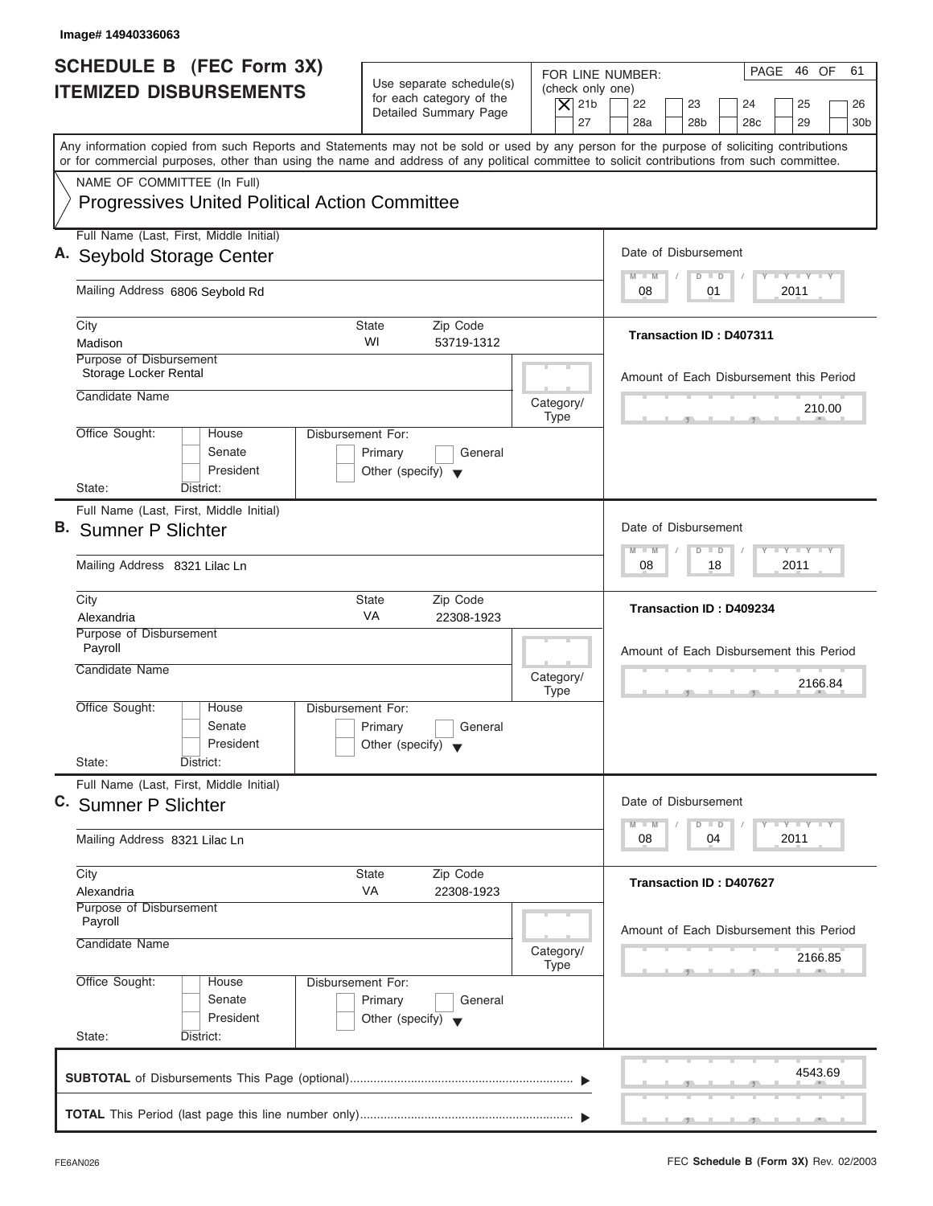Image# 14940336063

# SCHEDULE B (FEC Form 3X) ITEMIZED DISBURSEMENTS

Use separate schedule(s) for each category of the Detailed Summary Page

FOR LINE NUMBER: (check only one)

[X] 21b [ ] 22 [ ] 23 [ ] 24 [ ] 25 [ ] 26 [ ] 27 [ ] 28a [ ] 28b [ ] 28c [ ] 29 [ ] 30b

PAGE 46 OF 61

Any information copied from such Reports and Statements may not be sold or used by any person for the purpose of soliciting contributions or for commercial purposes, other than using the name and address of any political committee to solicit contributions from such committee.

NAME OF COMMITTEE (In Full)
Progressives United Political Action Committee

---

**A.** Full Name (Last, First, Middle Initial): Seybold Storage Center

Mailing Address: 6806 Seybold Rd

City: Madison | State: WI | Zip Code: 53719-1312

Purpose of Disbursement: Storage Locker Rental

Candidate Name:

Category/Type:

Office Sought: [ ] House [ ] Senate [ ] President

State: District:

Disbursement For: [ ] Primary [ ] General [ ] Other (specify)

Date of Disbursement: 08 / 01 / 2011

Transaction ID : D407311

Amount of Each Disbursement this Period: 210.00

---

**B.** Full Name (Last, First, Middle Initial): Sumner P Slichter

Mailing Address: 8321 Lilac Ln

City: Alexandria | State: VA | Zip Code: 22308-1923

Purpose of Disbursement: Payroll

Candidate Name:

Category/Type:

Office Sought: [ ] House [ ] Senate [ ] President

State: District:

Disbursement For: [ ] Primary [ ] General [ ] Other (specify)

Date of Disbursement: 08 / 18 / 2011

Transaction ID : D409234

Amount of Each Disbursement this Period: 2166.84

---

**C.** Full Name (Last, First, Middle Initial): Sumner P Slichter

Mailing Address: 8321 Lilac Ln

City: Alexandria | State: VA | Zip Code: 22308-1923

Purpose of Disbursement: Payroll

Candidate Name:

Category/Type:

Office Sought: [ ] House [ ] Senate [ ] President

State: District:

Disbursement For: [ ] Primary [ ] General [ ] Other (specify)

Date of Disbursement: 08 / 04 / 2011

Transaction ID : D407627

Amount of Each Disbursement this Period: 2166.85

---

**SUBTOTAL** of Disbursements This Page (optional): 4543.69

**TOTAL** This Period (last page this line number only):

FE6AN026

FEC **Schedule B (Form 3X)** Rev. 02/2003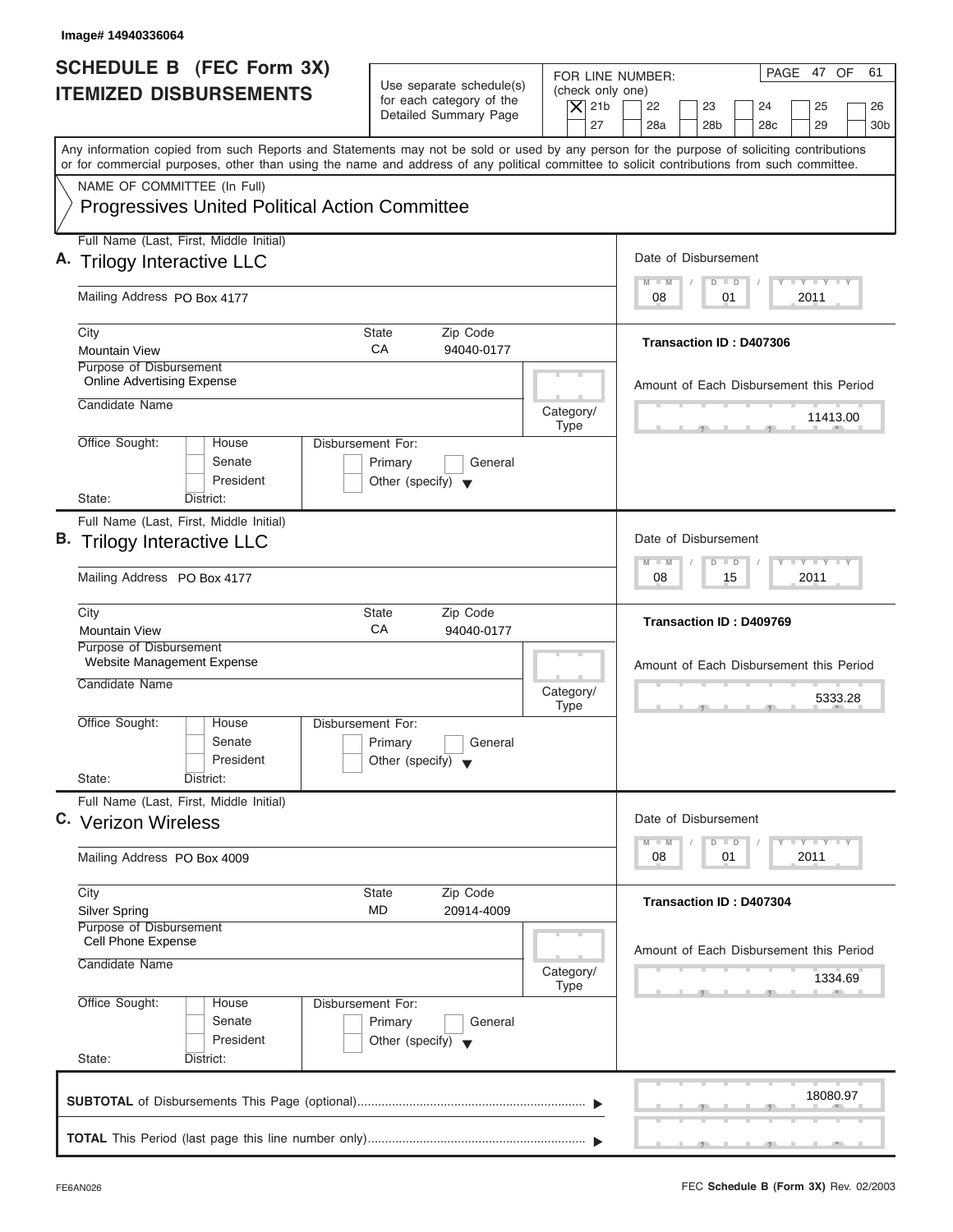Image# 14940336064

# SCHEDULE B (FEC Form 3X) ITEMIZED DISBURSEMENTS

Use separate schedule(s) for each category of the Detailed Summary Page

FOR LINE NUMBER: (check only one)

[X] 21b [ ] 22 [ ] 23 [ ] 24 [ ] 25 [ ] 26 [ ] 27 [ ] 28a [ ] 28b [ ] 28c [ ] 29 [ ] 30b

PAGE 47 OF 61

Any information copied from such Reports and Statements may not be sold or used by any person for the purpose of soliciting contributions or for commercial purposes, other than using the name and address of any political committee to solicit contributions from such committee.

NAME OF COMMITTEE (In Full)

Progressives United Political Action Committee

---

**A.** Full Name (Last, First, Middle Initial): Trilogy Interactive LLC

Mailing Address: PO Box 4177

City: Mountain View | State: CA | Zip Code: 94040-0177

Purpose of Disbursement: Online Advertising Expense

Candidate Name:

Category/Type:

Office Sought: [ ] House [ ] Senate [ ] President

State: District:

Disbursement For: [ ] Primary [ ] General [ ] Other (specify)

Date of Disbursement: 08 / 01 / 2011

Transaction ID : D407306

Amount of Each Disbursement this Period: 11413.00

---

**B.** Full Name (Last, First, Middle Initial): Trilogy Interactive LLC

Mailing Address: PO Box 4177

City: Mountain View | State: CA | Zip Code: 94040-0177

Purpose of Disbursement: Website Management Expense

Candidate Name:

Category/Type:

Office Sought: [ ] House [ ] Senate [ ] President

State: District:

Disbursement For: [ ] Primary [ ] General [ ] Other (specify)

Date of Disbursement: 08 / 15 / 2011

Transaction ID : D409769

Amount of Each Disbursement this Period: 5333.28

---

**C.** Full Name (Last, First, Middle Initial): Verizon Wireless

Mailing Address: PO Box 4009

City: Silver Spring | State: MD | Zip Code: 20914-4009

Purpose of Disbursement: Cell Phone Expense

Candidate Name:

Category/Type:

Office Sought: [ ] House [ ] Senate [ ] President

State: District:

Disbursement For: [ ] Primary [ ] General [ ] Other (specify)

Date of Disbursement: 08 / 01 / 2011

Transaction ID : D407304

Amount of Each Disbursement this Period: 1334.69

---

**SUBTOTAL** of Disbursements This Page (optional): 18080.97

**TOTAL** This Period (last page this line number only):

FE6AN026

FEC **Schedule B (Form 3X)** Rev. 02/2003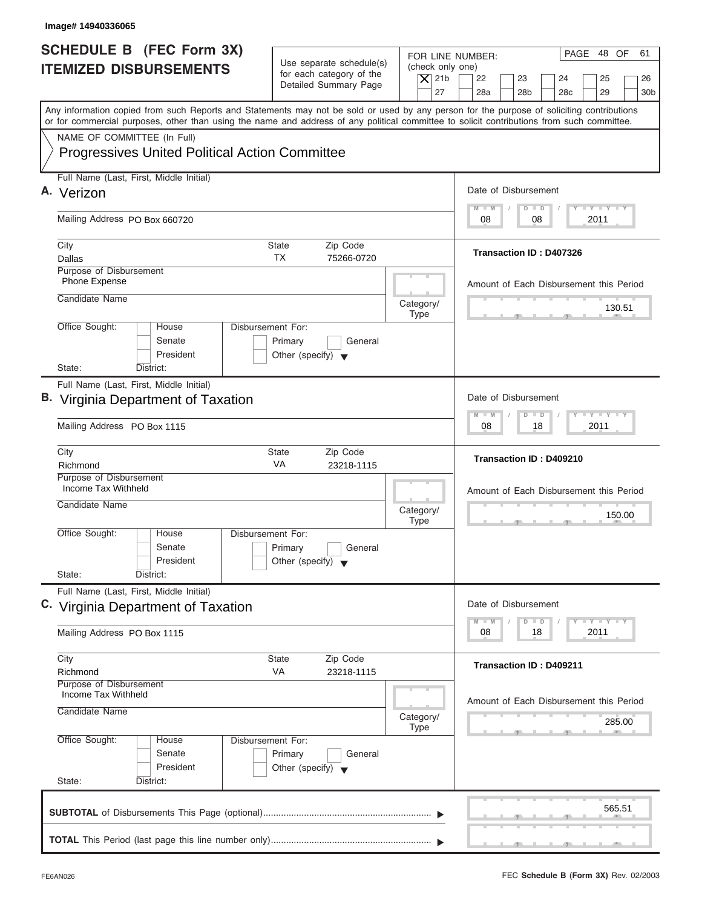Image# 14940336065

# SCHEDULE B (FEC Form 3X) ITEMIZED DISBURSEMENTS

Use separate schedule(s) for each category of the Detailed Summary Page

FOR LINE NUMBER: (check only one)

[X] 21b [ ] 22 [ ] 23 [ ] 24 [ ] 25 [ ] 26 [ ] 27 [ ] 28a [ ] 28b [ ] 28c [ ] 29 [ ] 30b

PAGE 48 OF 61

Any information copied from such Reports and Statements may not be sold or used by any person for the purpose of soliciting contributions or for commercial purposes, other than using the name and address of any political committee to solicit contributions from such committee.

NAME OF COMMITTEE (In Full)

Progressives United Political Action Committee

---

**A.** Full Name (Last, First, Middle Initial): Verizon

Mailing Address: PO Box 660720

City: Dallas | State: TX | Zip Code: 75266-0720

Purpose of Disbursement: Phone Expense

Candidate Name:

Category/Type:

Office Sought: [ ] House [ ] Senate [ ] President

State: District:

Disbursement For: [ ] Primary [ ] General [ ] Other (specify)

Date of Disbursement: 08 / 08 / 2011

Transaction ID : D407326

Amount of Each Disbursement this Period: 130.51

---

**B.** Full Name (Last, First, Middle Initial): Virginia Department of Taxation

Mailing Address: PO Box 1115

City: Richmond | State: VA | Zip Code: 23218-1115

Purpose of Disbursement: Income Tax Withheld

Candidate Name:

Category/Type:

Office Sought: [ ] House [ ] Senate [ ] President

State: District:

Disbursement For: [ ] Primary [ ] General [ ] Other (specify)

Date of Disbursement: 08 / 18 / 2011

Transaction ID : D409210

Amount of Each Disbursement this Period: 150.00

---

**C.** Full Name (Last, First, Middle Initial): Virginia Department of Taxation

Mailing Address: PO Box 1115

City: Richmond | State: VA | Zip Code: 23218-1115

Purpose of Disbursement: Income Tax Withheld

Candidate Name:

Category/Type:

Office Sought: [ ] House [ ] Senate [ ] President

State: District:

Disbursement For: [ ] Primary [ ] General [ ] Other (specify)

Date of Disbursement: 08 / 18 / 2011

Transaction ID : D409211

Amount of Each Disbursement this Period: 285.00

---

**SUBTOTAL** of Disbursements This Page (optional): 565.51

**TOTAL** This Period (last page this line number only):

FE6AN026

FEC **Schedule B (Form 3X)** Rev. 02/2003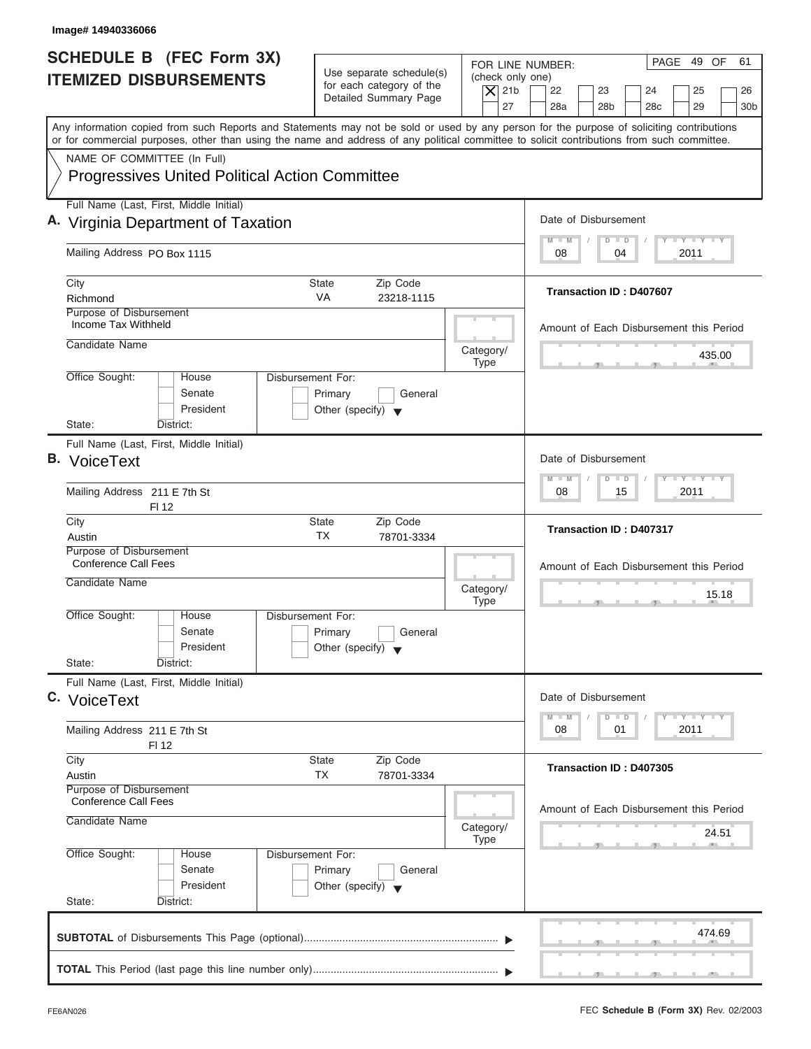Image# 14940336066

# SCHEDULE B (FEC Form 3X) ITEMIZED DISBURSEMENTS

Use separate schedule(s) for each category of the Detailed Summary Page

FOR LINE NUMBER: (check only one)
[X] 21b [ ] 22 [ ] 23 [ ] 24 [ ] 25 [ ] 26 [ ] 27 [ ] 28a [ ] 28b [ ] 28c [ ] 29 [ ] 30b

PAGE 49 OF 61

Any information copied from such Reports and Statements may not be sold or used by any person for the purpose of soliciting contributions or for commercial purposes, other than using the name and address of any political committee to solicit contributions from such committee.

NAME OF COMMITTEE (In Full)
Progressives United Political Action Committee

---

**A.** Full Name (Last, First, Middle Initial): Virginia Department of Taxation

Mailing Address: PO Box 1115

City: Richmond | State: VA | Zip Code: 23218-1115

Purpose of Disbursement: Income Tax Withheld

Candidate Name:

Category/Type:

Office Sought: [ ] House [ ] Senate [ ] President

State: District:

Disbursement For: [ ] Primary [ ] General [ ] Other (specify)

Date of Disbursement: 08 / 04 / 2011

Transaction ID : D407607

Amount of Each Disbursement this Period: 435.00

---

**B.** Full Name (Last, First, Middle Initial): VoiceText

Mailing Address: 211 E 7th St
Fl 12

City: Austin | State: TX | Zip Code: 78701-3334

Purpose of Disbursement: Conference Call Fees

Candidate Name:

Category/Type:

Office Sought: [ ] House [ ] Senate [ ] President

State: District:

Disbursement For: [ ] Primary [ ] General [ ] Other (specify)

Date of Disbursement: 08 / 15 / 2011

Transaction ID : D407317

Amount of Each Disbursement this Period: 15.18

---

**C.** Full Name (Last, First, Middle Initial): VoiceText

Mailing Address: 211 E 7th St
Fl 12

City: Austin | State: TX | Zip Code: 78701-3334

Purpose of Disbursement: Conference Call Fees

Candidate Name:

Category/Type:

Office Sought: [ ] House [ ] Senate [ ] President

State: District:

Disbursement For: [ ] Primary [ ] General [ ] Other (specify)

Date of Disbursement: 08 / 01 / 2011

Transaction ID : D407305

Amount of Each Disbursement this Period: 24.51

---

**SUBTOTAL** of Disbursements This Page (optional): 474.69

**TOTAL** This Period (last page this line number only):

FE6AN026 — FEC **Schedule B (Form 3X)** Rev. 02/2003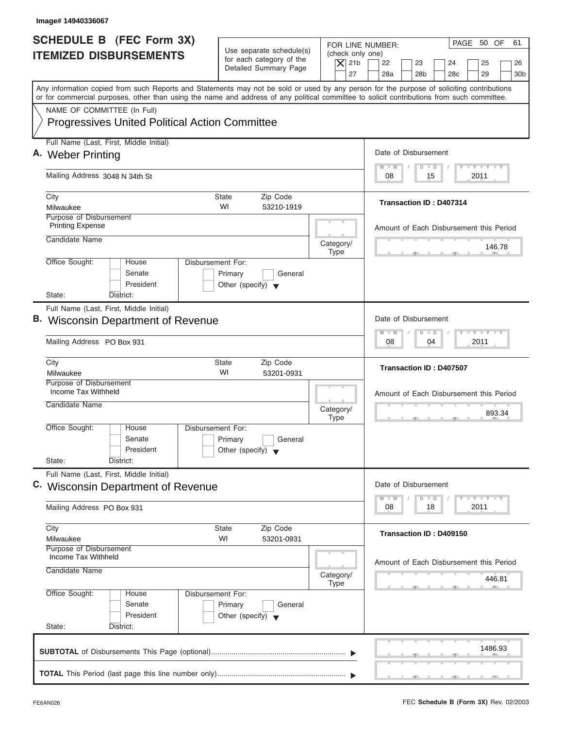Image# 14940336067

# SCHEDULE B (FEC Form 3X)
# ITEMIZED DISBURSEMENTS

Use separate schedule(s) for each category of the Detailed Summary Page

FOR LINE NUMBER: (check only one)

- [X] 21b
- [ ] 22
- [ ] 23
- [ ] 24
- [ ] 25
- [ ] 26
- [ ] 27
- [ ] 28a
- [ ] 28b
- [ ] 28c
- [ ] 29
- [ ] 30b

Any information copied from such Reports and Statements may not be sold or used by any person for the purpose of soliciting contributions or for commercial purposes, other than using the name and address of any political committee to solicit contributions from such committee.

NAME OF COMMITTEE (In Full)

**Progressives United Political Action Committee**

---

**A.** Full Name (Last, First, Middle Initial): **Weber Printing**

Mailing Address: 3048 N 34th St

City: Milwaukee | State: WI | Zip Code: 53210-1919

Purpose of Disbursement: Printing Expense

Candidate Name:

Category/Type:

Office Sought: House / Senate / President

State: District:

Disbursement For: Primary / General / Other (specify)

Date of Disbursement: 08 / 15 / 2011

Transaction ID : D407314

Amount of Each Disbursement this Period: 146.78

---

**B.** Full Name (Last, First, Middle Initial): **Wisconsin Department of Revenue**

Mailing Address: PO Box 931

City: Milwaukee | State: WI | Zip Code: 53201-0931

Purpose of Disbursement: Income Tax Withheld

Candidate Name:

Category/Type:

Office Sought: House / Senate / President

State: District:

Disbursement For: Primary / General / Other (specify)

Date of Disbursement: 08 / 04 / 2011

Transaction ID : D407507

Amount of Each Disbursement this Period: 893.34

---

**C.** Full Name (Last, First, Middle Initial): **Wisconsin Department of Revenue**

Mailing Address: PO Box 931

City: Milwaukee | State: WI | Zip Code: 53201-0931

Purpose of Disbursement: Income Tax Withheld

Candidate Name:

Category/Type:

Office Sought: House / Senate / President

State: District:

Disbursement For: Primary / General / Other (specify)

Date of Disbursement: 08 / 18 / 2011

Transaction ID : D409150

Amount of Each Disbursement this Period: 446.81

---

**SUBTOTAL** of Disbursements This Page (optional) ▶ 1486.93

**TOTAL** This Period (last page this line number only) ▶

FE6AN026

FEC **Schedule B (Form 3X)** Rev. 02/2003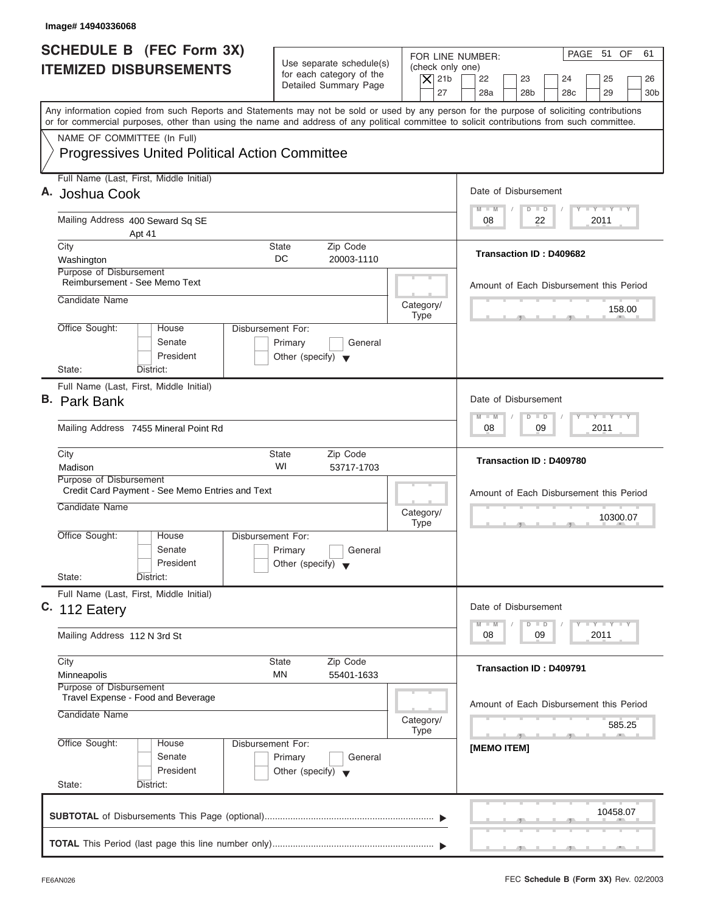Image# 14940336068

# SCHEDULE B (FEC Form 3X) ITEMIZED DISBURSEMENTS

Use separate schedule(s) for each category of the Detailed Summary Page

FOR LINE NUMBER: (check only one)

- [X] 21b
- [ ] 22
- [ ] 23
- [ ] 24
- [ ] 25
- [ ] 26
- [ ] 27
- [ ] 28a
- [ ] 28b
- [ ] 28c
- [ ] 29
- [ ] 30b

PAGE 51 OF 61

Any information copied from such Reports and Statements may not be sold or used by any person for the purpose of soliciting contributions or for commercial purposes, other than using the name and address of any political committee to solicit contributions from such committee.

NAME OF COMMITTEE (In Full)

Progressives United Political Action Committee

---

**A.** Full Name (Last, First, Middle Initial): Joshua Cook

Mailing Address: 400 Seward Sq SE, Apt 41

City: Washington | State: DC | Zip Code: 20003-1110

Purpose of Disbursement: Reimbursement - See Memo Text

Candidate Name:

Category/Type:

Office Sought: House / Senate / President

State: District:

Disbursement For: Primary / General / Other (specify)

Date of Disbursement: 08 / 22 / 2011

Transaction ID : D409682

Amount of Each Disbursement this Period: 158.00

---

**B.** Full Name (Last, First, Middle Initial): Park Bank

Mailing Address: 7455 Mineral Point Rd

City: Madison | State: WI | Zip Code: 53717-1703

Purpose of Disbursement: Credit Card Payment - See Memo Entries and Text

Candidate Name:

Category/Type:

Office Sought: House / Senate / President

State: District:

Disbursement For: Primary / General / Other (specify)

Date of Disbursement: 08 / 09 / 2011

Transaction ID : D409780

Amount of Each Disbursement this Period: 10300.07

---

**C.** Full Name (Last, First, Middle Initial): 112 Eatery

Mailing Address: 112 N 3rd St

City: Minneapolis | State: MN | Zip Code: 55401-1633

Purpose of Disbursement: Travel Expense - Food and Beverage

Candidate Name:

Category/Type:

Office Sought: House / Senate / President

State: District:

Disbursement For: Primary / General / Other (specify)

Date of Disbursement: 08 / 09 / 2011

Transaction ID : D409791

Amount of Each Disbursement this Period: 585.25

[MEMO ITEM]

---

**SUBTOTAL** of Disbursements This Page (optional): 10458.07

**TOTAL** This Period (last page this line number only):

FE6AN026 — FEC **Schedule B (Form 3X)** Rev. 02/2003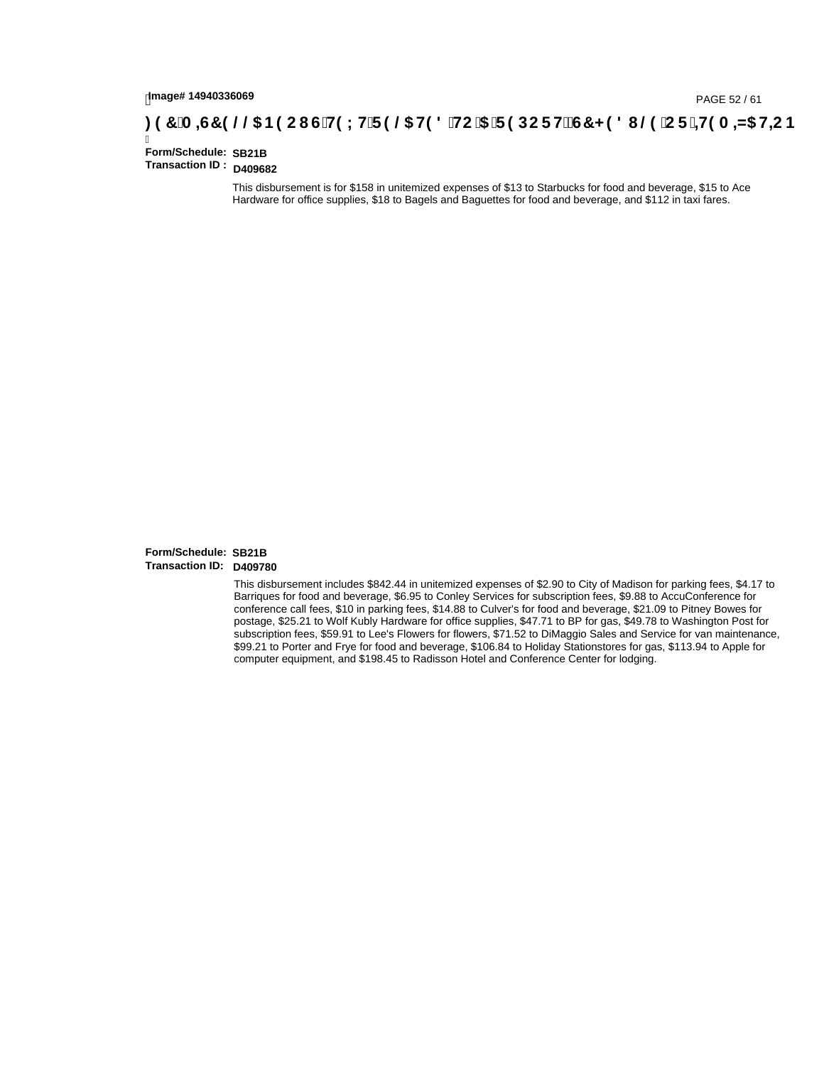**Image# 14940336069**

**FEC MEMO TEXT RELATED TO A REPORT SCHEDULE OR ITEMIZATION**

**Form/Schedule:** **SB21B**
**Transaction ID :** **D409682**

This disbursement is for $158 in unitemized expenses of $13 to Starbucks for food and beverage, $15 to Ace Hardware for office supplies, $18 to Bagels and Baguettes for food and beverage, and $112 in taxi fares.

**Form/Schedule:** **SB21B**
**Transaction ID:** **D409780**

This disbursement includes $842.44 in unitemized expenses of $2.90 to City of Madison for parking fees, $4.17 to Barriques for food and beverage, $6.95 to Conley Services for subscription fees, $9.88 to AccuConference for conference call fees, $10 in parking fees, $14.88 to Culver's for food and beverage, $21.09 to Pitney Bowes for postage, $25.21 to Wolf Kubly Hardware for office supplies, $47.71 to BP for gas, $49.78 to Washington Post for subscription fees, $59.91 to Lee's Flowers for flowers, $71.52 to DiMaggio Sales and Service for van maintenance, $99.21 to Porter and Frye for food and beverage, $106.84 to Holiday Stationstores for gas, $113.94 to Apple for computer equipment, and $198.45 to Radisson Hotel and Conference Center for lodging.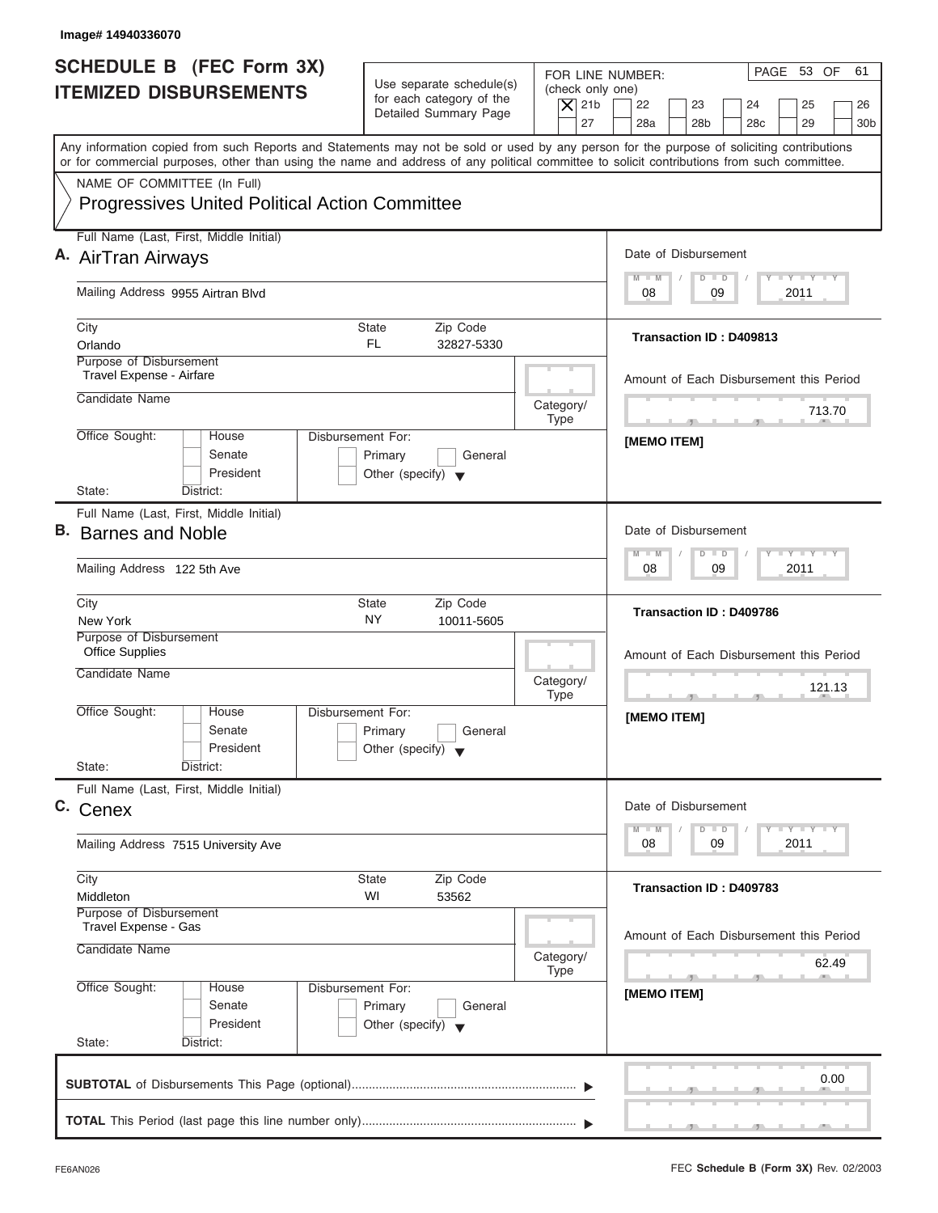Image# 14940336070

# SCHEDULE B (FEC Form 3X) ITEMIZED DISBURSEMENTS

Use separate schedule(s) for each category of the Detailed Summary Page

FOR LINE NUMBER: (check only one)
[X] 21b [ ] 22 [ ] 23 [ ] 24 [ ] 25 [ ] 26 [ ] 27 [ ] 28a [ ] 28b [ ] 28c [ ] 29 [ ] 30b

PAGE 53 OF 61

Any information copied from such Reports and Statements may not be sold or used by any person for the purpose of soliciting contributions or for commercial purposes, other than using the name and address of any political committee to solicit contributions from such committee.

NAME OF COMMITTEE (In Full)
Progressives United Political Action Committee

---

**A.** Full Name (Last, First, Middle Initial): AirTran Airways

Mailing Address: 9955 Airtran Blvd

City: Orlando | State: FL | Zip Code: 32827-5330

Purpose of Disbursement: Travel Expense - Airfare

Candidate Name:

Category/Type:

Office Sought: [ ] House [ ] Senate [ ] President

State: District:

Disbursement For: [ ] Primary [ ] General [ ] Other (specify)

Date of Disbursement: 08 / 09 / 2011

Transaction ID : D409813

Amount of Each Disbursement this Period: 713.70

[MEMO ITEM]

---

**B.** Full Name (Last, First, Middle Initial): Barnes and Noble

Mailing Address: 122 5th Ave

City: New York | State: NY | Zip Code: 10011-5605

Purpose of Disbursement: Office Supplies

Candidate Name:

Category/Type:

Office Sought: [ ] House [ ] Senate [ ] President

State: District:

Disbursement For: [ ] Primary [ ] General [ ] Other (specify)

Date of Disbursement: 08 / 09 / 2011

Transaction ID : D409786

Amount of Each Disbursement this Period: 121.13

[MEMO ITEM]

---

**C.** Full Name (Last, First, Middle Initial): Cenex

Mailing Address: 7515 University Ave

City: Middleton | State: WI | Zip Code: 53562

Purpose of Disbursement: Travel Expense - Gas

Candidate Name:

Category/Type:

Office Sought: [ ] House [ ] Senate [ ] President

State: District:

Disbursement For: [ ] Primary [ ] General [ ] Other (specify)

Date of Disbursement: 08 / 09 / 2011

Transaction ID : D409783

Amount of Each Disbursement this Period: 62.49

[MEMO ITEM]

---

**SUBTOTAL** of Disbursements This Page (optional): 0.00

**TOTAL** This Period (last page this line number only):

FE6AN026 — FEC **Schedule B (Form 3X)** Rev. 02/2003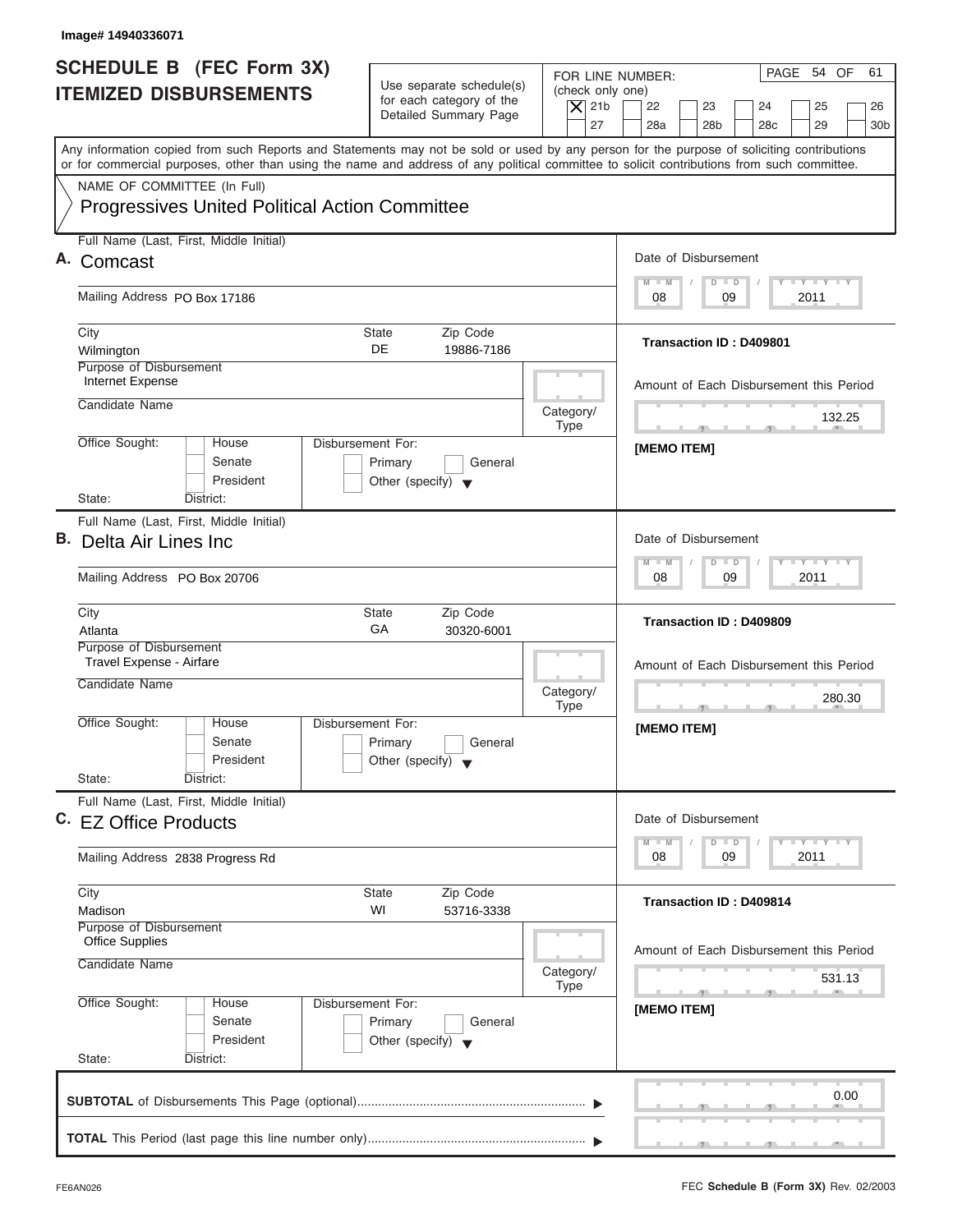Image# 14940336071

# SCHEDULE B (FEC Form 3X) ITEMIZED DISBURSEMENTS

Use separate schedule(s) for each category of the Detailed Summary Page

FOR LINE NUMBER: (check only one)

[X] 21b [ ] 22 [ ] 23 [ ] 24 [ ] 25 [ ] 26 [ ] 27 [ ] 28a [ ] 28b [ ] 28c [ ] 29 [ ] 30b

PAGE 54 OF 61

Any information copied from such Reports and Statements may not be sold or used by any person for the purpose of soliciting contributions or for commercial purposes, other than using the name and address of any political committee to solicit contributions from such committee.

NAME OF COMMITTEE (In Full)

Progressives United Political Action Committee

---

**A.** Full Name (Last, First, Middle Initial): Comcast

Mailing Address: PO Box 17186

City: Wilmington | State: DE | Zip Code: 19886-7186

Purpose of Disbursement: Internet Expense

Candidate Name:

Category/Type:

Office Sought: [ ] House [ ] Senate [ ] President

State: District:

Disbursement For: [ ] Primary [ ] General [ ] Other (specify)

Date of Disbursement: 08 / 09 / 2011

Transaction ID : D409801

Amount of Each Disbursement this Period: 132.25

[MEMO ITEM]

---

**B.** Full Name (Last, First, Middle Initial): Delta Air Lines Inc

Mailing Address: PO Box 20706

City: Atlanta | State: GA | Zip Code: 30320-6001

Purpose of Disbursement: Travel Expense - Airfare

Candidate Name:

Category/Type:

Office Sought: [ ] House [ ] Senate [ ] President

State: District:

Disbursement For: [ ] Primary [ ] General [ ] Other (specify)

Date of Disbursement: 08 / 09 / 2011

Transaction ID : D409809

Amount of Each Disbursement this Period: 280.30

[MEMO ITEM]

---

**C.** Full Name (Last, First, Middle Initial): EZ Office Products

Mailing Address: 2838 Progress Rd

City: Madison | State: WI | Zip Code: 53716-3338

Purpose of Disbursement: Office Supplies

Candidate Name:

Category/Type:

Office Sought: [ ] House [ ] Senate [ ] President

State: District:

Disbursement For: [ ] Primary [ ] General [ ] Other (specify)

Date of Disbursement: 08 / 09 / 2011

Transaction ID : D409814

Amount of Each Disbursement this Period: 531.13

[MEMO ITEM]

---

**SUBTOTAL** of Disbursements This Page (optional) ▶ 0.00

**TOTAL** This Period (last page this line number only) ▶

FE6AN026

FEC **Schedule B (Form 3X)** Rev. 02/2003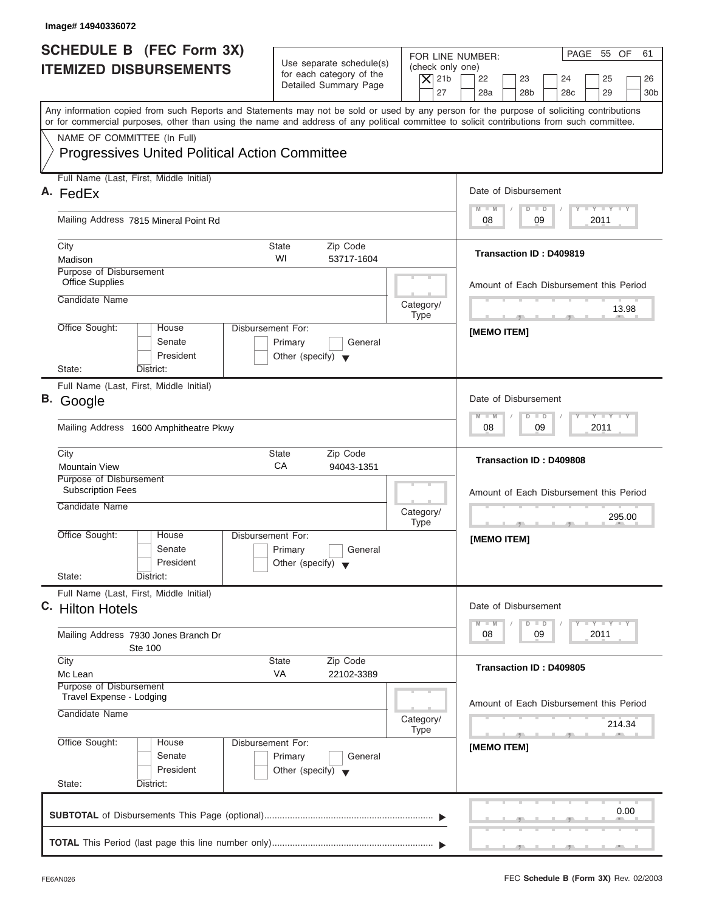Image# 14940336072

# SCHEDULE B (FEC Form 3X) ITEMIZED DISBURSEMENTS

Use separate schedule(s) for each category of the Detailed Summary Page

FOR LINE NUMBER: (check only one)

[X] 21b [ ] 22 [ ] 23 [ ] 24 [ ] 25 [ ] 26 [ ] 27 [ ] 28a [ ] 28b [ ] 28c [ ] 29 [ ] 30b

Any information copied from such Reports and Statements may not be sold or used by any person for the purpose of soliciting contributions or for commercial purposes, other than using the name and address of any political committee to solicit contributions from such committee.

NAME OF COMMITTEE (In Full)

**Progressives United Political Action Committee**

---

**A.** Full Name (Last, First, Middle Initial): **FedEx**

Mailing Address: 7815 Mineral Point Rd

City: Madison | State: WI | Zip Code: 53717-1604

Purpose of Disbursement: Office Supplies

Candidate Name:

Category/Type:

Office Sought: [ ] House [ ] Senate [ ] President

State: District:

Disbursement For: [ ] Primary [ ] General [ ] Other (specify)

Date of Disbursement: 08 / 09 / 2011

Transaction ID : D409819

Amount of Each Disbursement this Period: 13.98

[MEMO ITEM]

---

**B.** Full Name (Last, First, Middle Initial): **Google**

Mailing Address: 1600 Amphitheatre Pkwy

City: Mountain View | State: CA | Zip Code: 94043-1351

Purpose of Disbursement: Subscription Fees

Candidate Name:

Category/Type:

Office Sought: [ ] House [ ] Senate [ ] President

State: District:

Disbursement For: [ ] Primary [ ] General [ ] Other (specify)

Date of Disbursement: 08 / 09 / 2011

Transaction ID : D409808

Amount of Each Disbursement this Period: 295.00

[MEMO ITEM]

---

**C.** Full Name (Last, First, Middle Initial): **Hilton Hotels**

Mailing Address: 7930 Jones Branch Dr, Ste 100

City: Mc Lean | State: VA | Zip Code: 22102-3389

Purpose of Disbursement: Travel Expense - Lodging

Candidate Name:

Category/Type:

Office Sought: [ ] House [ ] Senate [ ] President

State: District:

Disbursement For: [ ] Primary [ ] General [ ] Other (specify)

Date of Disbursement: 08 / 09 / 2011

Transaction ID : D409805

Amount of Each Disbursement this Period: 214.34

[MEMO ITEM]

---

**SUBTOTAL** of Disbursements This Page (optional): 0.00

**TOTAL** This Period (last page this line number only):

FE6AN026 FEC **Schedule B (Form 3X)** Rev. 02/2003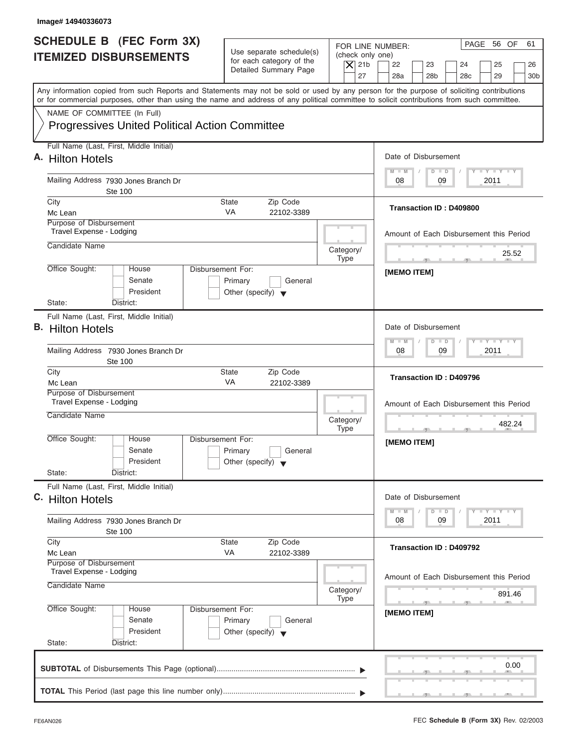Image# 14940336073

# SCHEDULE B (FEC Form 3X) ITEMIZED DISBURSEMENTS

Use separate schedule(s) for each category of the Detailed Summary Page

FOR LINE NUMBER: (check only one)

- [X] 21b
- [ ] 22
- [ ] 23
- [ ] 24
- [ ] 25
- [ ] 26
- [ ] 27
- [ ] 28a
- [ ] 28b
- [ ] 28c
- [ ] 29
- [ ] 30b

PAGE 56 OF 61

Any information copied from such Reports and Statements may not be sold or used by any person for the purpose of soliciting contributions or for commercial purposes, other than using the name and address of any political committee to solicit contributions from such committee.

NAME OF COMMITTEE (In Full)

Progressives United Political Action Committee

---

**A.** Full Name (Last, First, Middle Initial): Hilton Hotels

Mailing Address: 7930 Jones Branch Dr, Ste 100

City: Mc Lean | State: VA | Zip Code: 22102-3389

Purpose of Disbursement: Travel Expense - Lodging

Candidate Name:

Category/Type:

Office Sought: House / Senate / President

State: District:

Disbursement For: Primary / General / Other (specify)

Date of Disbursement: 08/09/2011

Transaction ID : D409800

Amount of Each Disbursement this Period: 25.52

[MEMO ITEM]

---

**B.** Full Name (Last, First, Middle Initial): Hilton Hotels

Mailing Address: 7930 Jones Branch Dr, Ste 100

City: Mc Lean | State: VA | Zip Code: 22102-3389

Purpose of Disbursement: Travel Expense - Lodging

Candidate Name:

Category/Type:

Office Sought: House / Senate / President

State: District:

Disbursement For: Primary / General / Other (specify)

Date of Disbursement: 08/09/2011

Transaction ID : D409796

Amount of Each Disbursement this Period: 482.24

[MEMO ITEM]

---

**C.** Full Name (Last, First, Middle Initial): Hilton Hotels

Mailing Address: 7930 Jones Branch Dr, Ste 100

City: Mc Lean | State: VA | Zip Code: 22102-3389

Purpose of Disbursement: Travel Expense - Lodging

Candidate Name:

Category/Type:

Office Sought: House / Senate / President

State: District:

Disbursement For: Primary / General / Other (specify)

Date of Disbursement: 08/09/2011

Transaction ID : D409792

Amount of Each Disbursement this Period: 891.46

[MEMO ITEM]

---

**SUBTOTAL** of Disbursements This Page (optional): 0.00

**TOTAL** This Period (last page this line number only):

FE6AN026

FEC **Schedule B (Form 3X)** Rev. 02/2003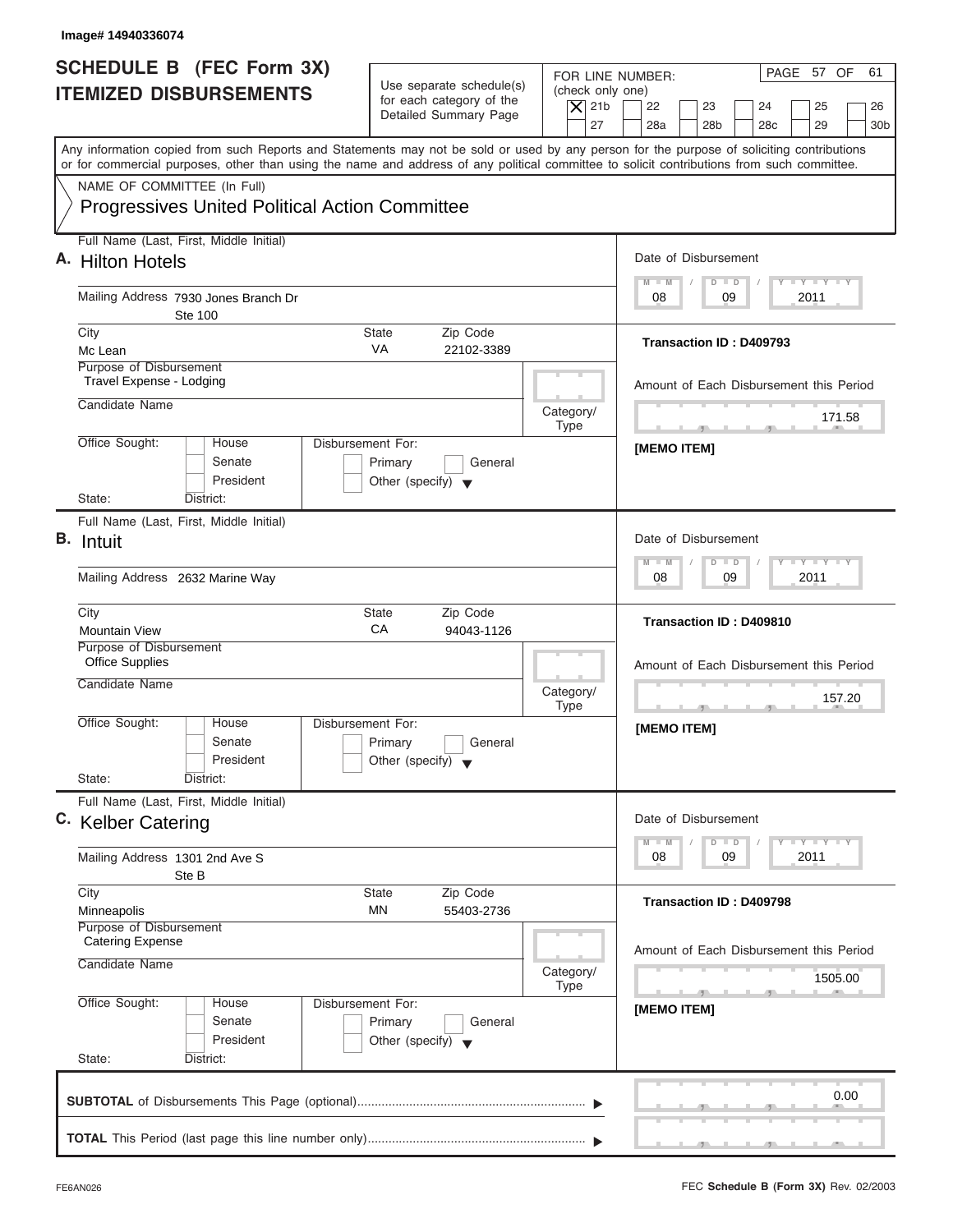Image# 14940336074

# SCHEDULE B (FEC Form 3X) ITEMIZED DISBURSEMENTS

Use separate schedule(s) for each category of the Detailed Summary Page

FOR LINE NUMBER: (check only one)

[X] 21b [ ] 22 [ ] 23 [ ] 24 [ ] 25 [ ] 26 [ ] 27 [ ] 28a [ ] 28b [ ] 28c [ ] 29 [ ] 30b

PAGE 57 OF 61

Any information copied from such Reports and Statements may not be sold or used by any person for the purpose of soliciting contributions or for commercial purposes, other than using the name and address of any political committee to solicit contributions from such committee.

NAME OF COMMITTEE (In Full)

**Progressives United Political Action Committee**

---

**A.** Full Name (Last, First, Middle Initial): **Hilton Hotels**

Mailing Address: 7930 Jones Branch Dr Ste 100

City: Mc Lean | State: VA | Zip Code: 22102-3389

Purpose of Disbursement: Travel Expense - Lodging

Candidate Name:

Category/Type:

Office Sought: [ ] House [ ] Senate [ ] President

State: District:

Disbursement For: [ ] Primary [ ] General [ ] Other (specify)

Date of Disbursement: 08 / 09 / 2011

Transaction ID : D409793

Amount of Each Disbursement this Period: 171.58

[MEMO ITEM]

---

**B.** Full Name (Last, First, Middle Initial): **Intuit**

Mailing Address: 2632 Marine Way

City: Mountain View | State: CA | Zip Code: 94043-1126

Purpose of Disbursement: Office Supplies

Candidate Name:

Category/Type:

Office Sought: [ ] House [ ] Senate [ ] President

State: District:

Disbursement For: [ ] Primary [ ] General [ ] Other (specify)

Date of Disbursement: 08 / 09 / 2011

Transaction ID : D409810

Amount of Each Disbursement this Period: 157.20

[MEMO ITEM]

---

**C.** Full Name (Last, First, Middle Initial): **Kelber Catering**

Mailing Address: 1301 2nd Ave S Ste B

City: Minneapolis | State: MN | Zip Code: 55403-2736

Purpose of Disbursement: Catering Expense

Candidate Name:

Category/Type:

Office Sought: [ ] House [ ] Senate [ ] President

State: District:

Disbursement For: [ ] Primary [ ] General [ ] Other (specify)

Date of Disbursement: 08 / 09 / 2011

Transaction ID : D409798

Amount of Each Disbursement this Period: 1505.00

[MEMO ITEM]

---

**SUBTOTAL** of Disbursements This Page (optional): 0.00

**TOTAL** This Period (last page this line number only):

FE6AN026

FEC **Schedule B (Form 3X)** Rev. 02/2003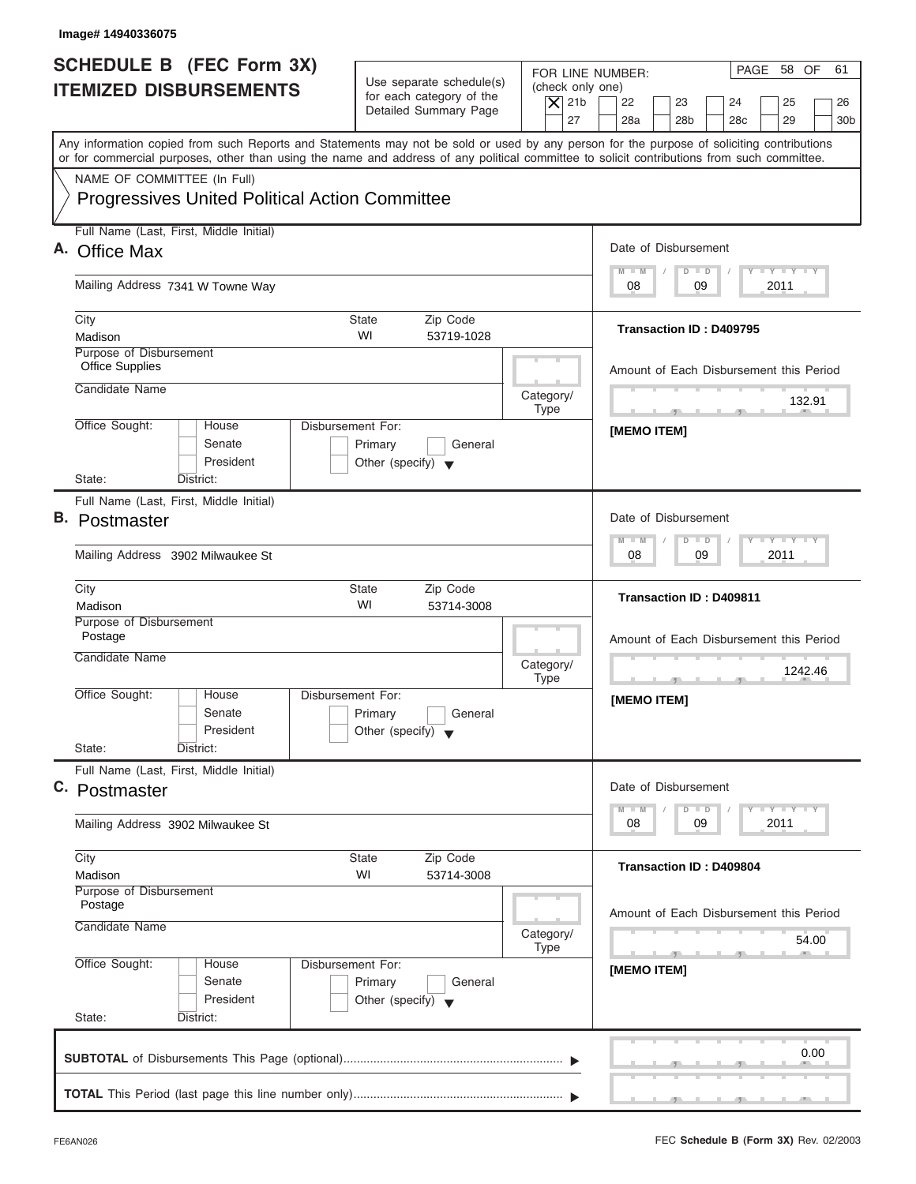Image# 14940336075

# SCHEDULE B (FEC Form 3X) ITEMIZED DISBURSEMENTS

Use separate schedule(s) for each category of the Detailed Summary Page

FOR LINE NUMBER: (check only one)

[X] 21b [ ] 22 [ ] 23 [ ] 24 [ ] 25 [ ] 26 [ ] 27 [ ] 28a [ ] 28b [ ] 28c [ ] 29 [ ] 30b

PAGE 58 OF 61

Any information copied from such Reports and Statements may not be sold or used by any person for the purpose of soliciting contributions or for commercial purposes, other than using the name and address of any political committee to solicit contributions from such committee.

NAME OF COMMITTEE (In Full)

Progressives United Political Action Committee

---

**A.** Full Name (Last, First, Middle Initial): **Office Max**

Mailing Address: 7341 W Towne Way

City: Madison | State: WI | Zip Code: 53719-1028

Purpose of Disbursement: Office Supplies

Candidate Name:

Category/Type:

Office Sought: [ ] House [ ] Senate [ ] President

State: District:

Disbursement For: [ ] Primary [ ] General [ ] Other (specify)

Date of Disbursement: 08 / 09 / 2011

Transaction ID : D409795

Amount of Each Disbursement this Period: 132.91

[MEMO ITEM]

---

**B.** Full Name (Last, First, Middle Initial): **Postmaster**

Mailing Address: 3902 Milwaukee St

City: Madison | State: WI | Zip Code: 53714-3008

Purpose of Disbursement: Postage

Candidate Name:

Category/Type:

Office Sought: [ ] House [ ] Senate [ ] President

State: District:

Disbursement For: [ ] Primary [ ] General [ ] Other (specify)

Date of Disbursement: 08 / 09 / 2011

Transaction ID : D409811

Amount of Each Disbursement this Period: 1242.46

[MEMO ITEM]

---

**C.** Full Name (Last, First, Middle Initial): **Postmaster**

Mailing Address: 3902 Milwaukee St

City: Madison | State: WI | Zip Code: 53714-3008

Purpose of Disbursement: Postage

Candidate Name:

Category/Type:

Office Sought: [ ] House [ ] Senate [ ] President

State: District:

Disbursement For: [ ] Primary [ ] General [ ] Other (specify)

Date of Disbursement: 08 / 09 / 2011

Transaction ID : D409804

Amount of Each Disbursement this Period: 54.00

[MEMO ITEM]

---

**SUBTOTAL** of Disbursements This Page (optional) ▶ 0.00

**TOTAL** This Period (last page this line number only) ▶

FE6AN026

FEC **Schedule B (Form 3X)** Rev. 02/2003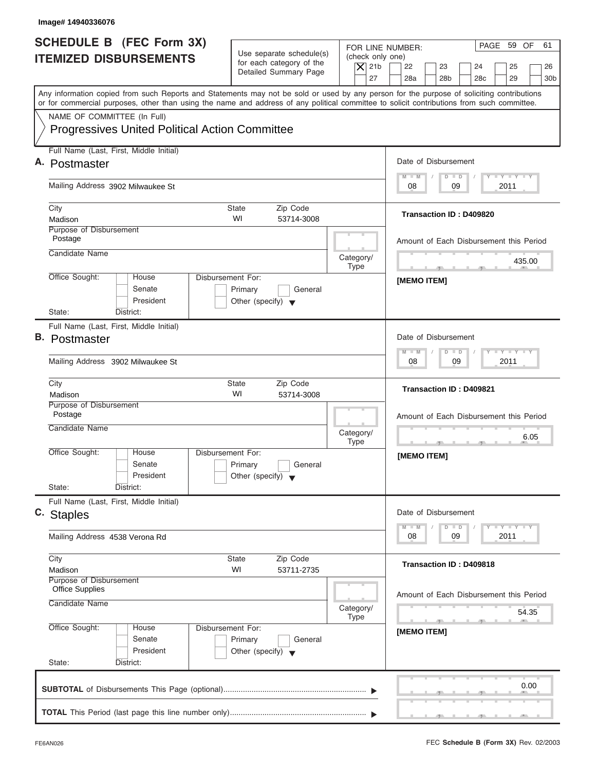Image# 14940336076

# SCHEDULE B (FEC Form 3X) ITEMIZED DISBURSEMENTS

Use separate schedule(s) for each category of the Detailed Summary Page

FOR LINE NUMBER: (check only one)

- [X] 21b
- [ ] 22
- [ ] 23
- [ ] 24
- [ ] 25
- [ ] 26
- [ ] 27
- [ ] 28a
- [ ] 28b
- [ ] 28c
- [ ] 29
- [ ] 30b

PAGE 59 OF 61

Any information copied from such Reports and Statements may not be sold or used by any person for the purpose of soliciting contributions or for commercial purposes, other than using the name and address of any political committee to solicit contributions from such committee.

NAME OF COMMITTEE (In Full)

Progressives United Political Action Committee

---

**A.** Full Name (Last, First, Middle Initial): Postmaster

Mailing Address: 3902 Milwaukee St

City: Madison | State: WI | Zip Code: 53714-3008

Purpose of Disbursement: Postage

Candidate Name:

Category/Type:

Office Sought: [ ] House [ ] Senate [ ] President

State: District:

Disbursement For: [ ] Primary [ ] General [ ] Other (specify)

Date of Disbursement: 08 / 09 / 2011

Transaction ID : D409820

Amount of Each Disbursement this Period: 435.00

[MEMO ITEM]

---

**B.** Full Name (Last, First, Middle Initial): Postmaster

Mailing Address: 3902 Milwaukee St

City: Madison | State: WI | Zip Code: 53714-3008

Purpose of Disbursement: Postage

Candidate Name:

Category/Type:

Office Sought: [ ] House [ ] Senate [ ] President

State: District:

Disbursement For: [ ] Primary [ ] General [ ] Other (specify)

Date of Disbursement: 08 / 09 / 2011

Transaction ID : D409821

Amount of Each Disbursement this Period: 6.05

[MEMO ITEM]

---

**C.** Full Name (Last, First, Middle Initial): Staples

Mailing Address: 4538 Verona Rd

City: Madison | State: WI | Zip Code: 53711-2735

Purpose of Disbursement: Office Supplies

Candidate Name:

Category/Type:

Office Sought: [ ] House [ ] Senate [ ] President

State: District:

Disbursement For: [ ] Primary [ ] General [ ] Other (specify)

Date of Disbursement: 08 / 09 / 2011

Transaction ID : D409818

Amount of Each Disbursement this Period: 54.35

[MEMO ITEM]

---

**SUBTOTAL** of Disbursements This Page (optional) ▶ 0.00

**TOTAL** This Period (last page this line number only) ▶

FE6AN026

FEC **Schedule B (Form 3X)** Rev. 02/2003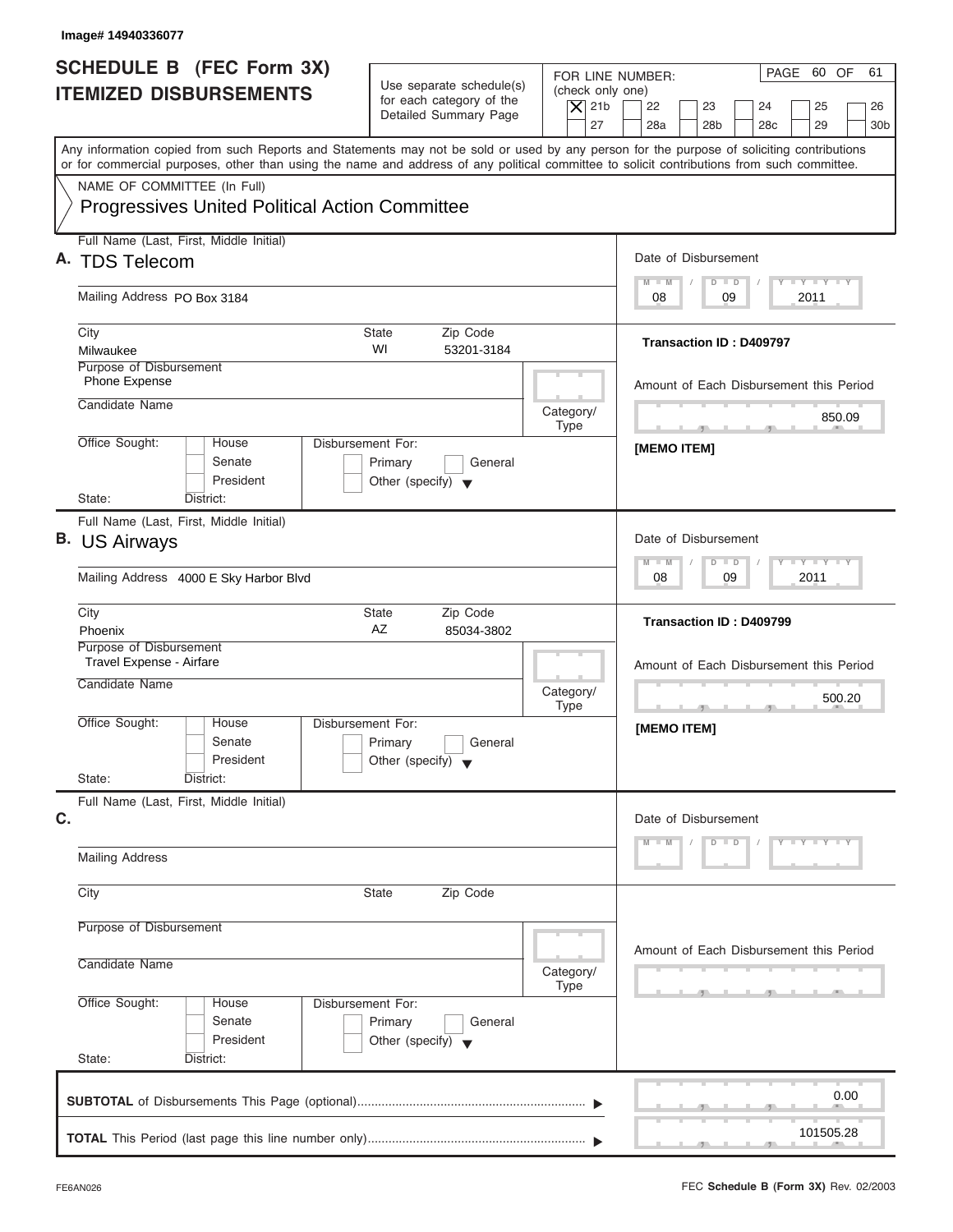Image# 14940336077

# SCHEDULE B (FEC Form 3X) ITEMIZED DISBURSEMENTS

Use separate schedule(s) for each category of the Detailed Summary Page

FOR LINE NUMBER: (check only one)

- [X] 21b
- [ ] 22
- [ ] 23
- [ ] 24
- [ ] 25
- [ ] 26
- [ ] 27
- [ ] 28a
- [ ] 28b
- [ ] 28c
- [ ] 29
- [ ] 30b

PAGE 60 OF 61

Any information copied from such Reports and Statements may not be sold or used by any person for the purpose of soliciting contributions or for commercial purposes, other than using the name and address of any political committee to solicit contributions from such committee.

NAME OF COMMITTEE (In Full)

**Progressives United Political Action Committee**

---

**A.** Full Name (Last, First, Middle Initial): **TDS Telecom**

Mailing Address: PO Box 3184

City: Milwaukee | State: WI | Zip Code: 53201-3184

Purpose of Disbursement: Phone Expense

Candidate Name:

Category/Type:

Office Sought: [ ] House [ ] Senate [ ] President

State: District:

Disbursement For: [ ] Primary [ ] General [ ] Other (specify)

Date of Disbursement: 08 / 09 / 2011

**Transaction ID : D409797**

Amount of Each Disbursement this Period: 850.09

**[MEMO ITEM]**

---

**B.** Full Name (Last, First, Middle Initial): **US Airways**

Mailing Address: 4000 E Sky Harbor Blvd

City: Phoenix | State: AZ | Zip Code: 85034-3802

Purpose of Disbursement: Travel Expense - Airfare

Candidate Name:

Category/Type:

Office Sought: [ ] House [ ] Senate [ ] President

State: District:

Disbursement For: [ ] Primary [ ] General [ ] Other (specify)

Date of Disbursement: 08 / 09 / 2011

**Transaction ID : D409799**

Amount of Each Disbursement this Period: 500.20

**[MEMO ITEM]**

---

**C.** Full Name (Last, First, Middle Initial):

Mailing Address:

City: | State: | Zip Code:

Purpose of Disbursement:

Candidate Name:

Category/Type:

Office Sought: [ ] House [ ] Senate [ ] President

State: District:

Disbursement For: [ ] Primary [ ] General [ ] Other (specify)

Date of Disbursement: M M / D D / Y Y Y Y

Amount of Each Disbursement this Period:

---

**SUBTOTAL** of Disbursements This Page (optional) ▶ 0.00

**TOTAL** This Period (last page this line number only) ▶ 101505.28

FE6AN026

FEC **Schedule B (Form 3X)** Rev. 02/2003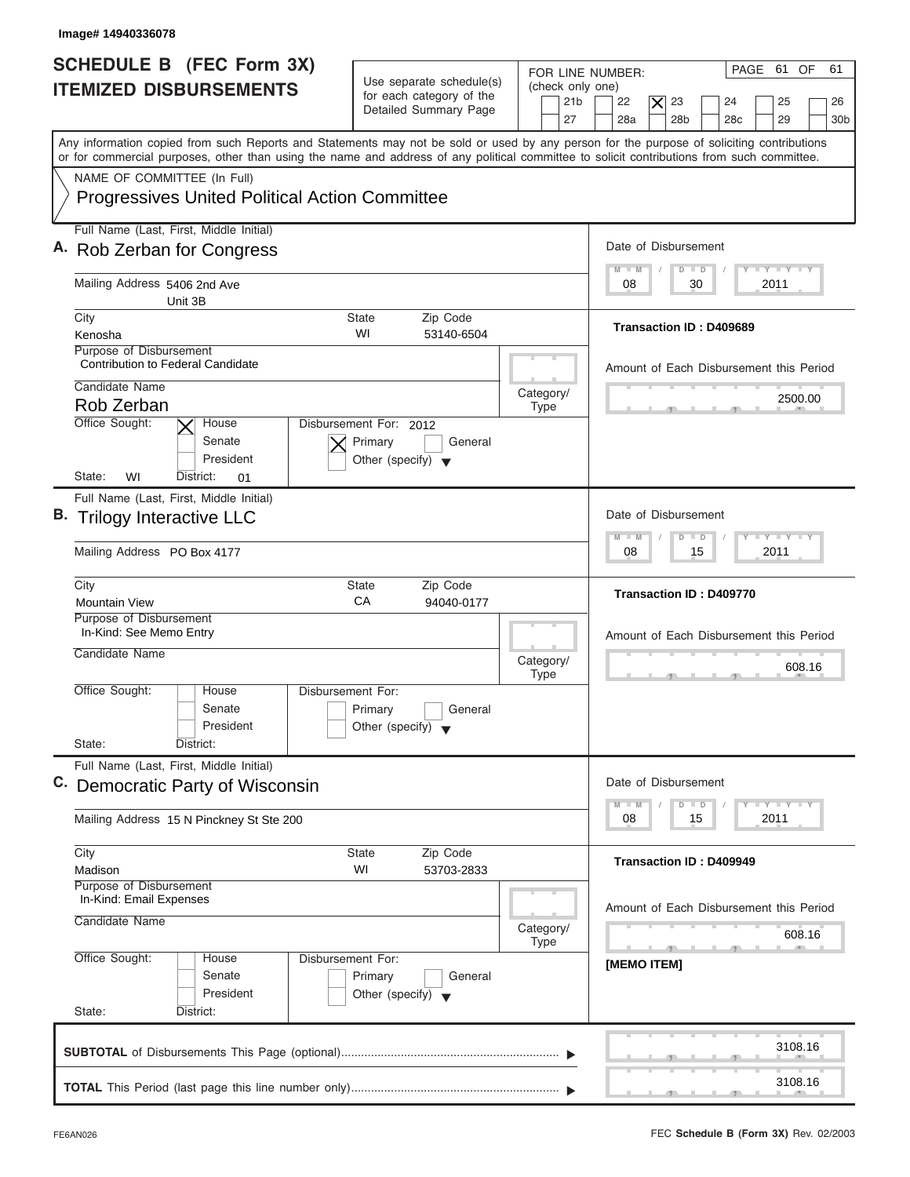Image# 14940336078

# SCHEDULE B (FEC Form 3X) ITEMIZED DISBURSEMENTS

Use separate schedule(s) for each category of the Detailed Summary Page

FOR LINE NUMBER: (check only one)

21b | 22 | [X] 23 | 24 | 25 | 26 | 27 | 28a | 28b | 28c | 29 | 30b

PAGE 61 OF 61

Any information copied from such Reports and Statements may not be sold or used by any person for the purpose of soliciting contributions or for commercial purposes, other than using the name and address of any political committee to solicit contributions from such committee.

NAME OF COMMITTEE (In Full)

**Progressives United Political Action Committee**

---

**A.** Full Name (Last, First, Middle Initial): **Rob Zerban for Congress**

Mailing Address: 5406 2nd Ave, Unit 3B

City: Kenosha | State: WI | Zip Code: 53140-6504

Purpose of Disbursement: Contribution to Federal Candidate

Candidate Name: Rob Zerban

Category/Type:

Office Sought: [X] House [ ] Senate [ ] President

State: WI District: 01

Disbursement For: 2012 [X] Primary [ ] General [ ] Other (specify)

Date of Disbursement: 08 / 30 / 2011

Transaction ID : D409689

Amount of Each Disbursement this Period: 2500.00

---

**B.** Full Name (Last, First, Middle Initial): **Trilogy Interactive LLC**

Mailing Address: PO Box 4177

City: Mountain View | State: CA | Zip Code: 94040-0177

Purpose of Disbursement: In-Kind: See Memo Entry

Candidate Name:

Category/Type:

Office Sought: [ ] House [ ] Senate [ ] President

State: District:

Disbursement For: [ ] Primary [ ] General [ ] Other (specify)

Date of Disbursement: 08 / 15 / 2011

Transaction ID : D409770

Amount of Each Disbursement this Period: 608.16

---

**C.** Full Name (Last, First, Middle Initial): **Democratic Party of Wisconsin**

Mailing Address: 15 N Pinckney St Ste 200

City: Madison | State: WI | Zip Code: 53703-2833

Purpose of Disbursement: In-Kind: Email Expenses

Candidate Name:

Category/Type:

Office Sought: [ ] House [ ] Senate [ ] President

State: District:

Disbursement For: [ ] Primary [ ] General [ ] Other (specify)

Date of Disbursement: 08 / 15 / 2011

Transaction ID : D409949

Amount of Each Disbursement this Period: 608.16

**[MEMO ITEM]**

---

**SUBTOTAL** of Disbursements This Page (optional): 3108.16

**TOTAL** This Period (last page this line number only): 3108.16

FE6AN026

FEC **Schedule B (Form 3X)** Rev. 02/2003